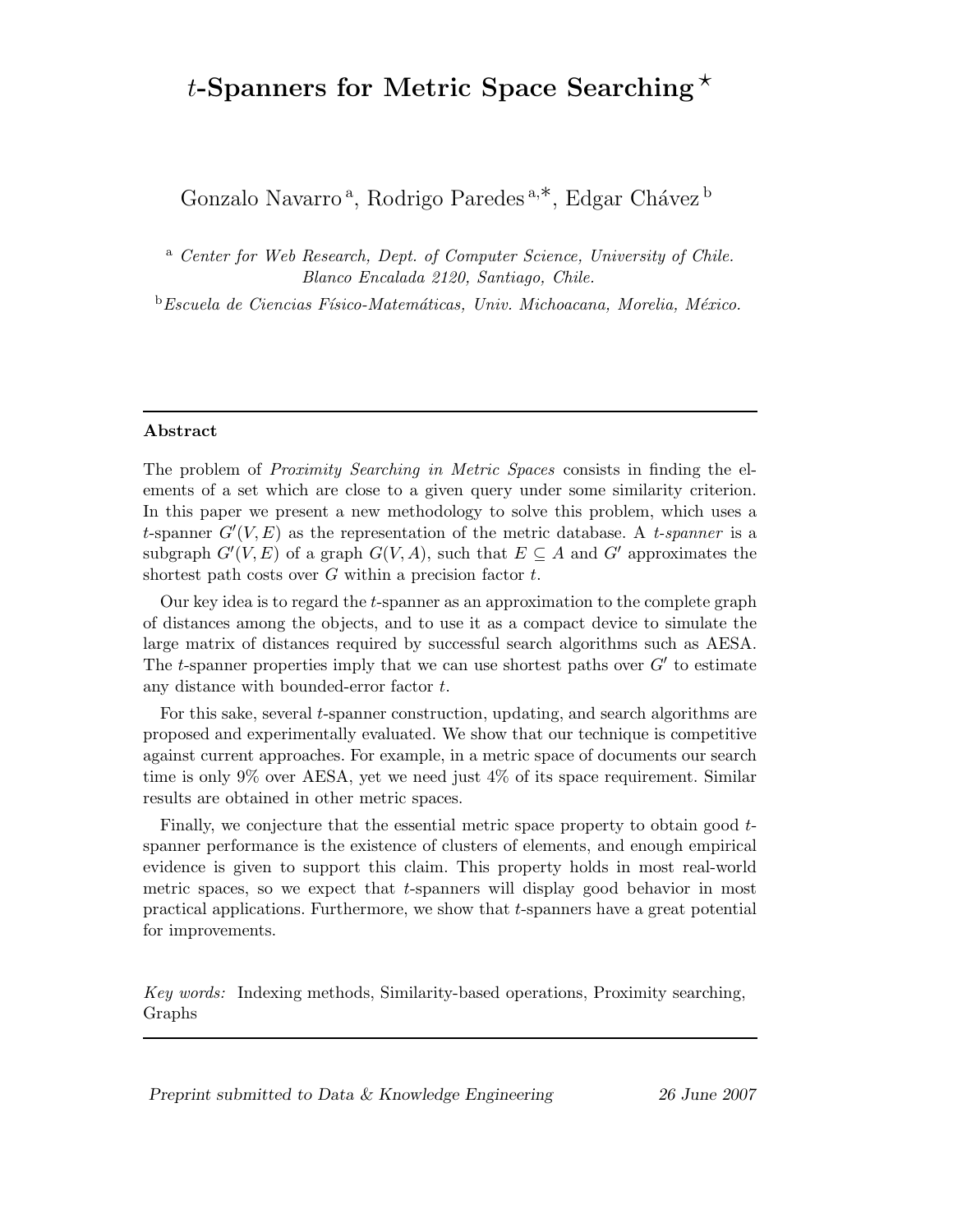# $t$-Spanners for Metric Space Searching [⋆]

Gonzalo Navarro [a], Rodrigo Paredes [a,∗], Edgar Chávez [b]

[a] *Center for Web Research, Dept. of Computer Science, University of Chile. Blanco Encalada 2120, Santiago, Chile.*

[b] *Escuela de Ciencias Físico-Matemáticas, Univ. Michoacana, Morelia, México.*

---

**Abstract**

The problem of *Proximity Searching in Metric Spaces* consists in finding the elements of a set which are close to a given query under some similarity criterion. In this paper we present a new methodology to solve this problem, which uses a $t$-spanner $G'(V, E)$ as the representation of the metric database. A *$t$-spanner* is a subgraph $G'(V, E)$ of a graph $G(V, A)$, such that $E \subseteq A$ and $G'$ approximates the shortest path costs over $G$ within a precision factor $t$.

Our key idea is to regard the $t$-spanner as an approximation to the complete graph of distances among the objects, and to use it as a compact device to simulate the large matrix of distances required by successful search algorithms such as AESA. The $t$-spanner properties imply that we can use shortest paths over $G'$ to estimate any distance with bounded-error factor $t$.

For this sake, several $t$-spanner construction, updating, and search algorithms are proposed and experimentally evaluated. We show that our technique is competitive against current approaches. For example, in a metric space of documents our search time is only 9% over AESA, yet we need just 4% of its space requirement. Similar results are obtained in other metric spaces.

Finally, we conjecture that the essential metric space property to obtain good $t$-spanner performance is the existence of clusters of elements, and enough empirical evidence is given to support this claim. This property holds in most real-world metric spaces, so we expect that $t$-spanners will display good behavior in most practical applications. Furthermore, we show that $t$-spanners have a great potential for improvements.

*Key words:* Indexing methods, Similarity-based operations, Proximity searching, Graphs

---

*Preprint submitted to Data & Knowledge Engineering* 26 June 2007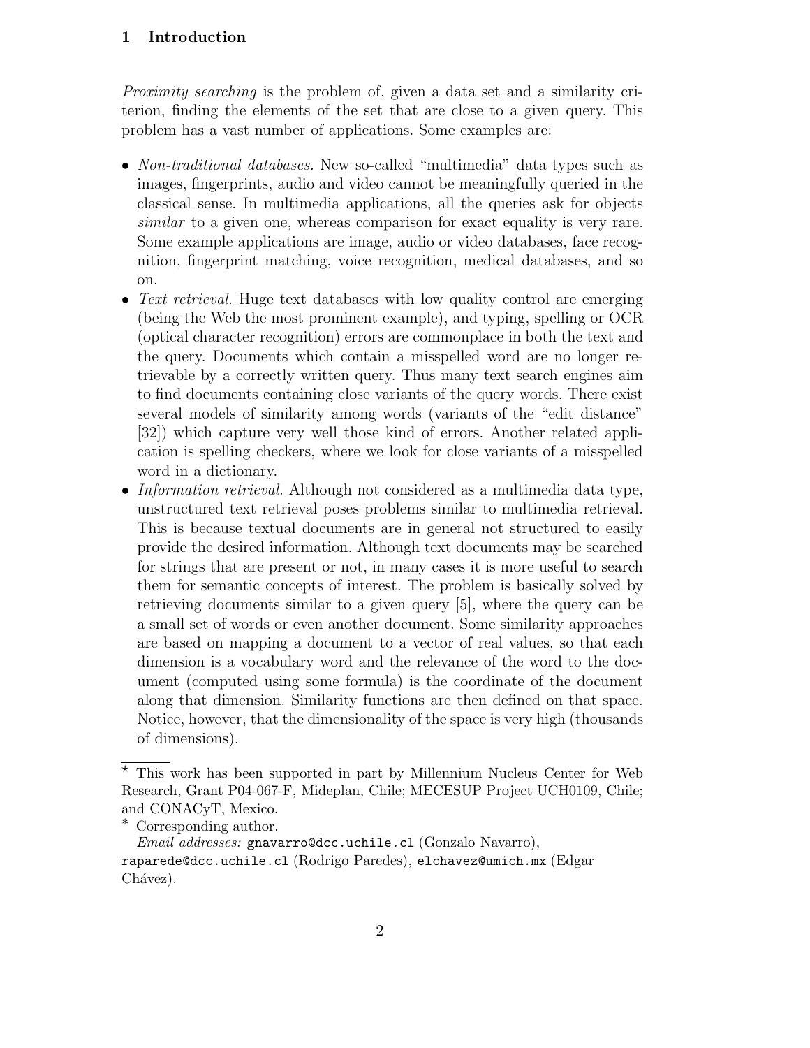## 1 Introduction

*Proximity searching* is the problem of, given a data set and a similarity criterion, finding the elements of the set that are close to a given query. This problem has a vast number of applications. Some examples are:

- *Non-traditional databases.* New so-called "multimedia" data types such as images, fingerprints, audio and video cannot be meaningfully queried in the classical sense. In multimedia applications, all the queries ask for objects *similar* to a given one, whereas comparison for exact equality is very rare. Some example applications are image, audio or video databases, face recognition, fingerprint matching, voice recognition, medical databases, and so on.
- *Text retrieval.* Huge text databases with low quality control are emerging (being the Web the most prominent example), and typing, spelling or OCR (optical character recognition) errors are commonplace in both the text and the query. Documents which contain a misspelled word are no longer retrievable by a correctly written query. Thus many text search engines aim to find documents containing close variants of the query words. There exist several models of similarity among words (variants of the "edit distance" [32]) which capture very well those kind of errors. Another related application is spelling checkers, where we look for close variants of a misspelled word in a dictionary.
- *Information retrieval.* Although not considered as a multimedia data type, unstructured text retrieval poses problems similar to multimedia retrieval. This is because textual documents are in general not structured to easily provide the desired information. Although text documents may be searched for strings that are present or not, in many cases it is more useful to search them for semantic concepts of interest. The problem is basically solved by retrieving documents similar to a given query [5], where the query can be a small set of words or even another document. Some similarity approaches are based on mapping a document to a vector of real values, so that each dimension is a vocabulary word and the relevance of the word to the document (computed using some formula) is the coordinate of the document along that dimension. Similarity functions are then defined on that space. Notice, however, that the dimensionality of the space is very high (thousands of dimensions).

---

⋆ This work has been supported in part by Millennium Nucleus Center for Web Research, Grant P04-067-F, Mideplan, Chile; MECESUP Project UCH0109, Chile; and CONACyT, Mexico.

∗ Corresponding author.

*Email addresses:* gnavarro@dcc.uchile.cl (Gonzalo Navarro), raparede@dcc.uchile.cl (Rodrigo Paredes), elchavez@umich.mx (Edgar Chávez).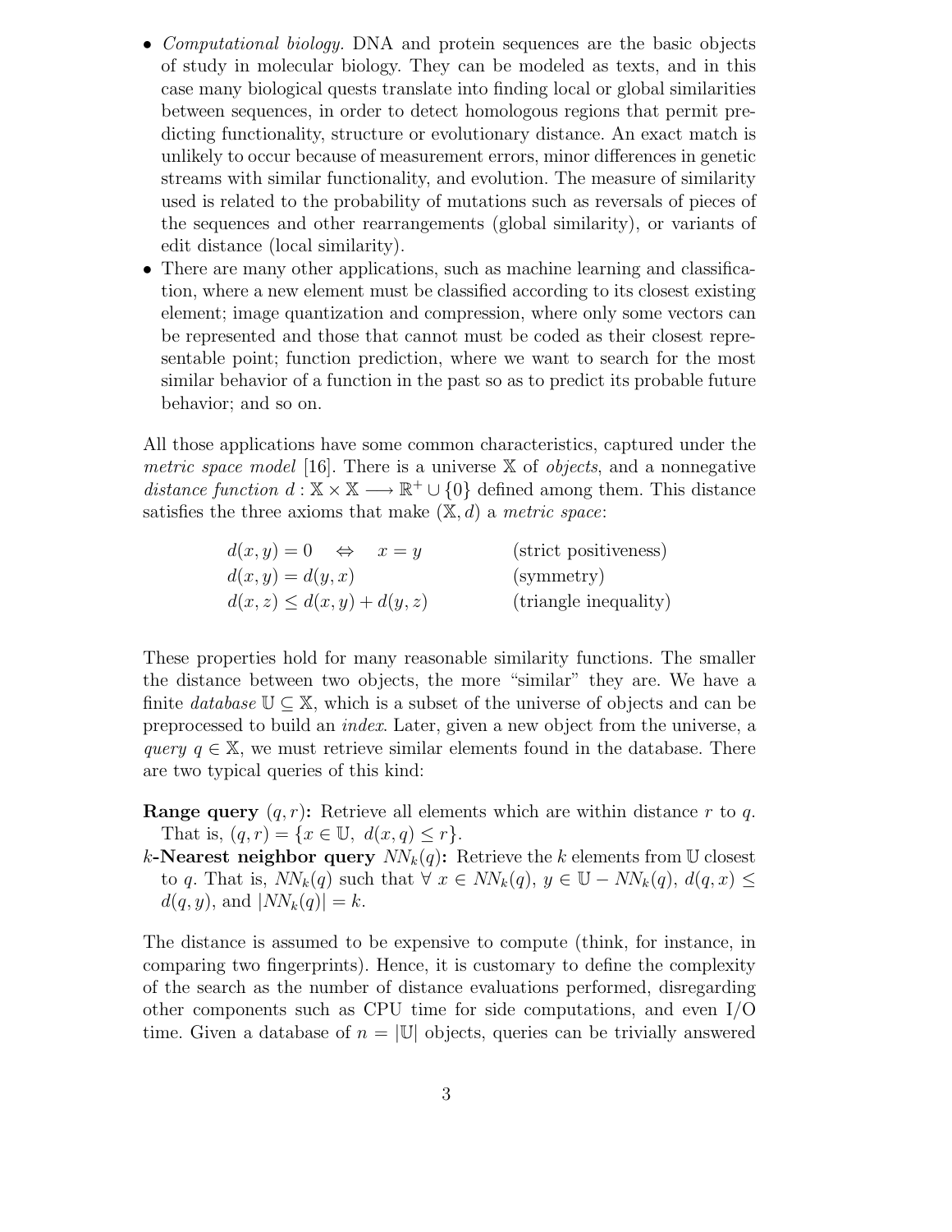- *Computational biology.* DNA and protein sequences are the basic objects of study in molecular biology. They can be modeled as texts, and in this case many biological quests translate into finding local or global similarities between sequences, in order to detect homologous regions that permit predicting functionality, structure or evolutionary distance. An exact match is unlikely to occur because of measurement errors, minor differences in genetic streams with similar functionality, and evolution. The measure of similarity used is related to the probability of mutations such as reversals of pieces of the sequences and other rearrangements (global similarity), or variants of edit distance (local similarity).
- There are many other applications, such as machine learning and classification, where a new element must be classified according to its closest existing element; image quantization and compression, where only some vectors can be represented and those that cannot must be coded as their closest representable point; function prediction, where we want to search for the most similar behavior of a function in the past so as to predict its probable future behavior; and so on.

All those applications have some common characteristics, captured under the *metric space model* [16]. There is a universe $\mathbb{X}$ of *objects*, and a nonnegative *distance function* $d : \mathbb{X} \times \mathbb{X} \longrightarrow \mathbb{R}^+ \cup \{0\}$ defined among them. This distance satisfies the three axioms that make $(\mathbb{X}, d)$ a *metric space*:

$$
\begin{array}{ll}
d(x,y) = 0 \quad \Leftrightarrow \quad x = y & \text{(strict positiveness)} \\
d(x,y) = d(y,x) & \text{(symmetry)} \\
d(x,z) \leq d(x,y) + d(y,z) & \text{(triangle inequality)}
\end{array}
$$

These properties hold for many reasonable similarity functions. The smaller the distance between two objects, the more "similar" they are. We have a finite *database* $\mathbb{U} \subseteq \mathbb{X}$, which is a subset of the universe of objects and can be preprocessed to build an *index*. Later, given a new object from the universe, a *query* $q \in \mathbb{X}$, we must retrieve similar elements found in the database. There are two typical queries of this kind:

**Range query $(q, r)$:** Retrieve all elements which are within distance $r$ to $q$. That is, $(q, r) = \{x \in \mathbb{U},\ d(x, q) \leq r\}$.

**$k$-Nearest neighbor query $NN_k(q)$:** Retrieve the $k$ elements from $\mathbb{U}$ closest to $q$. That is, $NN_k(q)$ such that $\forall\ x \in NN_k(q),\ y \in \mathbb{U} - NN_k(q),\ d(q, x) \leq d(q, y)$, and $|NN_k(q)| = k$.

The distance is assumed to be expensive to compute (think, for instance, in comparing two fingerprints). Hence, it is customary to define the complexity of the search as the number of distance evaluations performed, disregarding other components such as CPU time for side computations, and even I/O time. Given a database of $n = |\mathbb{U}|$ objects, queries can be trivially answered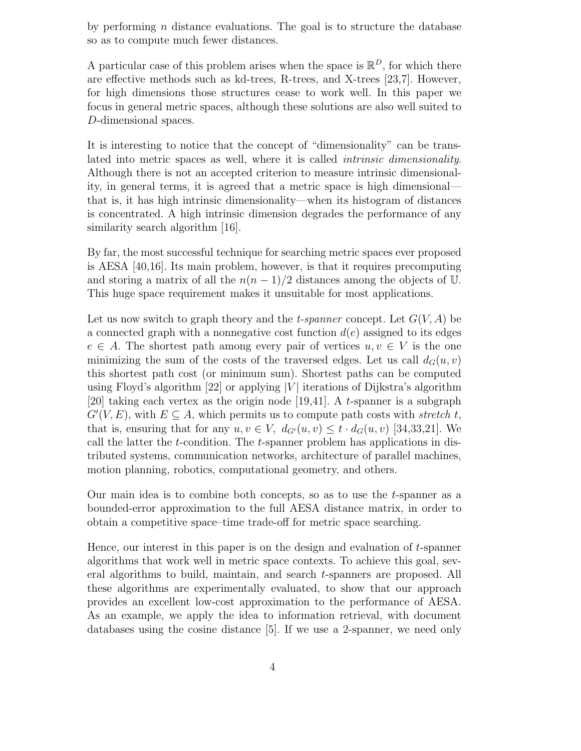by performing $n$ distance evaluations. The goal is to structure the database so as to compute much fewer distances.

A particular case of this problem arises when the space is $\mathbb{R}^D$, for which there are effective methods such as kd-trees, R-trees, and X-trees [23,7]. However, for high dimensions those structures cease to work well. In this paper we focus in general metric spaces, although these solutions are also well suited to $D$-dimensional spaces.

It is interesting to notice that the concept of "dimensionality" can be translated into metric spaces as well, where it is called *intrinsic dimensionality*. Although there is not an accepted criterion to measure intrinsic dimensionality, in general terms, it is agreed that a metric space is high dimensional—that is, it has high intrinsic dimensionality—when its histogram of distances is concentrated. A high intrinsic dimension degrades the performance of any similarity search algorithm [16].

By far, the most successful technique for searching metric spaces ever proposed is AESA [40,16]. Its main problem, however, is that it requires precomputing and storing a matrix of all the $n(n-1)/2$ distances among the objects of $\mathbb{U}$. This huge space requirement makes it unsuitable for most applications.

Let us now switch to graph theory and the *t-spanner* concept. Let $G(V, A)$ be a connected graph with a nonnegative cost function $d(e)$ assigned to its edges $e \in A$. The shortest path among every pair of vertices $u, v \in V$ is the one minimizing the sum of the costs of the traversed edges. Let us call $d_G(u, v)$ this shortest path cost (or minimum sum). Shortest paths can be computed using Floyd's algorithm [22] or applying $|V|$ iterations of Dijkstra's algorithm [20] taking each vertex as the origin node [19,41]. A $t$-spanner is a subgraph $G'(V, E)$, with $E \subseteq A$, which permits us to compute path costs with *stretch* $t$, that is, ensuring that for any $u, v \in V$, $d_{G'}(u, v) \leq t \cdot d_G(u, v)$ [34,33,21]. We call the latter the $t$-condition. The $t$-spanner problem has applications in distributed systems, communication networks, architecture of parallel machines, motion planning, robotics, computational geometry, and others.

Our main idea is to combine both concepts, so as to use the $t$-spanner as a bounded-error approximation to the full AESA distance matrix, in order to obtain a competitive space–time trade-off for metric space searching.

Hence, our interest in this paper is on the design and evaluation of $t$-spanner algorithms that work well in metric space contexts. To achieve this goal, several algorithms to build, maintain, and search $t$-spanners are proposed. All these algorithms are experimentally evaluated, to show that our approach provides an excellent low-cost approximation to the performance of AESA. As an example, we apply the idea to information retrieval, with document databases using the cosine distance [5]. If we use a 2-spanner, we need only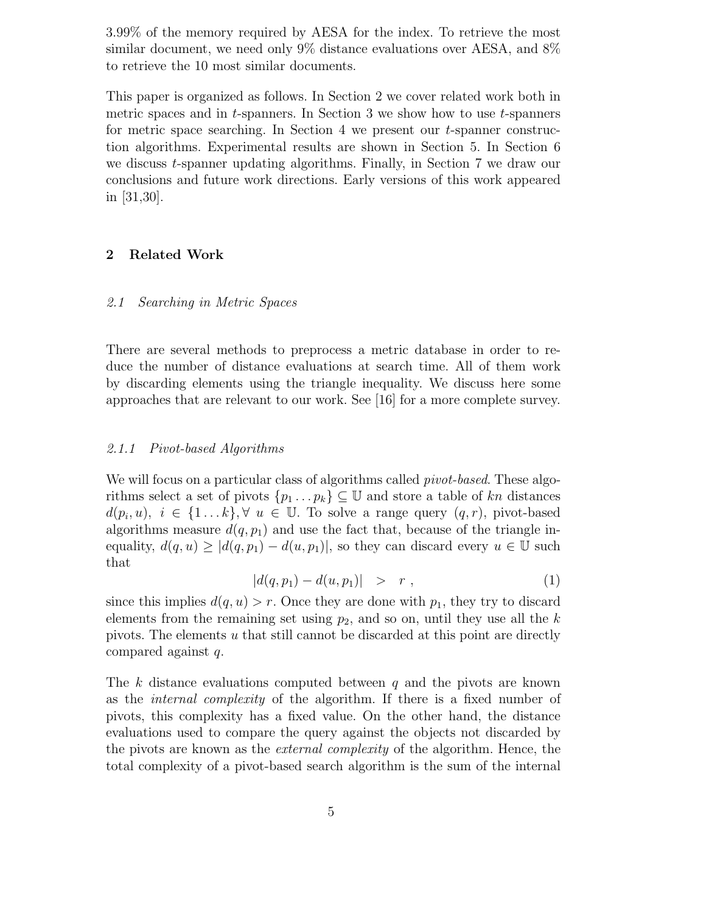3.99% of the memory required by AESA for the index. To retrieve the most similar document, we need only 9% distance evaluations over AESA, and 8% to retrieve the 10 most similar documents.

This paper is organized as follows. In Section 2 we cover related work both in metric spaces and in $t$-spanners. In Section 3 we show how to use $t$-spanners for metric space searching. In Section 4 we present our $t$-spanner construction algorithms. Experimental results are shown in Section 5. In Section 6 we discuss $t$-spanner updating algorithms. Finally, in Section 7 we draw our conclusions and future work directions. Early versions of this work appeared in [31,30].

## 2 Related Work

### 2.1 Searching in Metric Spaces

There are several methods to preprocess a metric database in order to reduce the number of distance evaluations at search time. All of them work by discarding elements using the triangle inequality. We discuss here some approaches that are relevant to our work. See [16] for a more complete survey.

#### 2.1.1 Pivot-based Algorithms

We will focus on a particular class of algorithms called *pivot-based*. These algorithms select a set of pivots $\{p_1 \dots p_k\} \subseteq \mathbb{U}$ and store a table of $kn$ distances $d(p_i, u),\ i \in \{1 \dots k\}, \forall\ u \in \mathbb{U}$. To solve a range query $(q, r)$, pivot-based algorithms measure $d(q, p_1)$ and use the fact that, because of the triangle inequality, $d(q, u) \geq |d(q, p_1) - d(u, p_1)|$, so they can discard every $u \in \mathbb{U}$ such that

$$|d(q, p_1) - d(u, p_1)| \quad > \quad r\ , \tag{1}$$

since this implies $d(q, u) > r$. Once they are done with $p_1$, they try to discard elements from the remaining set using $p_2$, and so on, until they use all the $k$ pivots. The elements $u$ that still cannot be discarded at this point are directly compared against $q$.

The $k$ distance evaluations computed between $q$ and the pivots are known as the *internal complexity* of the algorithm. If there is a fixed number of pivots, this complexity has a fixed value. On the other hand, the distance evaluations used to compare the query against the objects not discarded by the pivots are known as the *external complexity* of the algorithm. Hence, the total complexity of a pivot-based search algorithm is the sum of the internal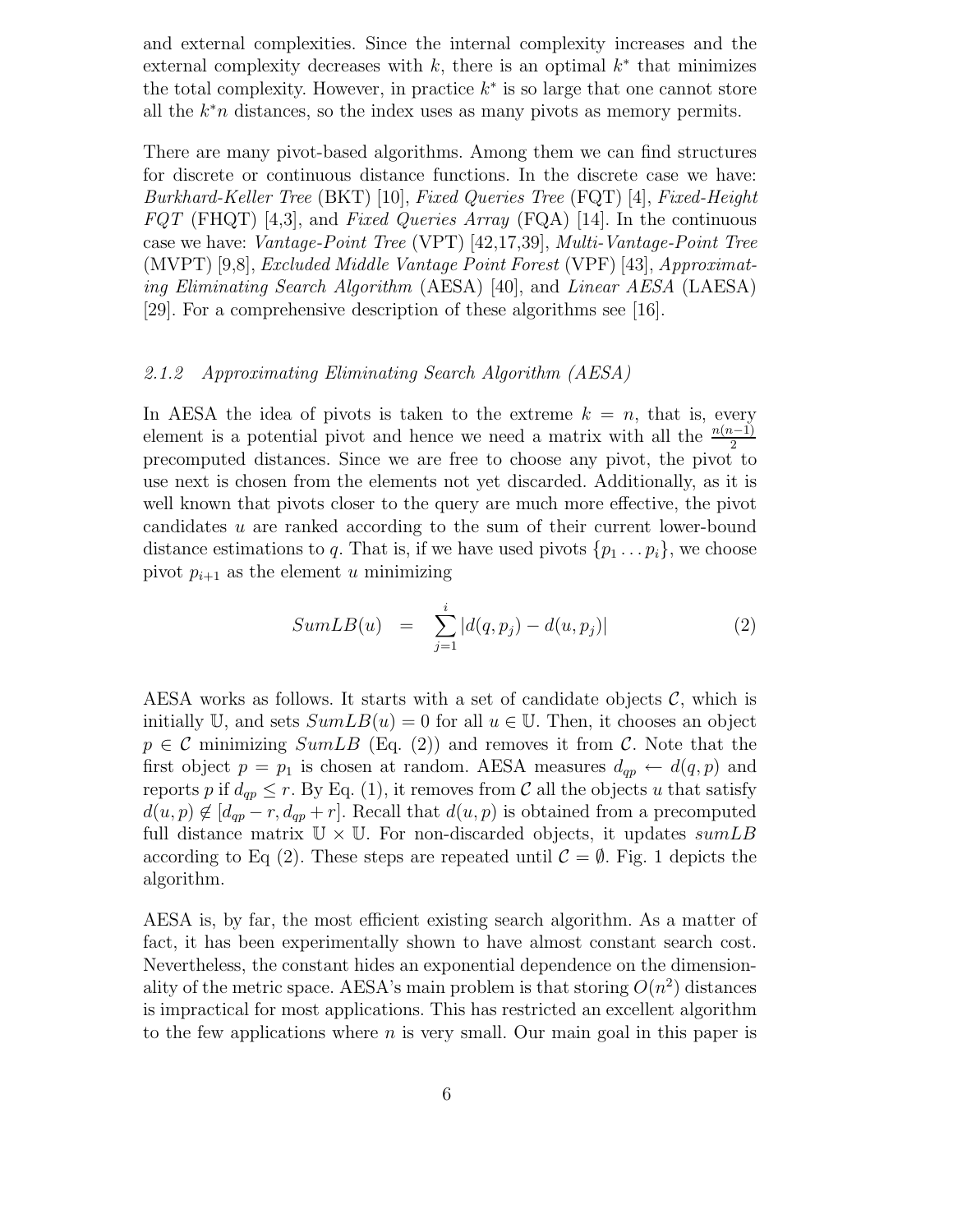and external complexities. Since the internal complexity increases and the external complexity decreases with $k$, there is an optimal $k^*$ that minimizes the total complexity. However, in practice $k^*$ is so large that one cannot store all the $k^*n$ distances, so the index uses as many pivots as memory permits.

There are many pivot-based algorithms. Among them we can find structures for discrete or continuous distance functions. In the discrete case we have: *Burkhard-Keller Tree* (BKT) [10], *Fixed Queries Tree* (FQT) [4], *Fixed-Height FQT* (FHQT) [4,3], and *Fixed Queries Array* (FQA) [14]. In the continuous case we have: *Vantage-Point Tree* (VPT) [42,17,39], *Multi-Vantage-Point Tree* (MVPT) [9,8], *Excluded Middle Vantage Point Forest* (VPF) [43], *Approximating Eliminating Search Algorithm* (AESA) [40], and *Linear AESA* (LAESA) [29]. For a comprehensive description of these algorithms see [16].

### 2.1.2 Approximating Eliminating Search Algorithm (AESA)

In AESA the idea of pivots is taken to the extreme $k = n$, that is, every element is a potential pivot and hence we need a matrix with all the $\frac{n(n-1)}{2}$ precomputed distances. Since we are free to choose any pivot, the pivot to use next is chosen from the elements not yet discarded. Additionally, as it is well known that pivots closer to the query are much more effective, the pivot candidates $u$ are ranked according to the sum of their current lower-bound distance estimations to $q$. That is, if we have used pivots $\{p_1 \dots p_i\}$, we choose pivot $p_{i+1}$ as the element $u$ minimizing

$$SumLB(u) \quad = \quad \sum_{j=1}^{i} |d(q, p_j) - d(u, p_j)| \qquad (2)$$

AESA works as follows. It starts with a set of candidate objects $\mathcal{C}$, which is initially $\mathbb{U}$, and sets $SumLB(u) = 0$ for all $u \in \mathbb{U}$. Then, it chooses an object $p \in \mathcal{C}$ minimizing $SumLB$ (Eq. (2)) and removes it from $\mathcal{C}$. Note that the first object $p = p_1$ is chosen at random. AESA measures $d_{qp} \leftarrow d(q, p)$ and reports $p$ if $d_{qp} \leq r$. By Eq. (1), it removes from $\mathcal{C}$ all the objects $u$ that satisfy $d(u, p) \notin [d_{qp} - r, d_{qp} + r]$. Recall that $d(u, p)$ is obtained from a precomputed full distance matrix $\mathbb{U} \times \mathbb{U}$. For non-discarded objects, it updates $sumLB$ according to Eq (2). These steps are repeated until $\mathcal{C} = \emptyset$. Fig. 1 depicts the algorithm.

AESA is, by far, the most efficient existing search algorithm. As a matter of fact, it has been experimentally shown to have almost constant search cost. Nevertheless, the constant hides an exponential dependence on the dimensionality of the metric space. AESA's main problem is that storing $O(n^2)$ distances is impractical for most applications. This has restricted an excellent algorithm to the few applications where $n$ is very small. Our main goal in this paper is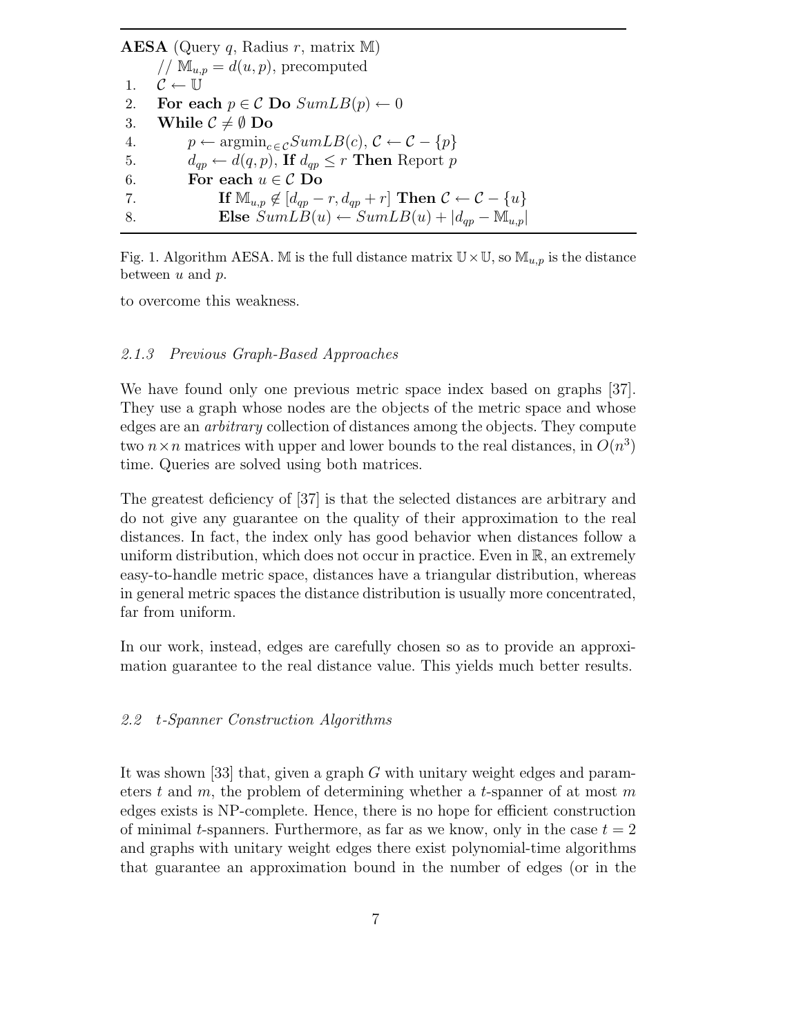```
AESA (Query q, Radius r, matrix M)
     // M_{u,p} = d(u,p), precomputed
1.   C ← U
2.   For each p ∈ C Do SumLB(p) ← 0
3.   While C ≠ ∅ Do
4.        p ← argmin_{c∈C} SumLB(c), C ← C − {p}
5.        d_qp ← d(q,p), If d_qp ≤ r Then Report p
6.        For each u ∈ C Do
7.             If M_{u,p} ∉ [d_qp − r, d_qp + r] Then C ← C − {u}
8.             Else SumLB(u) ← SumLB(u) + |d_qp − M_{u,p}|
```

Fig. 1. Algorithm AESA. $\mathbb{M}$ is the full distance matrix $\mathbb{U} \times \mathbb{U}$, so $\mathbb{M}_{u,p}$ is the distance between $u$ and $p$.

to overcome this weakness.

#### 2.1.3 Previous Graph-Based Approaches

We have found only one previous metric space index based on graphs [37]. They use a graph whose nodes are the objects of the metric space and whose edges are an *arbitrary* collection of distances among the objects. They compute two $n \times n$ matrices with upper and lower bounds to the real distances, in $O(n^3)$ time. Queries are solved using both matrices.

The greatest deficiency of [37] is that the selected distances are arbitrary and do not give any guarantee on the quality of their approximation to the real distances. In fact, the index only has good behavior when distances follow a uniform distribution, which does not occur in practice. Even in $\mathbb{R}$, an extremely easy-to-handle metric space, distances have a triangular distribution, whereas in general metric spaces the distance distribution is usually more concentrated, far from uniform.

In our work, instead, edges are carefully chosen so as to provide an approximation guarantee to the real distance value. This yields much better results.

### 2.2 t-Spanner Construction Algorithms

It was shown [33] that, given a graph $G$ with unitary weight edges and parameters $t$ and $m$, the problem of determining whether a $t$-spanner of at most $m$ edges exists is NP-complete. Hence, there is no hope for efficient construction of minimal $t$-spanners. Furthermore, as far as we know, only in the case $t = 2$ and graphs with unitary weight edges there exist polynomial-time algorithms that guarantee an approximation bound in the number of edges (or in the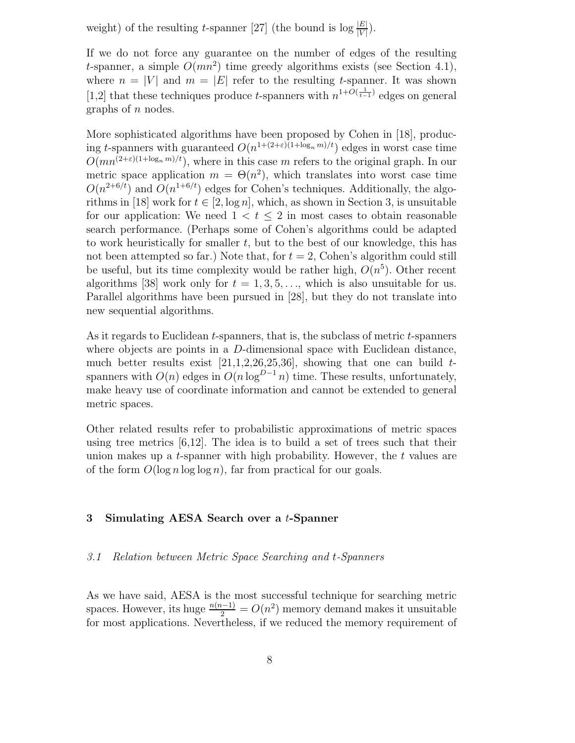weight) of the resulting $t$-spanner [27] (the bound is $\log \frac{|E|}{|V|}$).

If we do not force any guarantee on the number of edges of the resulting $t$-spanner, a simple $O(mn^2)$ time greedy algorithms exists (see Section 4.1), where $n = |V|$ and $m = |E|$ refer to the resulting $t$-spanner. It was shown [1,2] that these techniques produce $t$-spanners with $n^{1+O(\frac{1}{t-1})}$ edges on general graphs of $n$ nodes.

More sophisticated algorithms have been proposed by Cohen in [18], producing $t$-spanners with guaranteed $O(n^{1+(2+\varepsilon)(1+\log_n m)/t})$ edges in worst case time $O(mn^{(2+\varepsilon)(1+\log_n m)/t})$, where in this case $m$ refers to the original graph. In our metric space application $m = \Theta(n^2)$, which translates into worst case time $O(n^{2+6/t})$ and $O(n^{1+6/t})$ edges for Cohen's techniques. Additionally, the algorithms in [18] work for $t \in [2, \log n]$, which, as shown in Section 3, is unsuitable for our application: We need $1 < t \leq 2$ in most cases to obtain reasonable search performance. (Perhaps some of Cohen's algorithms could be adapted to work heuristically for smaller $t$, but to the best of our knowledge, this has not been attempted so far.) Note that, for $t = 2$, Cohen's algorithm could still be useful, but its time complexity would be rather high, $O(n^5)$. Other recent algorithms [38] work only for $t = 1, 3, 5, \ldots$, which is also unsuitable for us. Parallel algorithms have been pursued in [28], but they do not translate into new sequential algorithms.

As it regards to Euclidean $t$-spanners, that is, the subclass of metric $t$-spanners where objects are points in a $D$-dimensional space with Euclidean distance, much better results exist [21,1,2,26,25,36], showing that one can build $t$-spanners with $O(n)$ edges in $O(n \log^{D-1} n)$ time. These results, unfortunately, make heavy use of coordinate information and cannot be extended to general metric spaces.

Other related results refer to probabilistic approximations of metric spaces using tree metrics [6,12]. The idea is to build a set of trees such that their union makes up a $t$-spanner with high probability. However, the $t$ values are of the form $O(\log n \log \log n)$, far from practical for our goals.

## 3 Simulating AESA Search over a $t$-Spanner

### 3.1 *Relation between Metric Space Searching and $t$-Spanners*

As we have said, AESA is the most successful technique for searching metric spaces. However, its huge $\frac{n(n-1)}{2} = O(n^2)$ memory demand makes it unsuitable for most applications. Nevertheless, if we reduced the memory requirement of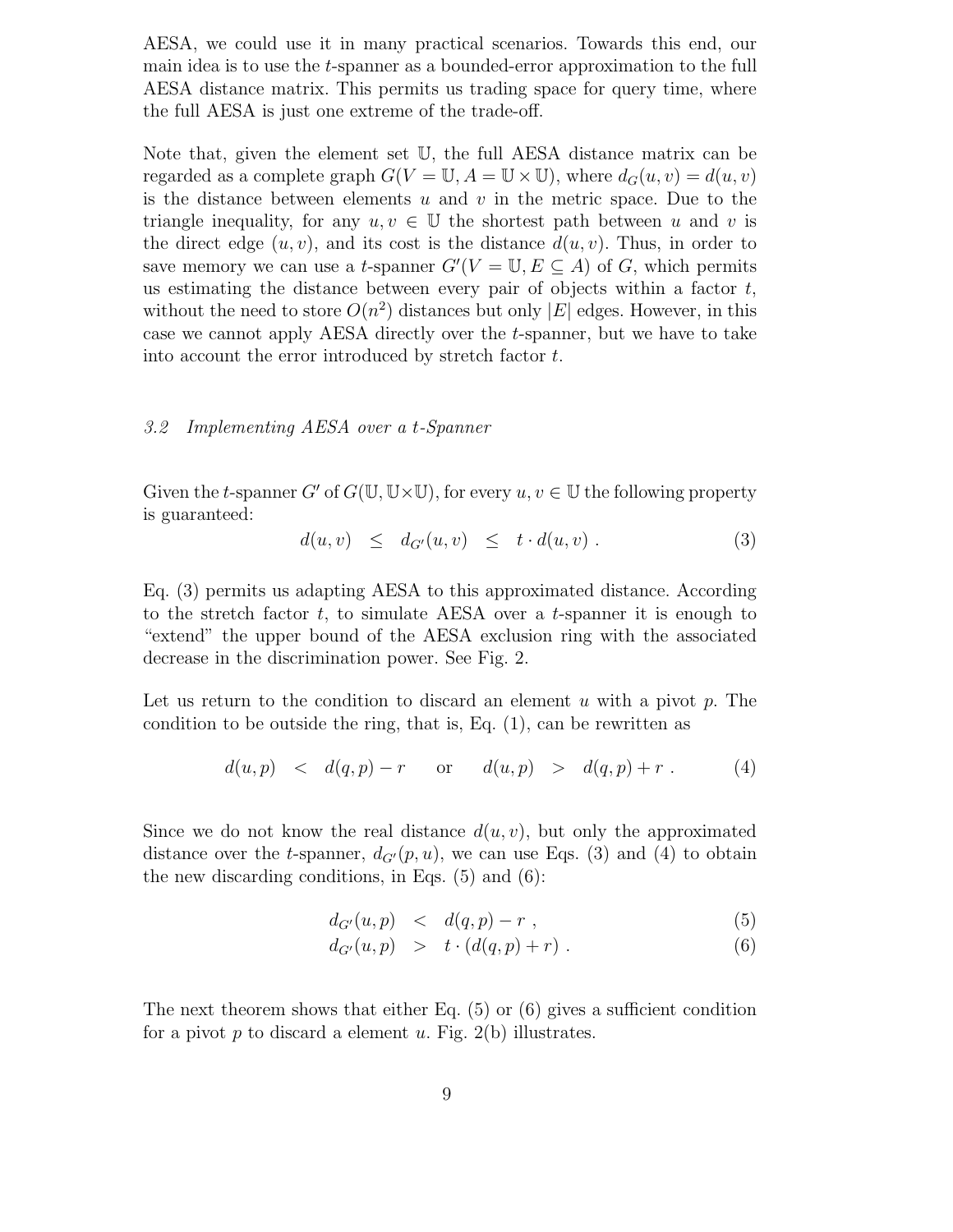AESA, we could use it in many practical scenarios. Towards this end, our main idea is to use the $t$-spanner as a bounded-error approximation to the full AESA distance matrix. This permits us trading space for query time, where the full AESA is just one extreme of the trade-off.

Note that, given the element set $\mathbb{U}$, the full AESA distance matrix can be regarded as a complete graph $G(V = \mathbb{U}, A = \mathbb{U} \times \mathbb{U})$, where $d_G(u, v) = d(u, v)$ is the distance between elements $u$ and $v$ in the metric space. Due to the triangle inequality, for any $u, v \in \mathbb{U}$ the shortest path between $u$ and $v$ is the direct edge $(u, v)$, and its cost is the distance $d(u, v)$. Thus, in order to save memory we can use a $t$-spanner $G'(V = \mathbb{U}, E \subseteq A)$ of $G$, which permits us estimating the distance between every pair of objects within a factor $t$, without the need to store $O(n^2)$ distances but only $|E|$ edges. However, in this case we cannot apply AESA directly over the $t$-spanner, but we have to take into account the error introduced by stretch factor $t$.

### *3.2 Implementing AESA over a t-Spanner*

Given the $t$-spanner $G'$ of $G(\mathbb{U}, \mathbb{U} \times \mathbb{U})$, for every $u, v \in \mathbb{U}$ the following property is guaranteed:

$$d(u, v) \;\leq\; d_{G'}(u, v) \;\leq\; t \cdot d(u, v) \; . \tag{3}$$

Eq. (3) permits us adapting AESA to this approximated distance. According to the stretch factor $t$, to simulate AESA over a $t$-spanner it is enough to "extend" the upper bound of the AESA exclusion ring with the associated decrease in the discrimination power. See Fig. 2.

Let us return to the condition to discard an element $u$ with a pivot $p$. The condition to be outside the ring, that is, Eq. (1), can be rewritten as

$$d(u, p) \;<\; d(q, p) - r \qquad \text{or} \qquad d(u, p) \;>\; d(q, p) + r \; . \tag{4}$$

Since we do not know the real distance $d(u, v)$, but only the approximated distance over the $t$-spanner, $d_{G'}(p, u)$, we can use Eqs. (3) and (4) to obtain the new discarding conditions, in Eqs. (5) and (6):

$$d_{G'}(u, p) \;<\; d(q, p) - r \; , \tag{5}$$

$$d_{G'}(u, p) \;>\; t \cdot (d(q, p) + r) \; . \tag{6}$$

The next theorem shows that either Eq. (5) or (6) gives a sufficient condition for a pivot $p$ to discard a element $u$. Fig. 2(b) illustrates.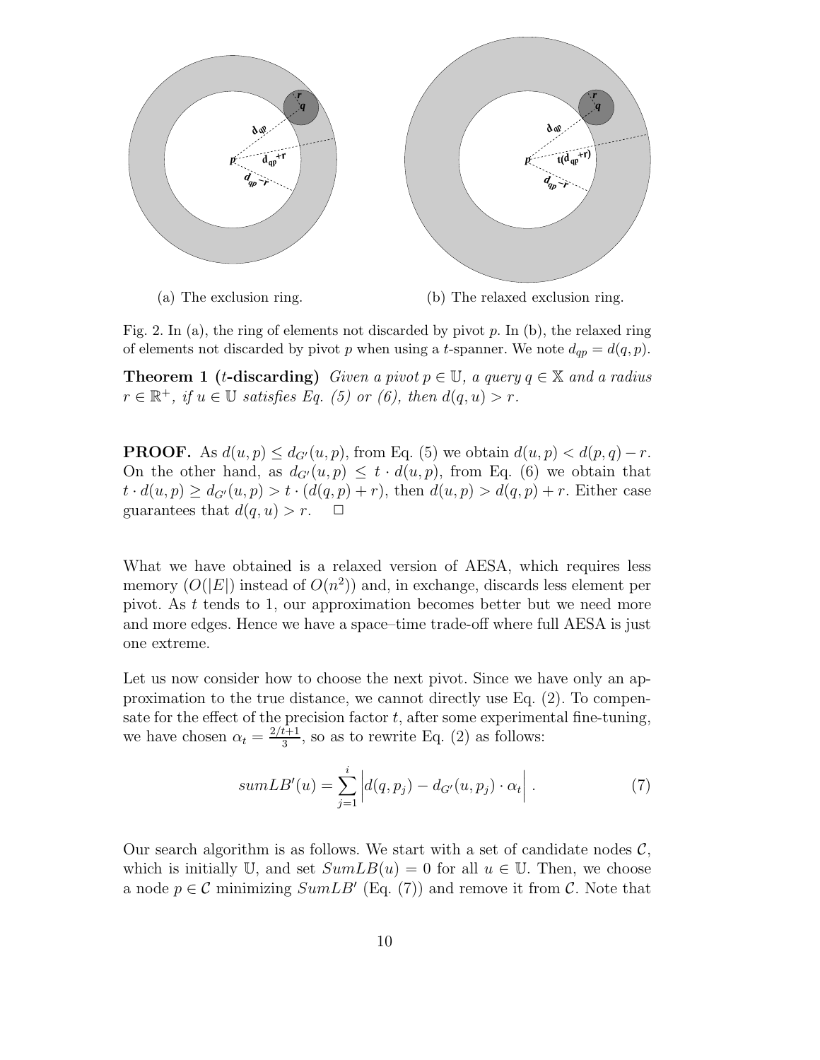(a) The exclusion ring.

(b) The relaxed exclusion ring.

Fig. 2. In (a), the ring of elements not discarded by pivot $p$. In (b), the relaxed ring of elements not discarded by pivot $p$ when using a $t$-spanner. We note $d_{qp} = d(q, p)$.

**Theorem 1 ($t$-discarding)** *Given a pivot $p \in \mathbb{U}$, a query $q \in \mathbb{X}$ and a radius $r \in \mathbb{R}^+$, if $u \in \mathbb{U}$ satisfies Eq. (5) or (6), then $d(q, u) > r$.*

**PROOF.** As $d(u, p) \leq d_{G'}(u, p)$, from Eq. (5) we obtain $d(u, p) < d(p, q) - r$. On the other hand, as $d_{G'}(u, p) \leq t \cdot d(u, p)$, from Eq. (6) we obtain that $t \cdot d(u, p) \geq d_{G'}(u, p) > t \cdot (d(q, p) + r)$, then $d(u, p) > d(q, p) + r$. Either case guarantees that $d(q, u) > r$. $\square$

What we have obtained is a relaxed version of AESA, which requires less memory ($O(|E|)$ instead of $O(n^2)$) and, in exchange, discards less element per pivot. As $t$ tends to 1, our approximation becomes better but we need more and more edges. Hence we have a space–time trade-off where full AESA is just one extreme.

Let us now consider how to choose the next pivot. Since we have only an approximation to the true distance, we cannot directly use Eq. (2). To compensate for the effect of the precision factor $t$, after some experimental fine-tuning, we have chosen $\alpha_t = \frac{2/t+1}{3}$, so as to rewrite Eq. (2) as follows:

$$sumLB'(u) = \sum_{j=1}^{i} \left| d(q, p_j) - d_{G'}(u, p_j) \cdot \alpha_t \right| . \tag{7}$$

Our search algorithm is as follows. We start with a set of candidate nodes $\mathcal{C}$, which is initially $\mathbb{U}$, and set $SumLB(u) = 0$ for all $u \in \mathbb{U}$. Then, we choose a node $p \in \mathcal{C}$ minimizing $SumLB'$ (Eq. (7)) and remove it from $\mathcal{C}$. Note that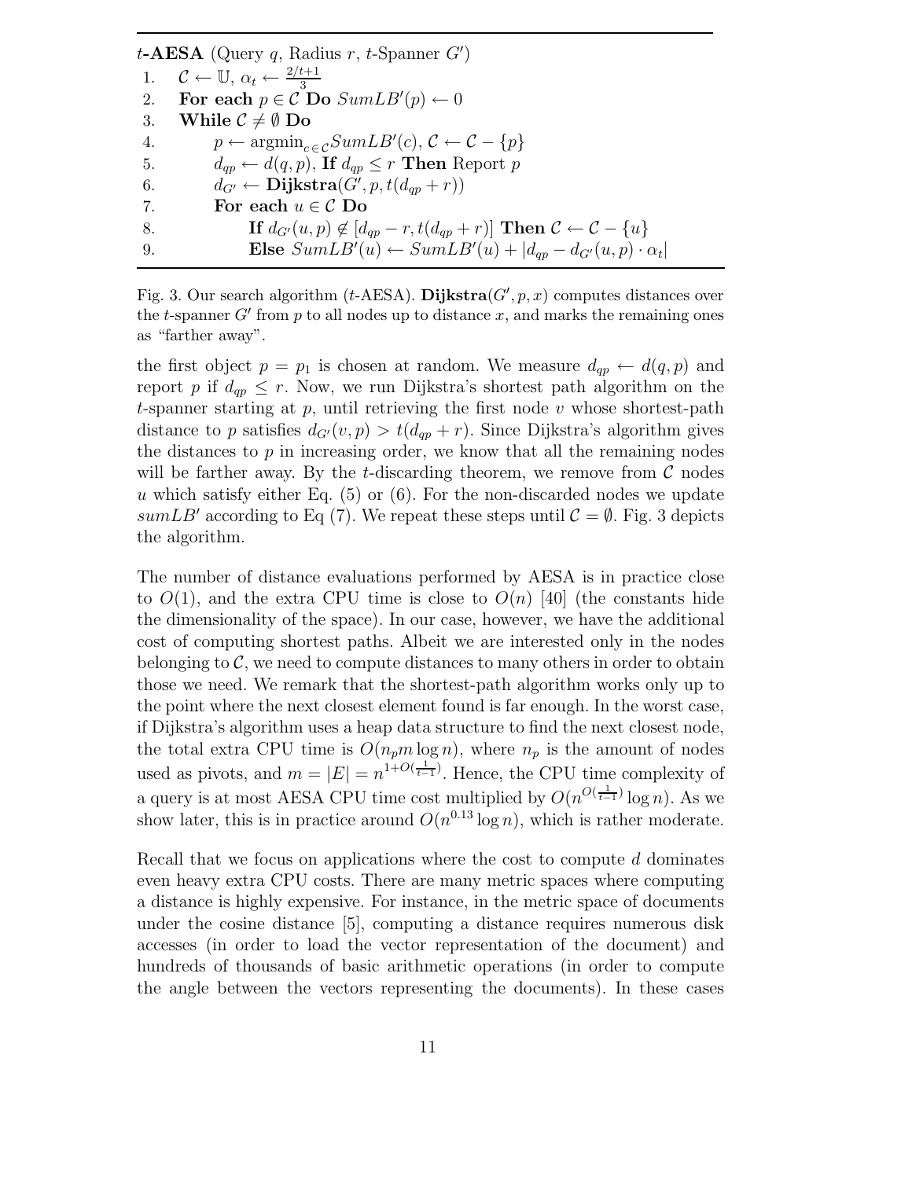```
t-AESA (Query q, Radius r, t-Spanner G')
1.   C ← U, α_t ← (2/t+1)/3
2.   For each p ∈ C Do SumLB'(p) ← 0
3.   While C ≠ ∅ Do
4.        p ← argmin_{c∈C} SumLB'(c), C ← C − {p}
5.        d_qp ← d(q, p), If d_qp ≤ r Then Report p
6.        d_G' ← Dijkstra(G', p, t(d_qp + r))
7.        For each u ∈ C Do
8.             If d_G'(u, p) ∉ [d_qp − r, t(d_qp + r)] Then C ← C − {u}
9.             Else SumLB'(u) ← SumLB'(u) + |d_qp − d_G'(u, p) · α_t|
```

Fig. 3. Our search algorithm ($t$-AESA). **Dijkstra**$(G', p, x)$ computes distances over the $t$-spanner $G'$ from $p$ to all nodes up to distance $x$, and marks the remaining ones as "farther away".

the first object $p = p_1$ is chosen at random. We measure $d_{qp} \leftarrow d(q, p)$ and report $p$ if $d_{qp} \leq r$. Now, we run Dijkstra's shortest path algorithm on the $t$-spanner starting at $p$, until retrieving the first node $v$ whose shortest-path distance to $p$ satisfies $d_{G'}(v, p) > t(d_{qp} + r)$. Since Dijkstra's algorithm gives the distances to $p$ in increasing order, we know that all the remaining nodes will be farther away. By the $t$-discarding theorem, we remove from $\mathcal{C}$ nodes $u$ which satisfy either Eq. (5) or (6). For the non-discarded nodes we update $sumLB'$ according to Eq (7). We repeat these steps until $\mathcal{C} = \emptyset$. Fig. 3 depicts the algorithm.

The number of distance evaluations performed by AESA is in practice close to $O(1)$, and the extra CPU time is close to $O(n)$ [40] (the constants hide the dimensionality of the space). In our case, however, we have the additional cost of computing shortest paths. Albeit we are interested only in the nodes belonging to $\mathcal{C}$, we need to compute distances to many others in order to obtain those we need. We remark that the shortest-path algorithm works only up to the point where the next closest element found is far enough. In the worst case, if Dijkstra's algorithm uses a heap data structure to find the next closest node, the total extra CPU time is $O(n_p m \log n)$, where $n_p$ is the amount of nodes used as pivots, and $m = |E| = n^{1+O(\frac{1}{t-1})}$. Hence, the CPU time complexity of a query is at most AESA CPU time cost multiplied by $O(n^{O(\frac{1}{t-1})} \log n)$. As we show later, this is in practice around $O(n^{0.13} \log n)$, which is rather moderate.

Recall that we focus on applications where the cost to compute $d$ dominates even heavy extra CPU costs. There are many metric spaces where computing a distance is highly expensive. For instance, in the metric space of documents under the cosine distance [5], computing a distance requires numerous disk accesses (in order to load the vector representation of the document) and hundreds of thousands of basic arithmetic operations (in order to compute the angle between the vectors representing the documents). In these cases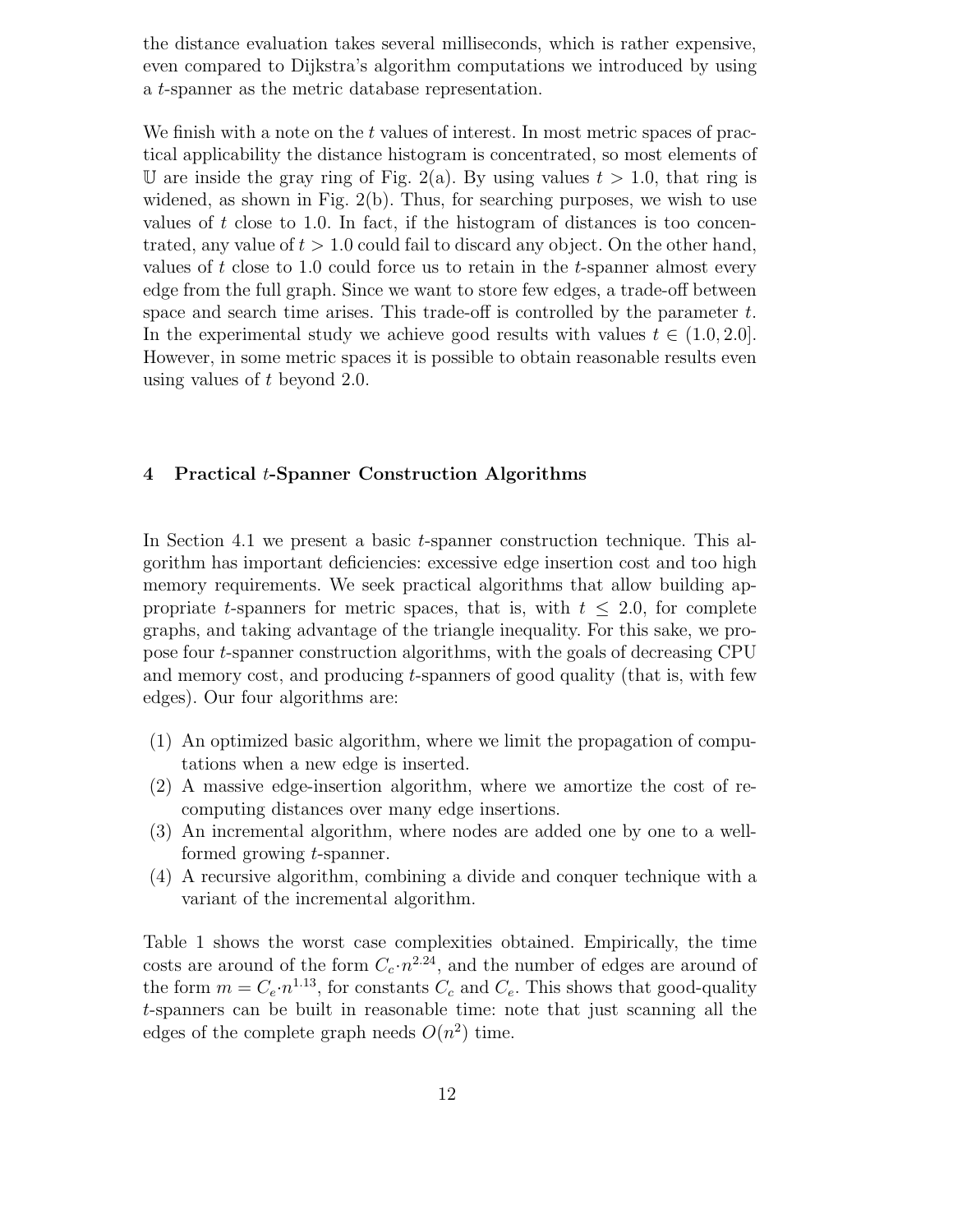the distance evaluation takes several milliseconds, which is rather expensive, even compared to Dijkstra's algorithm computations we introduced by using a $t$-spanner as the metric database representation.

We finish with a note on the $t$ values of interest. In most metric spaces of practical applicability the distance histogram is concentrated, so most elements of $\mathbb{U}$ are inside the gray ring of Fig. 2(a). By using values $t > 1.0$, that ring is widened, as shown in Fig. 2(b). Thus, for searching purposes, we wish to use values of $t$ close to 1.0. In fact, if the histogram of distances is too concentrated, any value of $t > 1.0$ could fail to discard any object. On the other hand, values of $t$ close to 1.0 could force us to retain in the $t$-spanner almost every edge from the full graph. Since we want to store few edges, a trade-off between space and search time arises. This trade-off is controlled by the parameter $t$. In the experimental study we achieve good results with values $t \in (1.0, 2.0]$. However, in some metric spaces it is possible to obtain reasonable results even using values of $t$ beyond 2.0.

## 4 Practical $t$-Spanner Construction Algorithms

In Section 4.1 we present a basic $t$-spanner construction technique. This algorithm has important deficiencies: excessive edge insertion cost and too high memory requirements. We seek practical algorithms that allow building appropriate $t$-spanners for metric spaces, that is, with $t \leq 2.0$, for complete graphs, and taking advantage of the triangle inequality. For this sake, we propose four $t$-spanner construction algorithms, with the goals of decreasing CPU and memory cost, and producing $t$-spanners of good quality (that is, with few edges). Our four algorithms are:

(1) An optimized basic algorithm, where we limit the propagation of computations when a new edge is inserted.
(2) A massive edge-insertion algorithm, where we amortize the cost of recomputing distances over many edge insertions.
(3) An incremental algorithm, where nodes are added one by one to a well-formed growing $t$-spanner.
(4) A recursive algorithm, combining a divide and conquer technique with a variant of the incremental algorithm.

Table 1 shows the worst case complexities obtained. Empirically, the time costs are around of the form $C_c \cdot n^{2.24}$, and the number of edges are around of the form $m = C_e \cdot n^{1.13}$, for constants $C_c$ and $C_e$. This shows that good-quality $t$-spanners can be built in reasonable time: note that just scanning all the edges of the complete graph needs $O(n^2)$ time.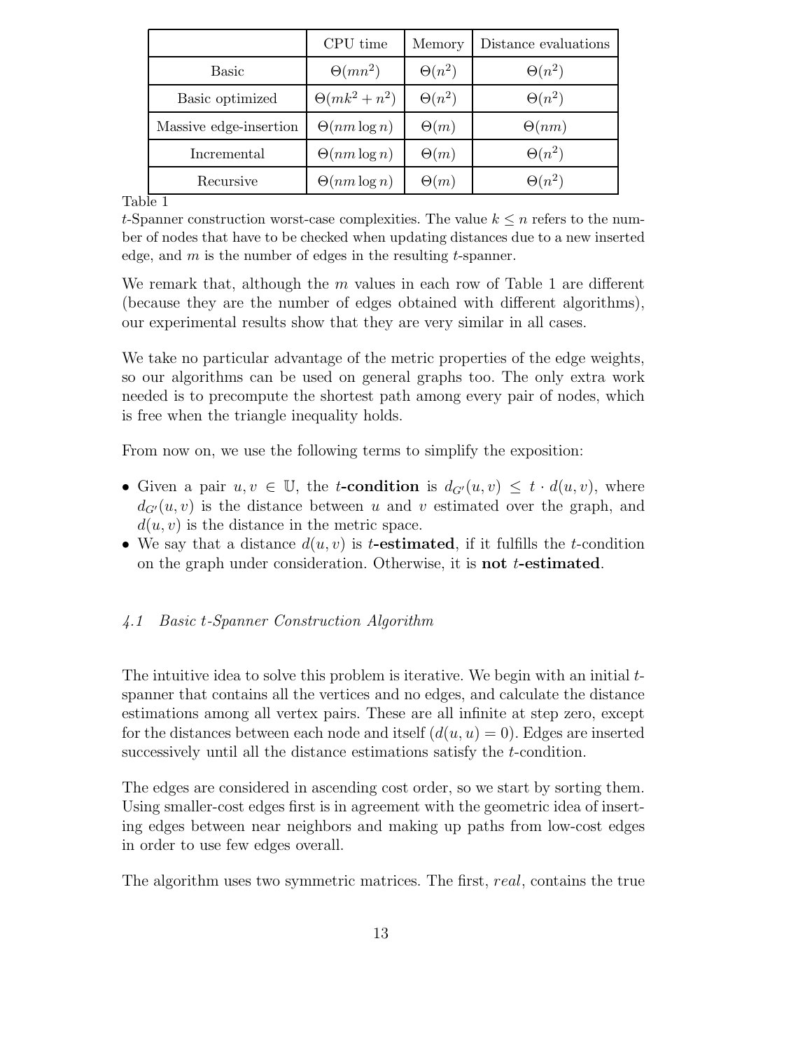|  | CPU time | Memory | Distance evaluations |
|---|---|---|---|
| Basic | $\Theta(mn^2)$ | $\Theta(n^2)$ | $\Theta(n^2)$ |
| Basic optimized | $\Theta(mk^2 + n^2)$ | $\Theta(n^2)$ | $\Theta(n^2)$ |
| Massive edge-insertion | $\Theta(nm \log n)$ | $\Theta(m)$ | $\Theta(nm)$ |
| Incremental | $\Theta(nm \log n)$ | $\Theta(m)$ | $\Theta(n^2)$ |
| Recursive | $\Theta(nm \log n)$ | $\Theta(m)$ | $\Theta(n^2)$ |

Table 1

$t$-Spanner construction worst-case complexities. The value $k \le n$ refers to the number of nodes that have to be checked when updating distances due to a new inserted edge, and $m$ is the number of edges in the resulting $t$-spanner.

We remark that, although the $m$ values in each row of Table 1 are different (because they are the number of edges obtained with different algorithms), our experimental results show that they are very similar in all cases.

We take no particular advantage of the metric properties of the edge weights, so our algorithms can be used on general graphs too. The only extra work needed is to precompute the shortest path among every pair of nodes, which is free when the triangle inequality holds.

From now on, we use the following terms to simplify the exposition:

- Given a pair $u, v \in \mathbb{U}$, the **$t$-condition** is $d_{G'}(u, v) \le t \cdot d(u, v)$, where $d_{G'}(u, v)$ is the distance between $u$ and $v$ estimated over the graph, and $d(u, v)$ is the distance in the metric space.
- We say that a distance $d(u, v)$ is **$t$-estimated**, if it fulfills the $t$-condition on the graph under consideration. Otherwise, it is **not $t$-estimated**.

### *4.1 Basic t-Spanner Construction Algorithm*

The intuitive idea to solve this problem is iterative. We begin with an initial $t$-spanner that contains all the vertices and no edges, and calculate the distance estimations among all vertex pairs. These are all infinite at step zero, except for the distances between each node and itself ($d(u, u) = 0$). Edges are inserted successively until all the distance estimations satisfy the $t$-condition.

The edges are considered in ascending cost order, so we start by sorting them. Using smaller-cost edges first is in agreement with the geometric idea of inserting edges between near neighbors and making up paths from low-cost edges in order to use few edges overall.

The algorithm uses two symmetric matrices. The first, *real*, contains the true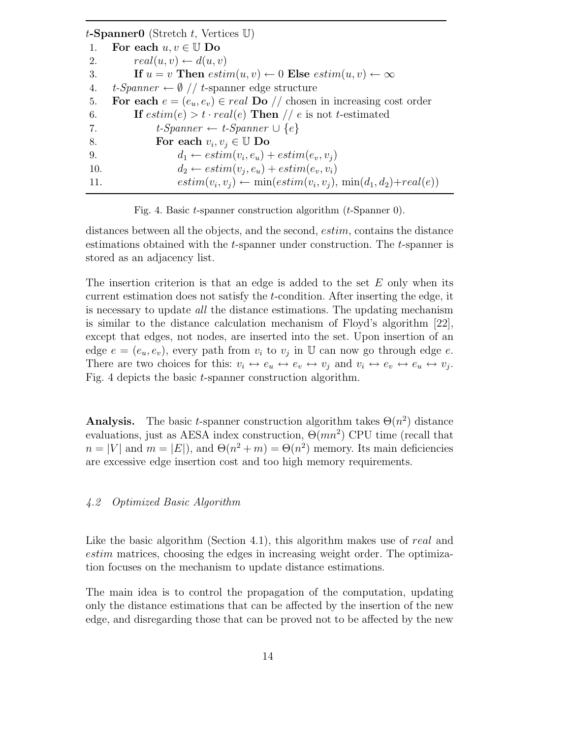```
t-Spanner0 (Stretch t, Vertices U)
1.   For each u, v ∈ U Do
2.       real(u, v) ← d(u, v)
3.       If u = v Then estim(u, v) ← 0 Else estim(u, v) ← ∞
4.   t-Spanner ← ∅ // t-spanner edge structure
5.   For each e = (e_u, e_v) ∈ real Do // chosen in increasing cost order
6.       If estim(e) > t · real(e) Then // e is not t-estimated
7.           t-Spanner ← t-Spanner ∪ {e}
8.           For each v_i, v_j ∈ U Do
9.               d_1 ← estim(v_i, e_u) + estim(e_v, v_j)
10.              d_2 ← estim(v_j, e_u) + estim(e_v, v_i)
11.              estim(v_i, v_j) ← min(estim(v_i, v_j), min(d_1, d_2)+real(e))
```

Fig. 4. Basic $t$-spanner construction algorithm ($t$-Spanner 0).

distances between all the objects, and the second, *estim*, contains the distance estimations obtained with the $t$-spanner under construction. The $t$-spanner is stored as an adjacency list.

The insertion criterion is that an edge is added to the set $E$ only when its current estimation does not satisfy the $t$-condition. After inserting the edge, it is necessary to update *all* the distance estimations. The updating mechanism is similar to the distance calculation mechanism of Floyd's algorithm [22], except that edges, not nodes, are inserted into the set. Upon insertion of an edge $e = (e_u, e_v)$, every path from $v_i$ to $v_j$ in $\mathbb{U}$ can now go through edge $e$. There are two choices for this: $v_i \leftrightarrow e_u \leftrightarrow e_v \leftrightarrow v_j$ and $v_i \leftrightarrow e_v \leftrightarrow e_u \leftrightarrow v_j$. Fig. 4 depicts the basic $t$-spanner construction algorithm.

**Analysis.** The basic $t$-spanner construction algorithm takes $\Theta(n^2)$ distance evaluations, just as AESA index construction, $\Theta(mn^2)$ CPU time (recall that $n = |V|$ and $m = |E|$), and $\Theta(n^2 + m) = \Theta(n^2)$ memory. Its main deficiencies are excessive edge insertion cost and too high memory requirements.

### *4.2 Optimized Basic Algorithm*

Like the basic algorithm (Section 4.1), this algorithm makes use of *real* and *estim* matrices, choosing the edges in increasing weight order. The optimization focuses on the mechanism to update distance estimations.

The main idea is to control the propagation of the computation, updating only the distance estimations that can be affected by the insertion of the new edge, and disregarding those that can be proved not to be affected by the new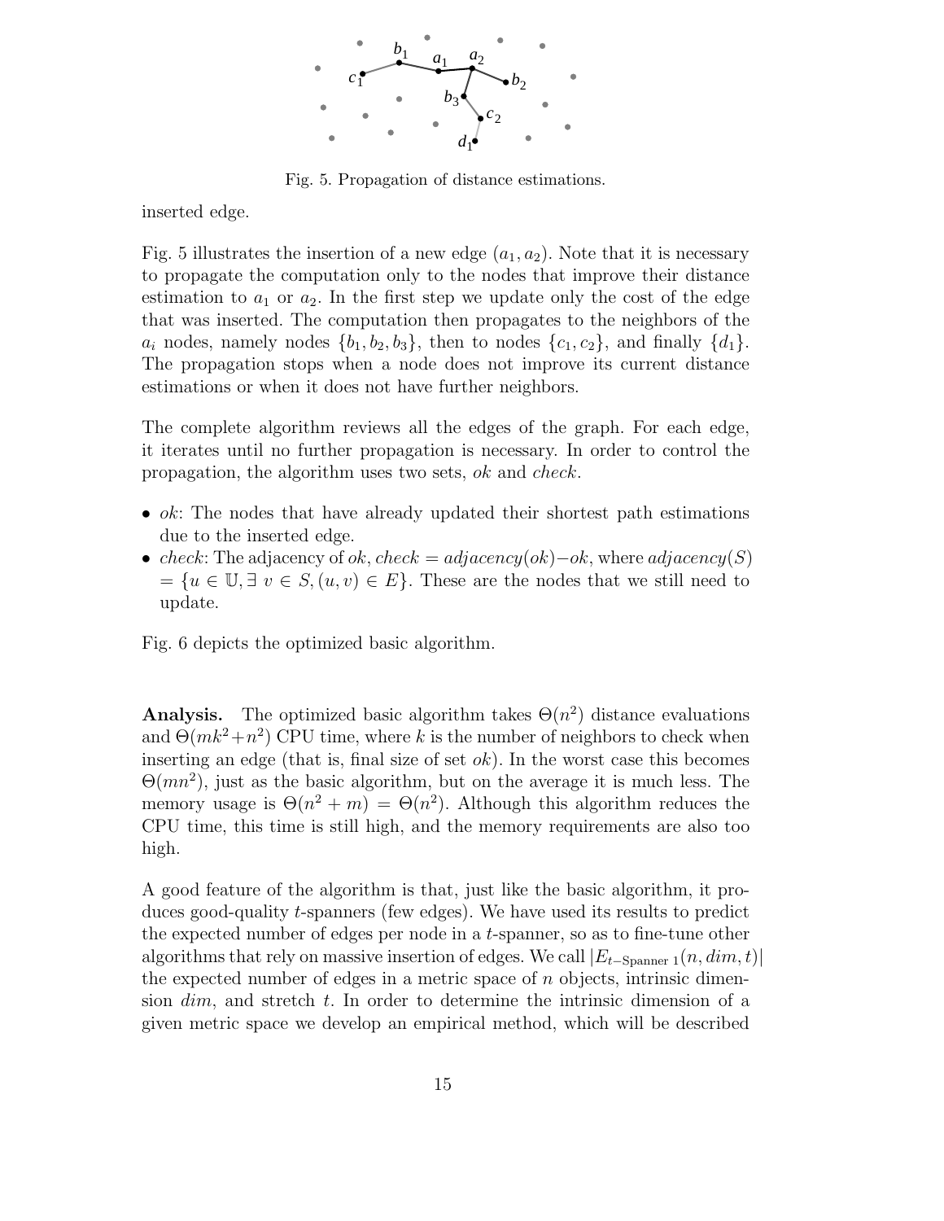Fig. 5. Propagation of distance estimations.

inserted edge.

Fig. 5 illustrates the insertion of a new edge $(a_1, a_2)$. Note that it is necessary to propagate the computation only to the nodes that improve their distance estimation to $a_1$ or $a_2$. In the first step we update only the cost of the edge that was inserted. The computation then propagates to the neighbors of the $a_i$ nodes, namely nodes $\{b_1, b_2, b_3\}$, then to nodes $\{c_1, c_2\}$, and finally $\{d_1\}$. The propagation stops when a node does not improve its current distance estimations or when it does not have further neighbors.

The complete algorithm reviews all the edges of the graph. For each edge, it iterates until no further propagation is necessary. In order to control the propagation, the algorithm uses two sets, *ok* and *check*.

- *ok*: The nodes that have already updated their shortest path estimations due to the inserted edge.
- *check*: The adjacency of *ok*, $check = adjacency(ok) - ok$, where $adjacency(S) = \{u \in \mathbb{U}, \exists\ v \in S, (u, v) \in E\}$. These are the nodes that we still need to update.

Fig. 6 depicts the optimized basic algorithm.

**Analysis.** The optimized basic algorithm takes $\Theta(n^2)$ distance evaluations and $\Theta(mk^2 + n^2)$ CPU time, where $k$ is the number of neighbors to check when inserting an edge (that is, final size of set *ok*). In the worst case this becomes $\Theta(mn^2)$, just as the basic algorithm, but on the average it is much less. The memory usage is $\Theta(n^2 + m) = \Theta(n^2)$. Although this algorithm reduces the CPU time, this time is still high, and the memory requirements are also too high.

A good feature of the algorithm is that, just like the basic algorithm, it produces good-quality $t$-spanners (few edges). We have used its results to predict the expected number of edges per node in a $t$-spanner, so as to fine-tune other algorithms that rely on massive insertion of edges. We call $|E_{t-\text{Spanner 1}}(n, dim, t)|$ the expected number of edges in a metric space of $n$ objects, intrinsic dimension $dim$, and stretch $t$. In order to determine the intrinsic dimension of a given metric space we develop an empirical method, which will be described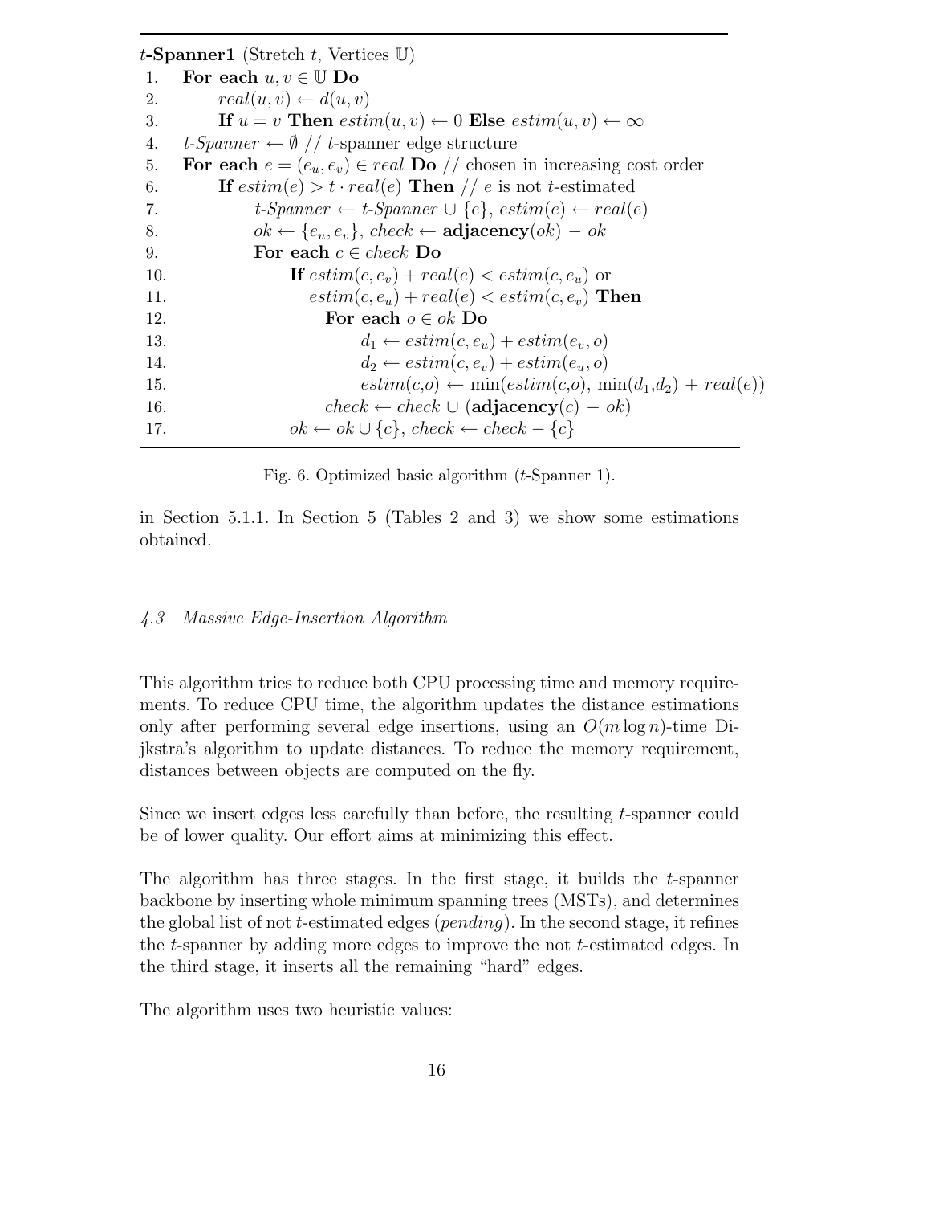```
t-Spanner1 (Stretch t, Vertices 𝕌)
1.   For each u, v ∈ 𝕌 Do
2.       real(u, v) ← d(u, v)
3.       If u = v Then estim(u, v) ← 0 Else estim(u, v) ← ∞
4.   t-Spanner ← ∅ // t-spanner edge structure
5.   For each e = (e_u, e_v) ∈ real Do // chosen in increasing cost order
6.       If estim(e) > t · real(e) Then // e is not t-estimated
7.           t-Spanner ← t-Spanner ∪ {e}, estim(e) ← real(e)
8.           ok ← {e_u, e_v}, check ← adjacency(ok) − ok
9.           For each c ∈ check Do
10.              If estim(c, e_v) + real(e) < estim(c, e_u) or
11.                 estim(c, e_u) + real(e) < estim(c, e_v) Then
12.                  For each o ∈ ok Do
13.                      d_1 ← estim(c, e_u) + estim(e_v, o)
14.                      d_2 ← estim(c, e_v) + estim(e_u, o)
15.                      estim(c,o) ← min(estim(c,o), min(d_1,d_2) + real(e))
16.                  check ← check ∪ (adjacency(c) − ok)
17.              ok ← ok ∪ {c}, check ← check − {c}
```

Fig. 6. Optimized basic algorithm ($t$-Spanner 1).

in Section 5.1.1. In Section 5 (Tables 2 and 3) we show some estimations obtained.

### 4.3 Massive Edge-Insertion Algorithm

This algorithm tries to reduce both CPU processing time and memory requirements. To reduce CPU time, the algorithm updates the distance estimations only after performing several edge insertions, using an $O(m \log n)$-time Dijkstra's algorithm to update distances. To reduce the memory requirement, distances between objects are computed on the fly.

Since we insert edges less carefully than before, the resulting $t$-spanner could be of lower quality. Our effort aims at minimizing this effect.

The algorithm has three stages. In the first stage, it builds the $t$-spanner backbone by inserting whole minimum spanning trees (MSTs), and determines the global list of not $t$-estimated edges (*pending*). In the second stage, it refines the $t$-spanner by adding more edges to improve the not $t$-estimated edges. In the third stage, it inserts all the remaining "hard" edges.

The algorithm uses two heuristic values: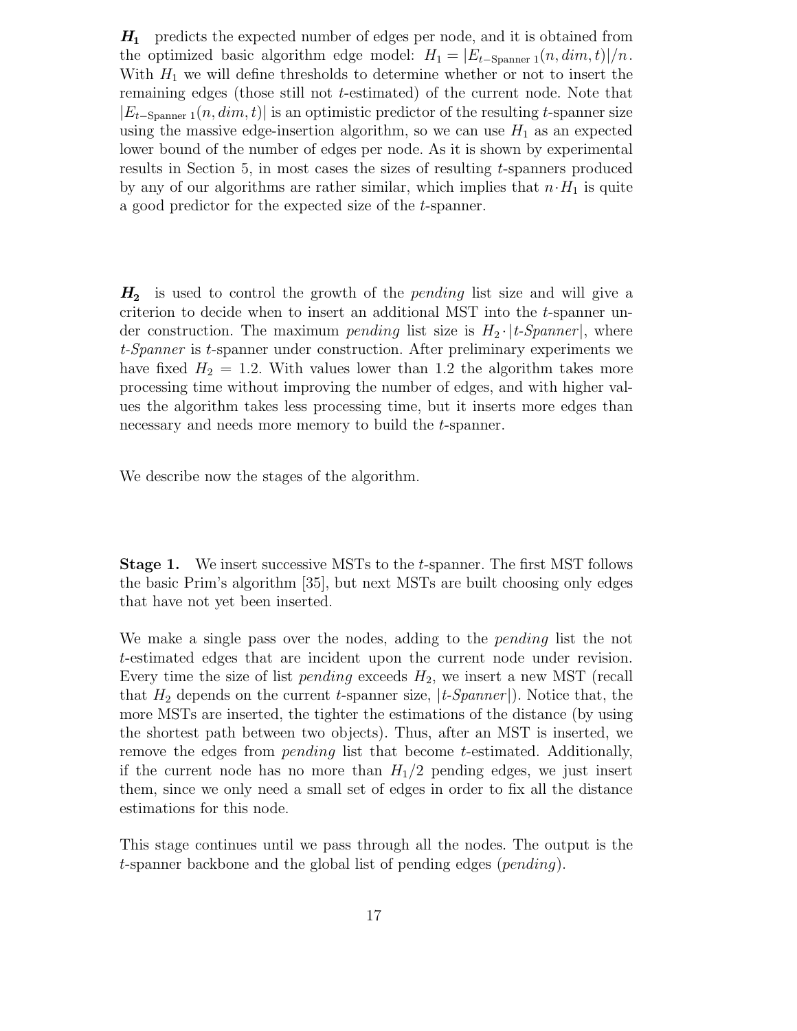$\boldsymbol{H_1}$ predicts the expected number of edges per node, and it is obtained from the optimized basic algorithm edge model: $H_1 = |E_{t\text{-Spanner }1}(n, dim, t)|/n$. With $H_1$ we will define thresholds to determine whether or not to insert the remaining edges (those still not $t$-estimated) of the current node. Note that $|E_{t\text{-Spanner }1}(n, dim, t)|$ is an optimistic predictor of the resulting $t$-spanner size using the massive edge-insertion algorithm, so we can use $H_1$ as an expected lower bound of the number of edges per node. As it is shown by experimental results in Section 5, in most cases the sizes of resulting $t$-spanners produced by any of our algorithms are rather similar, which implies that $n \cdot H_1$ is quite a good predictor for the expected size of the $t$-spanner.

$\boldsymbol{H_2}$ is used to control the growth of the *pending* list size and will give a criterion to decide when to insert an additional MST into the $t$-spanner under construction. The maximum *pending* list size is $H_2 \cdot |t\text{-}Spanner|$, where *t-Spanner* is $t$-spanner under construction. After preliminary experiments we have fixed $H_2 = 1.2$. With values lower than 1.2 the algorithm takes more processing time without improving the number of edges, and with higher values the algorithm takes less processing time, but it inserts more edges than necessary and needs more memory to build the $t$-spanner.

We describe now the stages of the algorithm.

**Stage 1.** We insert successive MSTs to the $t$-spanner. The first MST follows the basic Prim's algorithm [35], but next MSTs are built choosing only edges that have not yet been inserted.

We make a single pass over the nodes, adding to the *pending* list the not $t$-estimated edges that are incident upon the current node under revision. Every time the size of list *pending* exceeds $H_2$, we insert a new MST (recall that $H_2$ depends on the current $t$-spanner size, $|t\text{-}Spanner|$). Notice that, the more MSTs are inserted, the tighter the estimations of the distance (by using the shortest path between two objects). Thus, after an MST is inserted, we remove the edges from *pending* list that become $t$-estimated. Additionally, if the current node has no more than $H_1/2$ pending edges, we just insert them, since we only need a small set of edges in order to fix all the distance estimations for this node.

This stage continues until we pass through all the nodes. The output is the $t$-spanner backbone and the global list of pending edges (*pending*).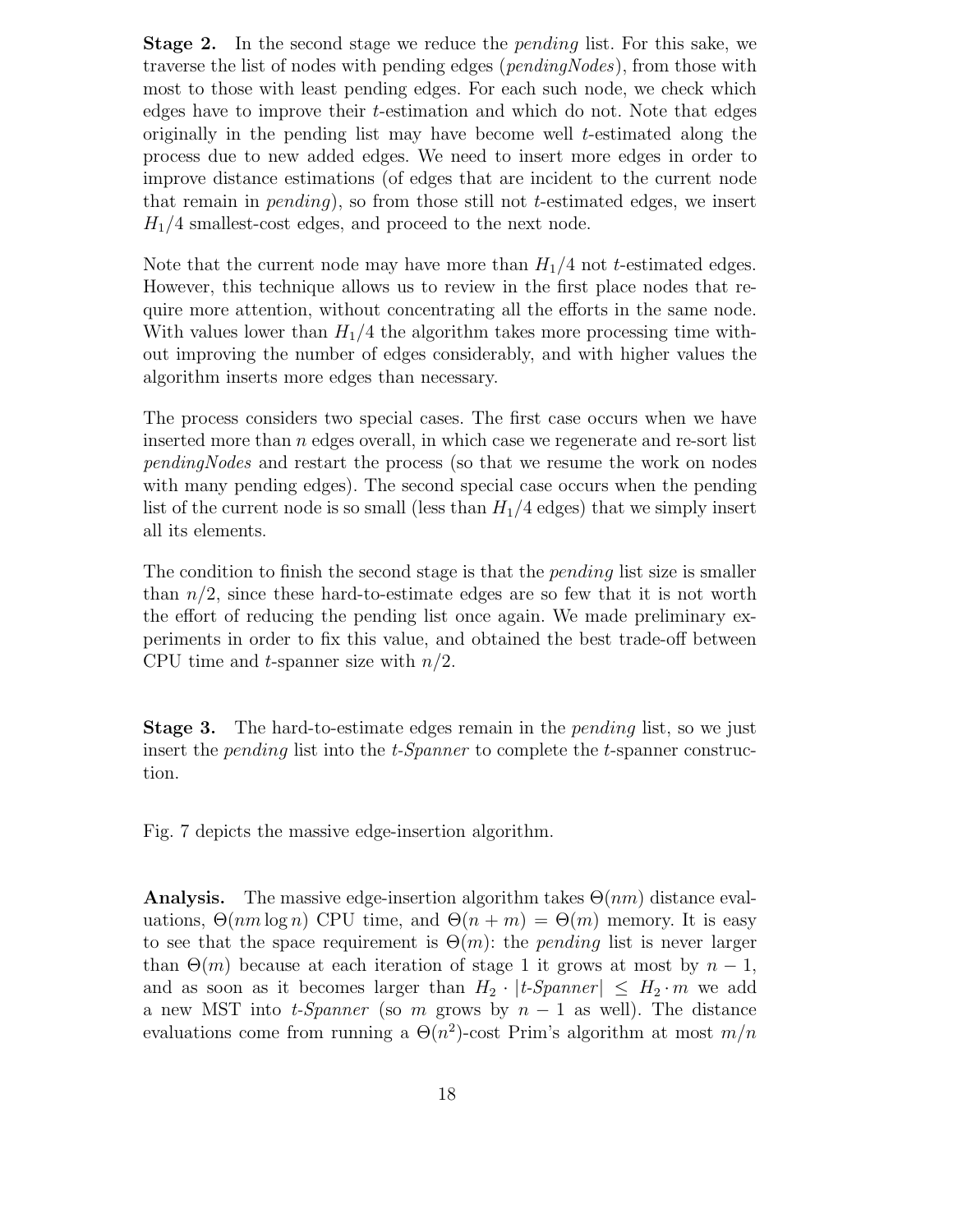**Stage 2.** In the second stage we reduce the *pending* list. For this sake, we traverse the list of nodes with pending edges (*pendingNodes*), from those with most to those with least pending edges. For each such node, we check which edges have to improve their $t$-estimation and which do not. Note that edges originally in the pending list may have become well $t$-estimated along the process due to new added edges. We need to insert more edges in order to improve distance estimations (of edges that are incident to the current node that remain in *pending*), so from those still not $t$-estimated edges, we insert $H_1/4$ smallest-cost edges, and proceed to the next node.

Note that the current node may have more than $H_1/4$ not $t$-estimated edges. However, this technique allows us to review in the first place nodes that require more attention, without concentrating all the efforts in the same node. With values lower than $H_1/4$ the algorithm takes more processing time without improving the number of edges considerably, and with higher values the algorithm inserts more edges than necessary.

The process considers two special cases. The first case occurs when we have inserted more than $n$ edges overall, in which case we regenerate and re-sort list *pendingNodes* and restart the process (so that we resume the work on nodes with many pending edges). The second special case occurs when the pending list of the current node is so small (less than $H_1/4$ edges) that we simply insert all its elements.

The condition to finish the second stage is that the *pending* list size is smaller than $n/2$, since these hard-to-estimate edges are so few that it is not worth the effort of reducing the pending list once again. We made preliminary experiments in order to fix this value, and obtained the best trade-off between CPU time and $t$-spanner size with $n/2$.

**Stage 3.** The hard-to-estimate edges remain in the *pending* list, so we just insert the *pending* list into the *t-Spanner* to complete the $t$-spanner construction.

Fig. 7 depicts the massive edge-insertion algorithm.

**Analysis.** The massive edge-insertion algorithm takes $\Theta(nm)$ distance evaluations, $\Theta(nm \log n)$ CPU time, and $\Theta(n + m) = \Theta(m)$ memory. It is easy to see that the space requirement is $\Theta(m)$: the *pending* list is never larger than $\Theta(m)$ because at each iteration of stage 1 it grows at most by $n - 1$, and as soon as it becomes larger than $H_2 \cdot |t\text{-}Spanner| \leq H_2 \cdot m$ we add a new MST into *t-Spanner* (so $m$ grows by $n - 1$ as well). The distance evaluations come from running a $\Theta(n^2)$-cost Prim's algorithm at most $m/n$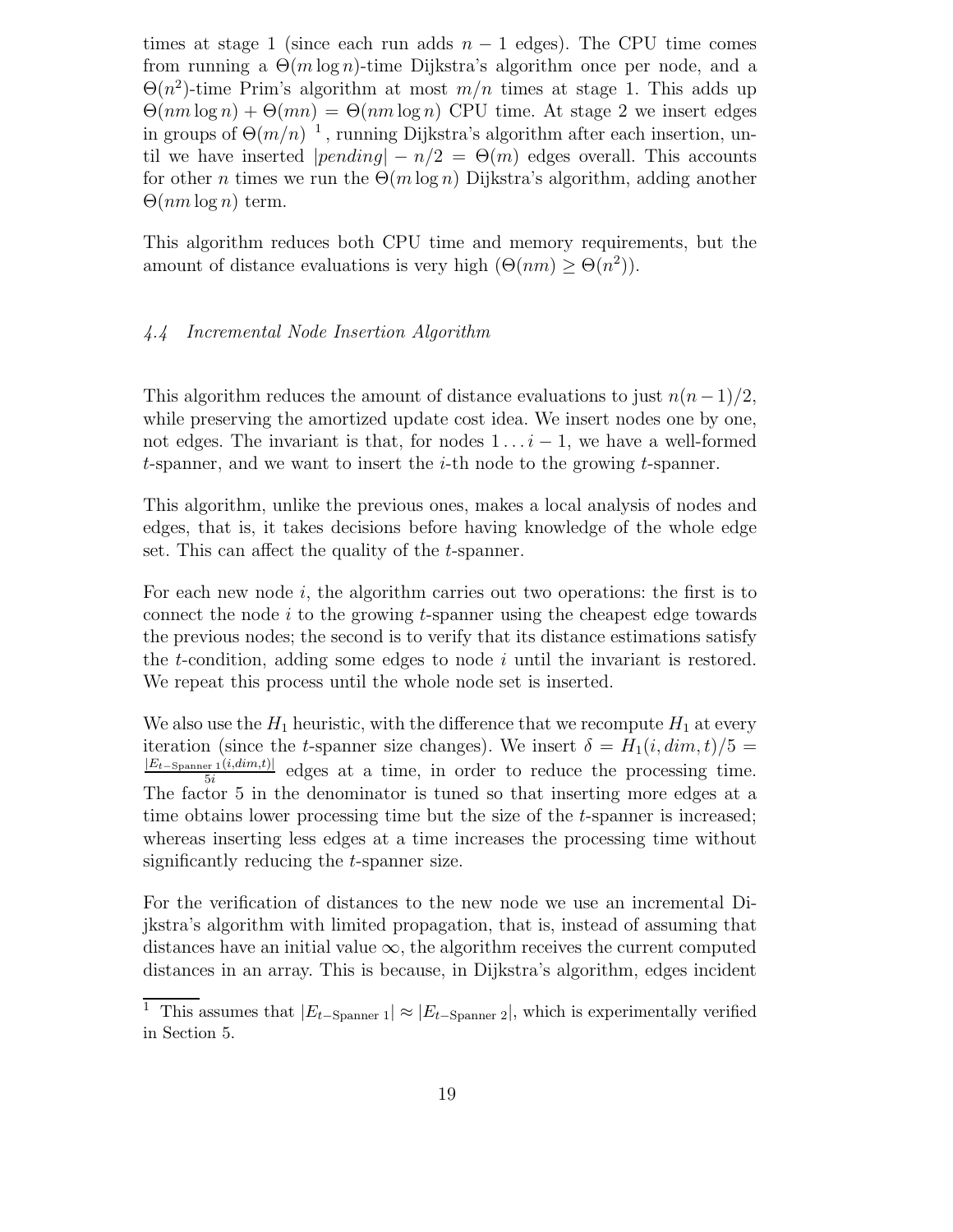times at stage 1 (since each run adds $n-1$ edges). The CPU time comes from running a $\Theta(m \log n)$-time Dijkstra's algorithm once per node, and a $\Theta(n^2)$-time Prim's algorithm at most $m/n$ times at stage 1. This adds up $\Theta(nm \log n) + \Theta(mn) = \Theta(nm \log n)$ CPU time. At stage 2 we insert edges in groups of $\Theta(m/n)$ [1], running Dijkstra's algorithm after each insertion, until we have inserted $|pending| - n/2 = \Theta(m)$ edges overall. This accounts for other $n$ times we run the $\Theta(m \log n)$ Dijkstra's algorithm, adding another $\Theta(nm \log n)$ term.

This algorithm reduces both CPU time and memory requirements, but the amount of distance evaluations is very high ($\Theta(nm) \geq \Theta(n^2)$).

### *4.4 Incremental Node Insertion Algorithm*

This algorithm reduces the amount of distance evaluations to just $n(n-1)/2$, while preserving the amortized update cost idea. We insert nodes one by one, not edges. The invariant is that, for nodes $1 \ldots i-1$, we have a well-formed $t$-spanner, and we want to insert the $i$-th node to the growing $t$-spanner.

This algorithm, unlike the previous ones, makes a local analysis of nodes and edges, that is, it takes decisions before having knowledge of the whole edge set. This can affect the quality of the $t$-spanner.

For each new node $i$, the algorithm carries out two operations: the first is to connect the node $i$ to the growing $t$-spanner using the cheapest edge towards the previous nodes; the second is to verify that its distance estimations satisfy the $t$-condition, adding some edges to node $i$ until the invariant is restored. We repeat this process until the whole node set is inserted.

We also use the $H_1$ heuristic, with the difference that we recompute $H_1$ at every iteration (since the $t$-spanner size changes). We insert $\delta = H_1(i, dim, t)/5 = \frac{|E_{t-\text{Spanner } 1}(i, dim, t)|}{5i}$ edges at a time, in order to reduce the processing time. The factor 5 in the denominator is tuned so that inserting more edges at a time obtains lower processing time but the size of the $t$-spanner is increased; whereas inserting less edges at a time increases the processing time without significantly reducing the $t$-spanner size.

For the verification of distances to the new node we use an incremental Dijkstra's algorithm with limited propagation, that is, instead of assuming that distances have an initial value $\infty$, the algorithm receives the current computed distances in an array. This is because, in Dijkstra's algorithm, edges incident

[1] This assumes that $|E_{t-\text{Spanner } 1}| \approx |E_{t-\text{Spanner } 2}|$, which is experimentally verified in Section 5.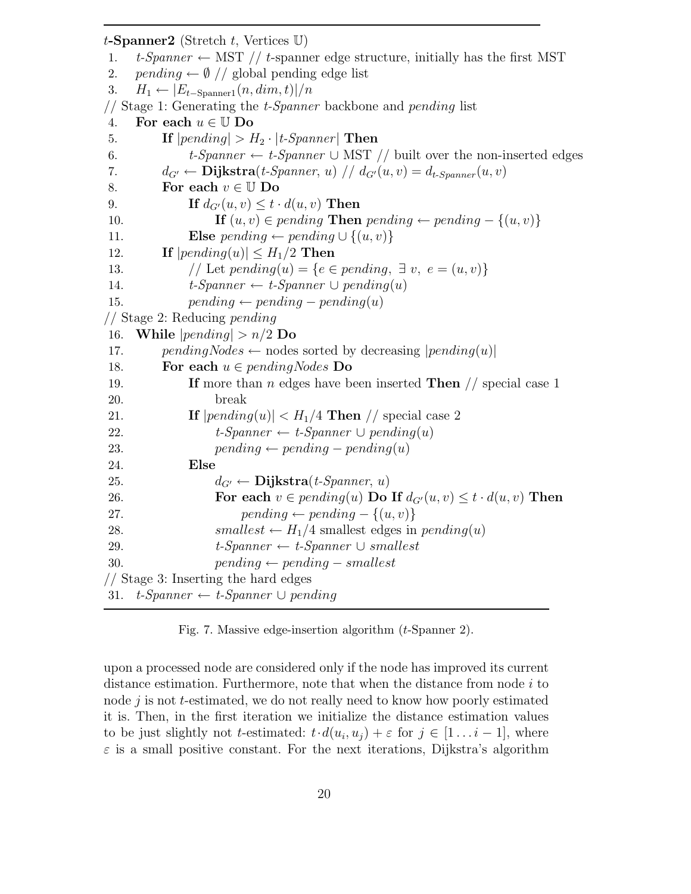```
t-Spanner2 (Stretch t, Vertices 𝕌)
 1.    t-Spanner ← MST // t-spanner edge structure, initially has the first MST
 2.    pending ← ∅ // global pending edge list
 3.    H_1 ← |E_{t-Spanner1}(n, dim, t)|/n
// Stage 1: Generating the t-Spanner backbone and pending list
 4.    For each u ∈ 𝕌 Do
 5.        If |pending| > H_2 · |t-Spanner| Then
 6.            t-Spanner ← t-Spanner ∪ MST // built over the non-inserted edges
 7.        d_G' ← Dijkstra(t-Spanner, u) // d_G'(u, v) = d_t-Spanner(u, v)
 8.        For each v ∈ 𝕌 Do
 9.            If d_G'(u, v) ≤ t · d(u, v) Then
10.                If (u, v) ∈ pending Then pending ← pending − {(u, v)}
11.            Else pending ← pending ∪ {(u, v)}
12.        If |pending(u)| ≤ H_1/2 Then
13.            // Let pending(u) = {e ∈ pending, ∃ v, e = (u, v)}
14.            t-Spanner ← t-Spanner ∪ pending(u)
15.            pending ← pending − pending(u)
// Stage 2: Reducing pending
16.    While |pending| > n/2 Do
17.        pendingNodes ← nodes sorted by decreasing |pending(u)|
18.        For each u ∈ pendingNodes Do
19.            If more than n edges have been inserted Then // special case 1
20.                break
21.            If |pending(u)| < H_1/4 Then // special case 2
22.                t-Spanner ← t-Spanner ∪ pending(u)
23.                pending ← pending − pending(u)
24.            Else
25.                d_G' ← Dijkstra(t-Spanner, u)
26.                For each v ∈ pending(u) Do If d_G'(u, v) ≤ t · d(u, v) Then
27.                    pending ← pending − {(u, v)}
28.                smallest ← H_1/4 smallest edges in pending(u)
29.                t-Spanner ← t-Spanner ∪ smallest
30.                pending ← pending − smallest
// Stage 3: Inserting the hard edges
31.    t-Spanner ← t-Spanner ∪ pending
```

Fig. 7. Massive edge-insertion algorithm ($t$-Spanner 2).

upon a processed node are considered only if the node has improved its current distance estimation. Furthermore, note that when the distance from node $i$ to node $j$ is not $t$-estimated, we do not really need to know how poorly estimated it is. Then, in the first iteration we initialize the distance estimation values to be just slightly not $t$-estimated: $t \cdot d(u_i, u_j) + \varepsilon$ for $j \in [1 \ldots i-1]$, where $\varepsilon$ is a small positive constant. For the next iterations, Dijkstra's algorithm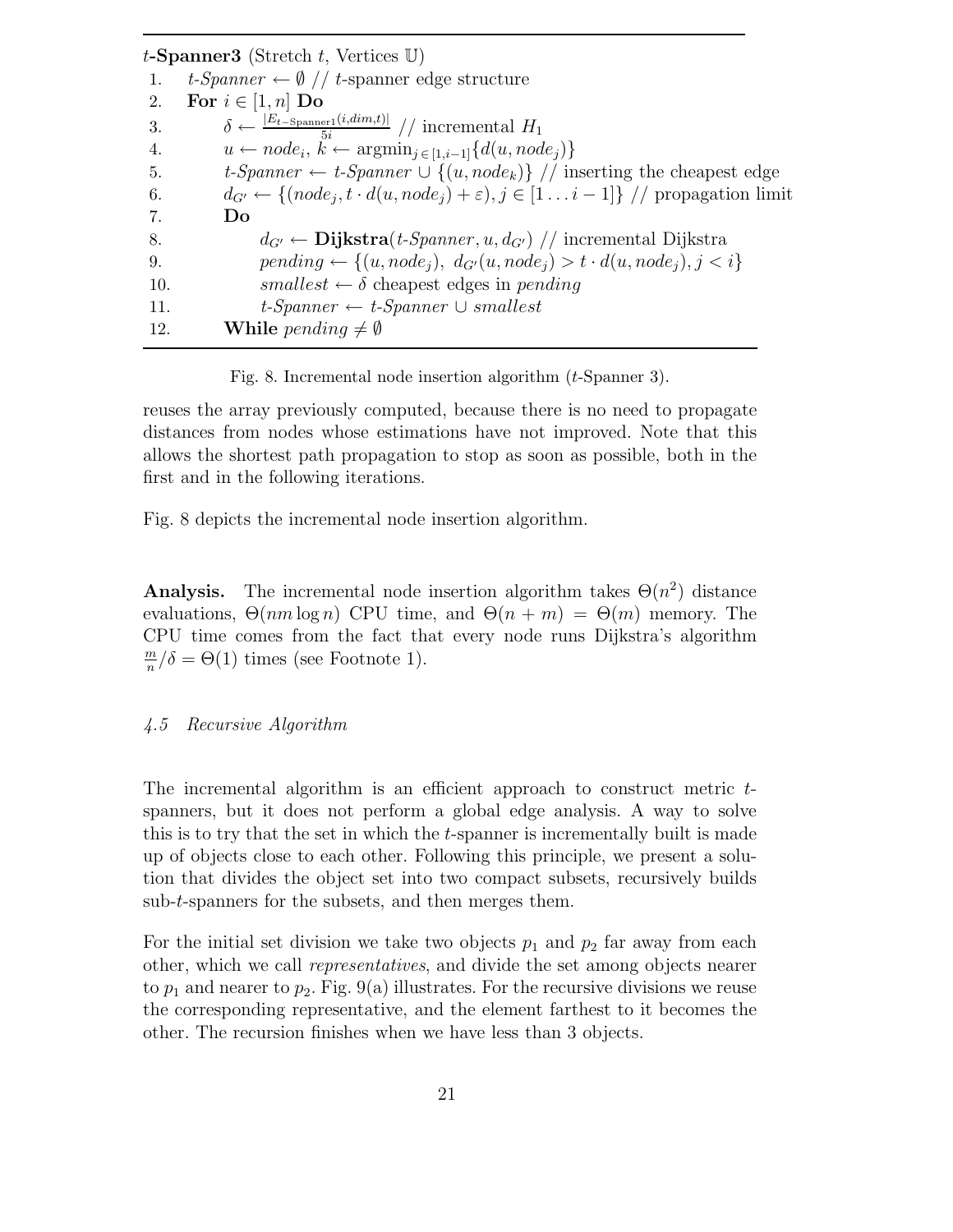```
t-Spanner3 (Stretch t, Vertices 𝕌)
1.    t-Spanner ← ∅ // t-spanner edge structure
2.    For i ∈ [1, n] Do
3.        δ ← |E_{t-Spanner1}(i,dim,t)| / 5i // incremental H_1
4.        u ← node_i, k ← argmin_{j ∈ [1,i−1]}{d(u, node_j)}
5.        t-Spanner ← t-Spanner ∪ {(u, node_k)} // inserting the cheapest edge
6.        d_{G'} ← {(node_j, t · d(u, node_j) + ε), j ∈ [1 . . . i − 1]} // propagation limit
7.        Do
8.            d_{G'} ← Dijkstra(t-Spanner, u, d_{G'}) // incremental Dijkstra
9.            pending ← {(u, node_j), d_{G'}(u, node_j) > t · d(u, node_j), j < i}
10.           smallest ← δ cheapest edges in pending
11.           t-Spanner ← t-Spanner ∪ smallest
12.       While pending ≠ ∅
```

Fig. 8. Incremental node insertion algorithm ($t$-Spanner 3).

reuses the array previously computed, because there is no need to propagate distances from nodes whose estimations have not improved. Note that this allows the shortest path propagation to stop as soon as possible, both in the first and in the following iterations.

Fig. 8 depicts the incremental node insertion algorithm.

**Analysis.** The incremental node insertion algorithm takes $\Theta(n^2)$ distance evaluations, $\Theta(nm \log n)$ CPU time, and $\Theta(n+m) = \Theta(m)$ memory. The CPU time comes from the fact that every node runs Dijkstra's algorithm $\frac{m}{n}/\delta = \Theta(1)$ times (see Footnote 1).

### *4.5 Recursive Algorithm*

The incremental algorithm is an efficient approach to construct metric $t$-spanners, but it does not perform a global edge analysis. A way to solve this is to try that the set in which the $t$-spanner is incrementally built is made up of objects close to each other. Following this principle, we present a solution that divides the object set into two compact subsets, recursively builds sub-$t$-spanners for the subsets, and then merges them.

For the initial set division we take two objects $p_1$ and $p_2$ far away from each other, which we call *representatives*, and divide the set among objects nearer to $p_1$ and nearer to $p_2$. Fig. 9(a) illustrates. For the recursive divisions we reuse the corresponding representative, and the element farthest to it becomes the other. The recursion finishes when we have less than 3 objects.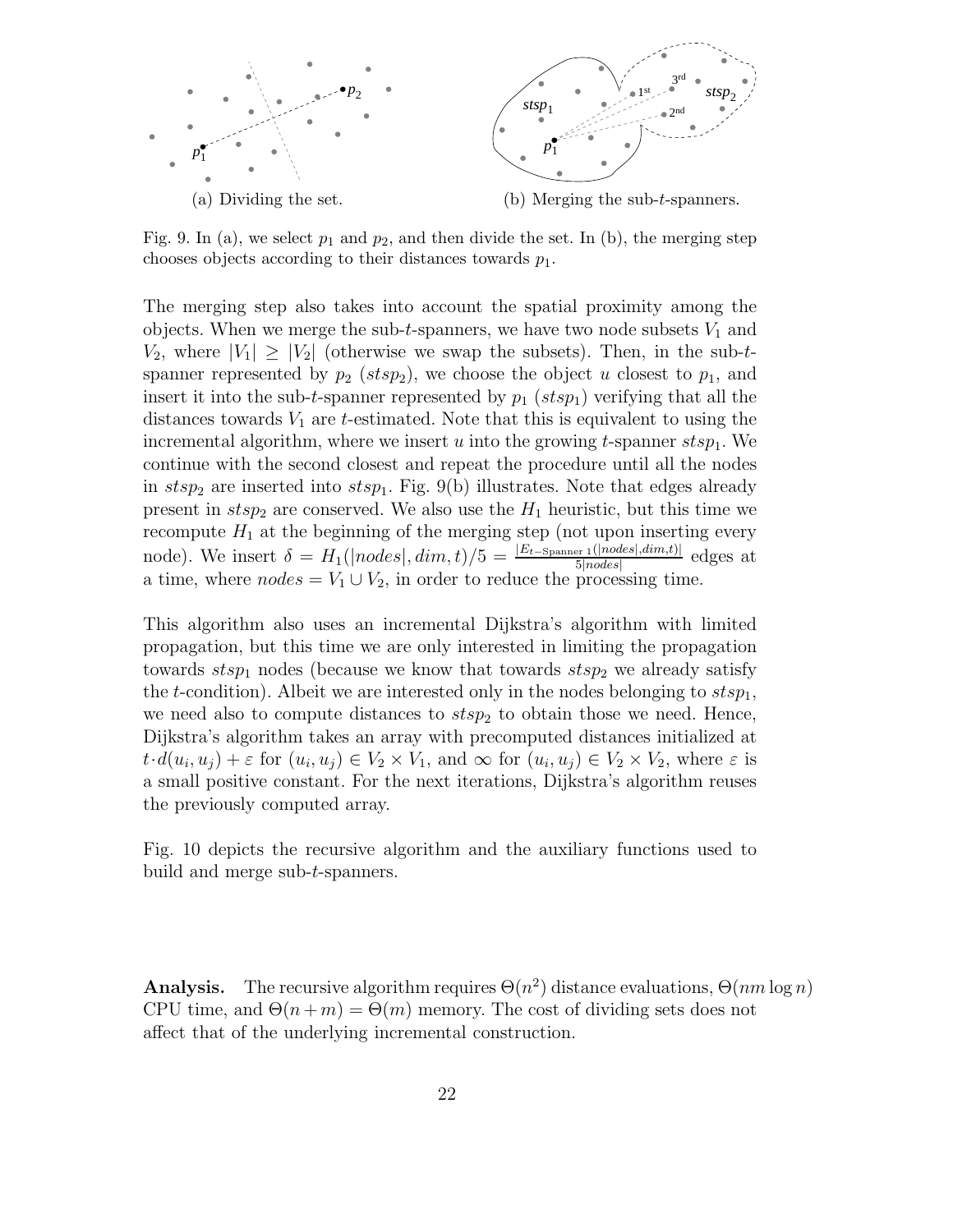(a) Dividing the set.

(b) Merging the sub-$t$-spanners.

Fig. 9. In (a), we select $p_1$ and $p_2$, and then divide the set. In (b), the merging step chooses objects according to their distances towards $p_1$.

The merging step also takes into account the spatial proximity among the objects. When we merge the sub-$t$-spanners, we have two node subsets $V_1$ and $V_2$, where $|V_1| \geq |V_2|$ (otherwise we swap the subsets). Then, in the sub-$t$-spanner represented by $p_2$ ($stsp_2$), we choose the object $u$ closest to $p_1$, and insert it into the sub-$t$-spanner represented by $p_1$ ($stsp_1$) verifying that all the distances towards $V_1$ are $t$-estimated. Note that this is equivalent to using the incremental algorithm, where we insert $u$ into the growing $t$-spanner $stsp_1$. We continue with the second closest and repeat the procedure until all the nodes in $stsp_2$ are inserted into $stsp_1$. Fig. 9(b) illustrates. Note that edges already present in $stsp_2$ are conserved. We also use the $H_1$ heuristic, but this time we recompute $H_1$ at the beginning of the merging step (not upon inserting every node). We insert $\delta = H_1(|nodes|, dim, t)/5 = \frac{|E_{t\text{-Spanner }1}(|nodes|, dim, t)|}{5|nodes|}$ edges at a time, where $nodes = V_1 \cup V_2$, in order to reduce the processing time.

This algorithm also uses an incremental Dijkstra's algorithm with limited propagation, but this time we are only interested in limiting the propagation towards $stsp_1$ nodes (because we know that towards $stsp_2$ we already satisfy the $t$-condition). Albeit we are interested only in the nodes belonging to $stsp_1$, we need also to compute distances to $stsp_2$ to obtain those we need. Hence, Dijkstra's algorithm takes an array with precomputed distances initialized at $t \cdot d(u_i, u_j) + \varepsilon$ for $(u_i, u_j) \in V_2 \times V_1$, and $\infty$ for $(u_i, u_j) \in V_2 \times V_2$, where $\varepsilon$ is a small positive constant. For the next iterations, Dijkstra's algorithm reuses the previously computed array.

Fig. 10 depicts the recursive algorithm and the auxiliary functions used to build and merge sub-$t$-spanners.

**Analysis.** The recursive algorithm requires $\Theta(n^2)$ distance evaluations, $\Theta(nm \log n)$ CPU time, and $\Theta(n + m) = \Theta(m)$ memory. The cost of dividing sets does not affect that of the underlying incremental construction.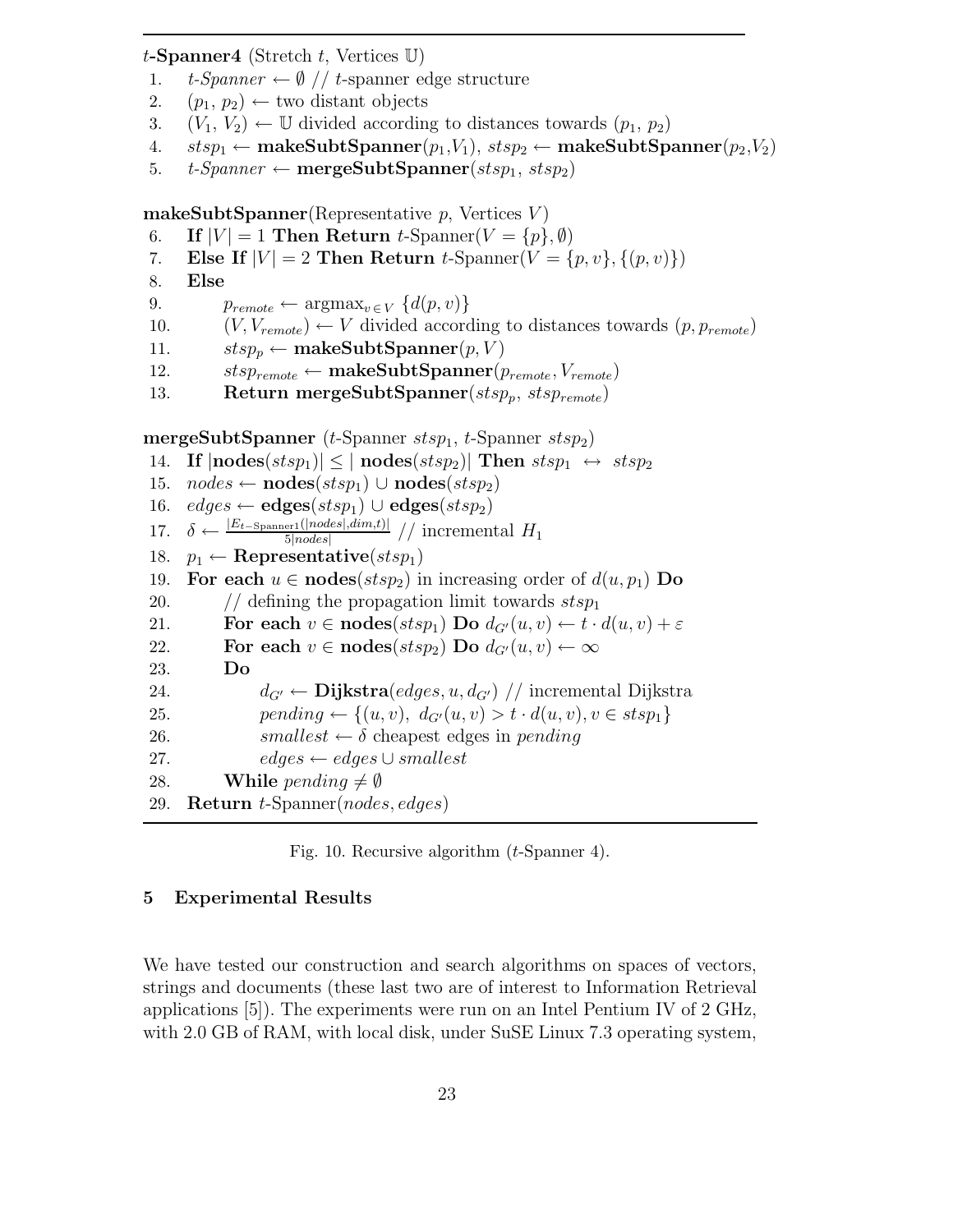**$t$-Spanner4** (Stretch $t$, Vertices $\mathbb{U}$)

1. $t$-*Spanner* $\leftarrow \emptyset$ // $t$-spanner edge structure
2. $(p_1, p_2) \leftarrow$ two distant objects
3. $(V_1, V_2) \leftarrow \mathbb{U}$ divided according to distances towards $(p_1, p_2)$
4. $stsp_1 \leftarrow$ **makeSubtSpanner**$(p_1, V_1)$, $stsp_2 \leftarrow$ **makeSubtSpanner**$(p_2, V_2)$
5. $t$-*Spanner* $\leftarrow$ **mergeSubtSpanner**$(stsp_1,\ stsp_2)$

**makeSubtSpanner**(Representative $p$, Vertices $V$)

6. **If** $|V| = 1$ **Then Return** $t$-Spanner$(V = \{p\}, \emptyset)$
7. **Else If** $|V| = 2$ **Then Return** $t$-Spanner$(V = \{p, v\}, \{(p, v)\})$
8. **Else**
9. $\quad p_{remote} \leftarrow \mathrm{argmax}_{v \in V}\ \{d(p, v)\}$
10. $\quad (V, V_{remote}) \leftarrow V$ divided according to distances towards $(p, p_{remote})$
11. $\quad stsp_p \leftarrow$ **makeSubtSpanner**$(p, V)$
12. $\quad stsp_{remote} \leftarrow$ **makeSubtSpanner**$(p_{remote}, V_{remote})$
13. $\quad$ **Return mergeSubtSpanner**$(stsp_p,\ stsp_{remote})$

**mergeSubtSpanner** ($t$-Spanner $stsp_1$, $t$-Spanner $stsp_2$)

14. **If** $|$**nodes**$(stsp_1)| \leq |$ **nodes**$(stsp_2)|$ **Then** $stsp_1 \leftrightarrow stsp_2$
15. $nodes \leftarrow$ **nodes**$(stsp_1) \cup$ **nodes**$(stsp_2)$
16. $edges \leftarrow$ **edges**$(stsp_1) \cup$ **edges**$(stsp_2)$
17. $\delta \leftarrow \frac{|E_{t-\mathrm{Spanner1}}(|nodes|, dim, t)|}{5|nodes|}$ // incremental $H_1$
18. $p_1 \leftarrow$ **Representative**$(stsp_1)$
19. **For each** $u \in$ **nodes**$(stsp_2)$ in increasing order of $d(u, p_1)$ **Do**
20. $\quad$ // defining the propagation limit towards $stsp_1$
21. $\quad$ **For each** $v \in$ **nodes**$(stsp_1)$ **Do** $d_{G'}(u, v) \leftarrow t \cdot d(u, v) + \varepsilon$
22. $\quad$ **For each** $v \in$ **nodes**$(stsp_2)$ **Do** $d_{G'}(u, v) \leftarrow \infty$
23. $\quad$ **Do**
24. $\quad\quad d_{G'} \leftarrow$ **Dijkstra**$(edges, u, d_{G'})$ // incremental Dijkstra
25. $\quad\quad pending \leftarrow \{(u, v),\ d_{G'}(u, v) > t \cdot d(u, v), v \in stsp_1\}$
26. $\quad\quad smallest \leftarrow \delta$ cheapest edges in $pending$
27. $\quad\quad edges \leftarrow edges \cup smallest$
28. $\quad$ **While** $pending \neq \emptyset$
29. **Return** $t$-Spanner$(nodes, edges)$

Fig. 10. Recursive algorithm ($t$-Spanner 4).

## 5 Experimental Results

We have tested our construction and search algorithms on spaces of vectors, strings and documents (these last two are of interest to Information Retrieval applications [5]). The experiments were run on an Intel Pentium IV of 2 GHz, with 2.0 GB of RAM, with local disk, under SuSE Linux 7.3 operating system,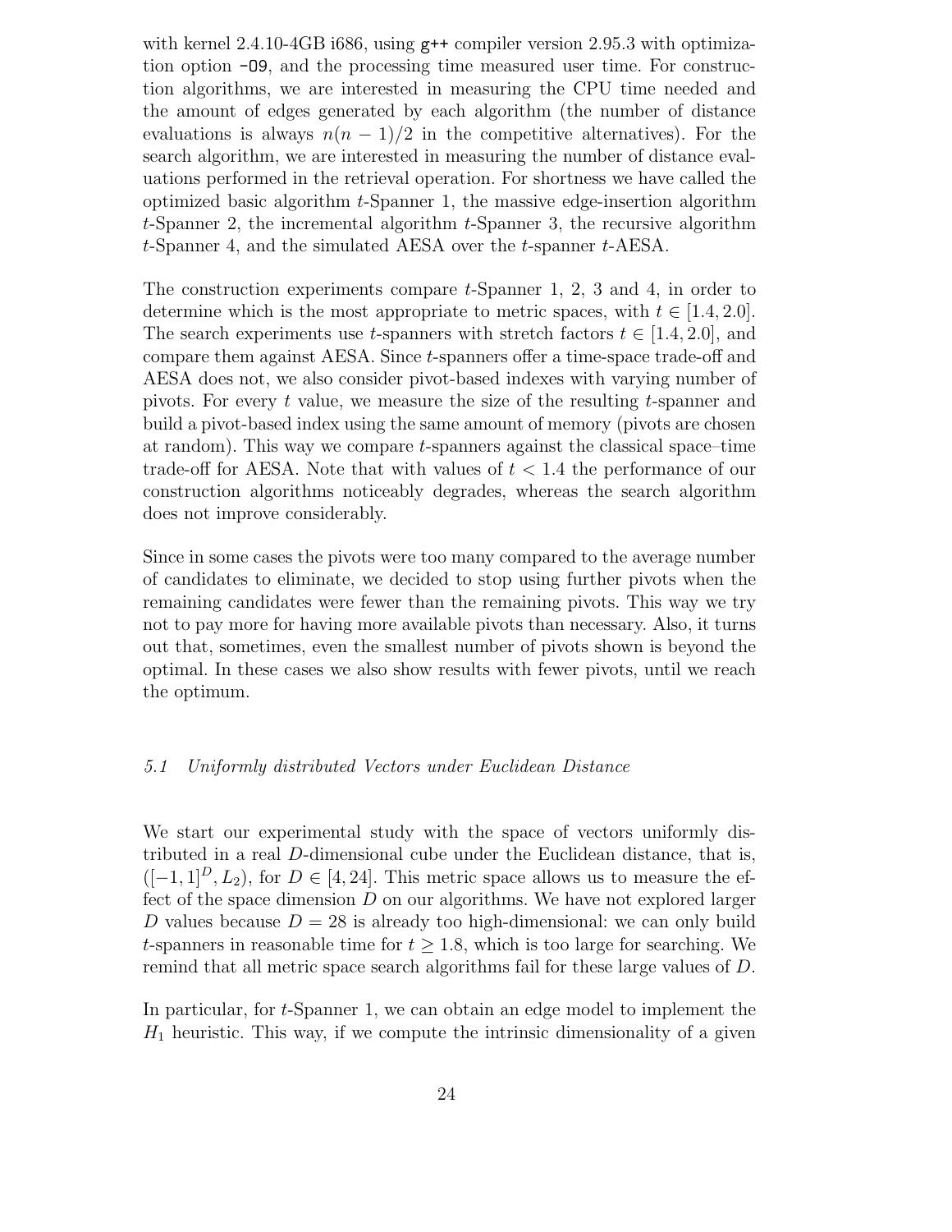with kernel 2.4.10-4GB i686, using `g++` compiler version 2.95.3 with optimization option `-O9`, and the processing time measured user time. For construction algorithms, we are interested in measuring the CPU time needed and the amount of edges generated by each algorithm (the number of distance evaluations is always $n(n-1)/2$ in the competitive alternatives). For the search algorithm, we are interested in measuring the number of distance evaluations performed in the retrieval operation. For shortness we have called the optimized basic algorithm $t$-Spanner 1, the massive edge-insertion algorithm $t$-Spanner 2, the incremental algorithm $t$-Spanner 3, the recursive algorithm $t$-Spanner 4, and the simulated AESA over the $t$-spanner $t$-AESA.

The construction experiments compare $t$-Spanner 1, 2, 3 and 4, in order to determine which is the most appropriate to metric spaces, with $t \in [1.4, 2.0]$. The search experiments use $t$-spanners with stretch factors $t \in [1.4, 2.0]$, and compare them against AESA. Since $t$-spanners offer a time-space trade-off and AESA does not, we also consider pivot-based indexes with varying number of pivots. For every $t$ value, we measure the size of the resulting $t$-spanner and build a pivot-based index using the same amount of memory (pivots are chosen at random). This way we compare $t$-spanners against the classical space–time trade-off for AESA. Note that with values of $t < 1.4$ the performance of our construction algorithms noticeably degrades, whereas the search algorithm does not improve considerably.

Since in some cases the pivots were too many compared to the average number of candidates to eliminate, we decided to stop using further pivots when the remaining candidates were fewer than the remaining pivots. This way we try not to pay more for having more available pivots than necessary. Also, it turns out that, sometimes, even the smallest number of pivots shown is beyond the optimal. In these cases we also show results with fewer pivots, until we reach the optimum.

### *5.1 Uniformly distributed Vectors under Euclidean Distance*

We start our experimental study with the space of vectors uniformly distributed in a real $D$-dimensional cube under the Euclidean distance, that is, $([-1,1]^D, L_2)$, for $D \in [4, 24]$. This metric space allows us to measure the effect of the space dimension $D$ on our algorithms. We have not explored larger $D$ values because $D = 28$ is already too high-dimensional: we can only build $t$-spanners in reasonable time for $t \geq 1.8$, which is too large for searching. We remind that all metric space search algorithms fail for these large values of $D$.

In particular, for $t$-Spanner 1, we can obtain an edge model to implement the $H_1$ heuristic. This way, if we compute the intrinsic dimensionality of a given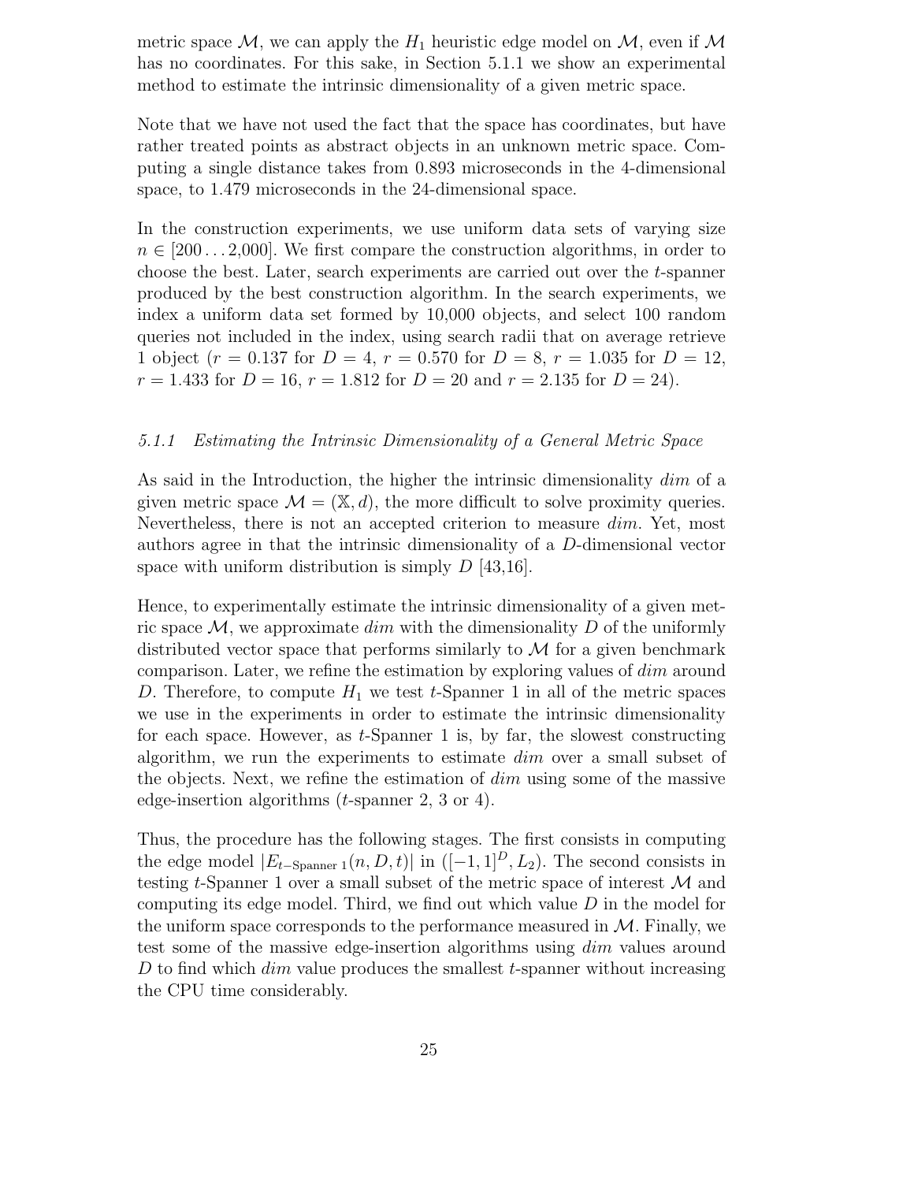metric space $\mathcal{M}$, we can apply the $H_1$ heuristic edge model on $\mathcal{M}$, even if $\mathcal{M}$ has no coordinates. For this sake, in Section 5.1.1 we show an experimental method to estimate the intrinsic dimensionality of a given metric space.

Note that we have not used the fact that the space has coordinates, but have rather treated points as abstract objects in an unknown metric space. Computing a single distance takes from 0.893 microseconds in the 4-dimensional space, to 1.479 microseconds in the 24-dimensional space.

In the construction experiments, we use uniform data sets of varying size $n \in [200 \ldots 2{,}000]$. We first compare the construction algorithms, in order to choose the best. Later, search experiments are carried out over the $t$-spanner produced by the best construction algorithm. In the search experiments, we index a uniform data set formed by 10,000 objects, and select 100 random queries not included in the index, using search radii that on average retrieve 1 object ($r = 0.137$ for $D = 4$, $r = 0.570$ for $D = 8$, $r = 1.035$ for $D = 12$, $r = 1.433$ for $D = 16$, $r = 1.812$ for $D = 20$ and $r = 2.135$ for $D = 24$).

#### 5.1.1 *Estimating the Intrinsic Dimensionality of a General Metric Space*

As said in the Introduction, the higher the intrinsic dimensionality *dim* of a given metric space $\mathcal{M} = (\mathbb{X}, d)$, the more difficult to solve proximity queries. Nevertheless, there is not an accepted criterion to measure *dim*. Yet, most authors agree in that the intrinsic dimensionality of a $D$-dimensional vector space with uniform distribution is simply $D$ [43,16].

Hence, to experimentally estimate the intrinsic dimensionality of a given metric space $\mathcal{M}$, we approximate *dim* with the dimensionality $D$ of the uniformly distributed vector space that performs similarly to $\mathcal{M}$ for a given benchmark comparison. Later, we refine the estimation by exploring values of *dim* around $D$. Therefore, to compute $H_1$ we test $t$-Spanner 1 in all of the metric spaces we use in the experiments in order to estimate the intrinsic dimensionality for each space. However, as $t$-Spanner 1 is, by far, the slowest constructing algorithm, we run the experiments to estimate *dim* over a small subset of the objects. Next, we refine the estimation of *dim* using some of the massive edge-insertion algorithms ($t$-spanner 2, 3 or 4).

Thus, the procedure has the following stages. The first consists in computing the edge model $|E_{t-\text{Spanner } 1}(n, D, t)|$ in $([-1,1]^D, L_2)$. The second consists in testing $t$-Spanner 1 over a small subset of the metric space of interest $\mathcal{M}$ and computing its edge model. Third, we find out which value $D$ in the model for the uniform space corresponds to the performance measured in $\mathcal{M}$. Finally, we test some of the massive edge-insertion algorithms using *dim* values around $D$ to find which *dim* value produces the smallest $t$-spanner without increasing the CPU time considerably.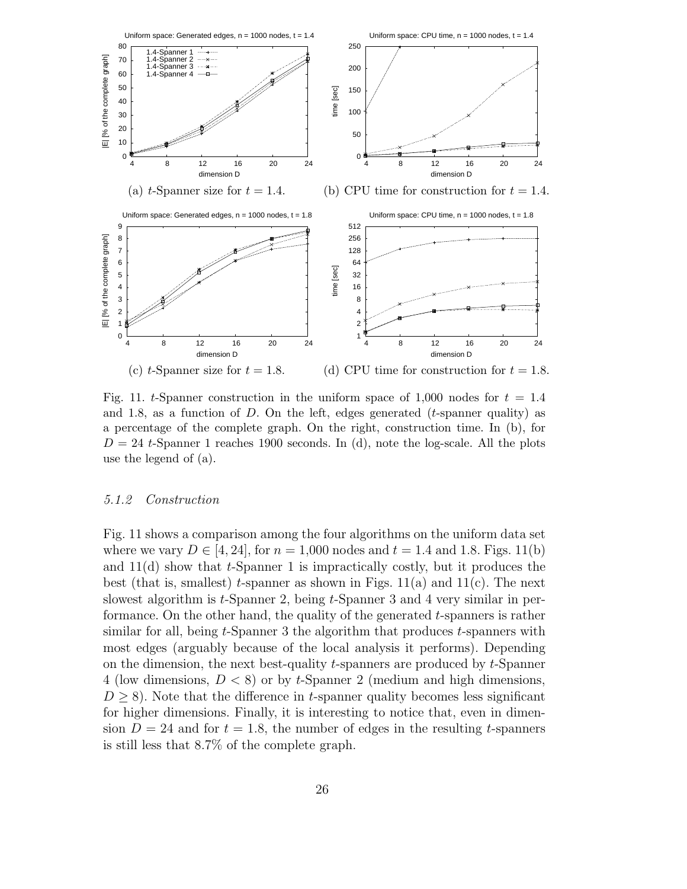(a) $t$-Spanner size for $t = 1.4$.

(b) CPU time for construction for $t = 1.4$.

(c) $t$-Spanner size for $t = 1.8$.

(d) CPU time for construction for $t = 1.8$.

Fig. 11. $t$-Spanner construction in the uniform space of 1,000 nodes for $t = 1.4$ and 1.8, as a function of $D$. On the left, edges generated ($t$-spanner quality) as a percentage of the complete graph. On the right, construction time. In (b), for $D = 24$ $t$-Spanner 1 reaches 1900 seconds. In (d), note the log-scale. All the plots use the legend of (a).

#### 5.1.2 Construction

Fig. 11 shows a comparison among the four algorithms on the uniform data set where we vary $D \in [4, 24]$, for $n = 1{,}000$ nodes and $t = 1.4$ and 1.8. Figs. 11(b) and 11(d) show that $t$-Spanner 1 is impractically costly, but it produces the best (that is, smallest) $t$-spanner as shown in Figs. 11(a) and 11(c). The next slowest algorithm is $t$-Spanner 2, being $t$-Spanner 3 and 4 very similar in performance. On the other hand, the quality of the generated $t$-spanners is rather similar for all, being $t$-Spanner 3 the algorithm that produces $t$-spanners with most edges (arguably because of the local analysis it performs). Depending on the dimension, the next best-quality $t$-spanners are produced by $t$-Spanner 4 (low dimensions, $D < 8$) or by $t$-Spanner 2 (medium and high dimensions, $D \geq 8$). Note that the difference in $t$-spanner quality becomes less significant for higher dimensions. Finally, it is interesting to notice that, even in dimension $D = 24$ and for $t = 1.8$, the number of edges in the resulting $t$-spanners is still less that 8.7% of the complete graph.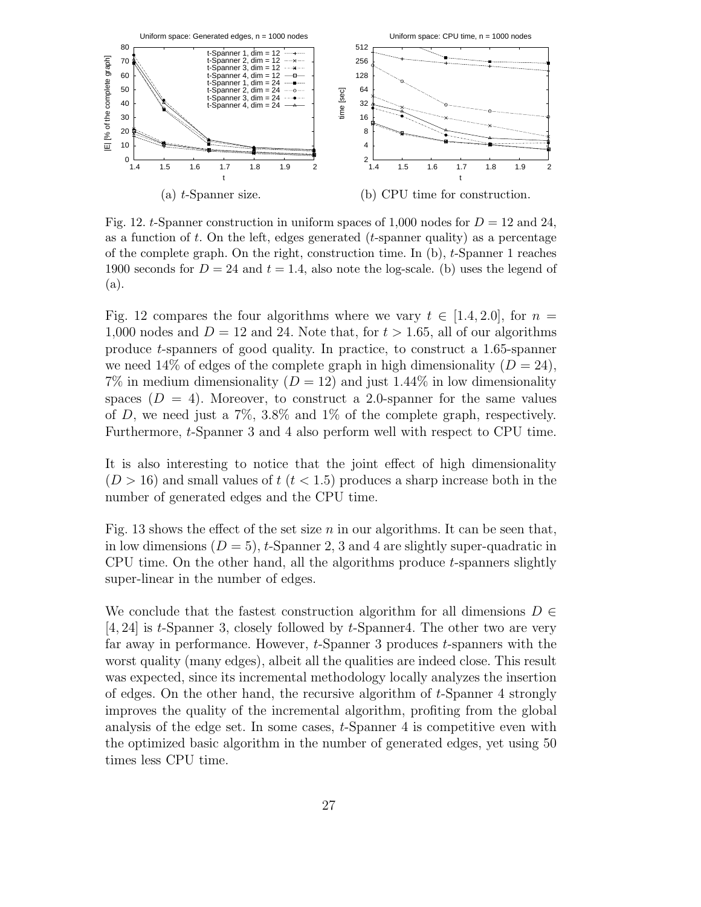(a) $t$-Spanner size.

(b) CPU time for construction.

Fig. 12. $t$-Spanner construction in uniform spaces of 1,000 nodes for $D = 12$ and 24, as a function of $t$. On the left, edges generated ($t$-spanner quality) as a percentage of the complete graph. On the right, construction time. In (b), $t$-Spanner 1 reaches 1900 seconds for $D = 24$ and $t = 1.4$, also note the log-scale. (b) uses the legend of (a).

Fig. 12 compares the four algorithms where we vary $t \in [1.4, 2.0]$, for $n =$ 1,000 nodes and $D = 12$ and 24. Note that, for $t > 1.65$, all of our algorithms produce $t$-spanners of good quality. In practice, to construct a 1.65-spanner we need 14% of edges of the complete graph in high dimensionality ($D = 24$), 7% in medium dimensionality ($D = 12$) and just 1.44% in low dimensionality spaces ($D = 4$). Moreover, to construct a 2.0-spanner for the same values of $D$, we need just a 7%, 3.8% and 1% of the complete graph, respectively. Furthermore, $t$-Spanner 3 and 4 also perform well with respect to CPU time.

It is also interesting to notice that the joint effect of high dimensionality ($D > 16$) and small values of $t$ ($t < 1.5$) produces a sharp increase both in the number of generated edges and the CPU time.

Fig. 13 shows the effect of the set size $n$ in our algorithms. It can be seen that, in low dimensions ($D = 5$), $t$-Spanner 2, 3 and 4 are slightly super-quadratic in CPU time. On the other hand, all the algorithms produce $t$-spanners slightly super-linear in the number of edges.

We conclude that the fastest construction algorithm for all dimensions $D \in [4, 24]$ is $t$-Spanner 3, closely followed by $t$-Spanner4. The other two are very far away in performance. However, $t$-Spanner 3 produces $t$-spanners with the worst quality (many edges), albeit all the qualities are indeed close. This result was expected, since its incremental methodology locally analyzes the insertion of edges. On the other hand, the recursive algorithm of $t$-Spanner 4 strongly improves the quality of the incremental algorithm, profiting from the global analysis of the edge set. In some cases, $t$-Spanner 4 is competitive even with the optimized basic algorithm in the number of generated edges, yet using 50 times less CPU time.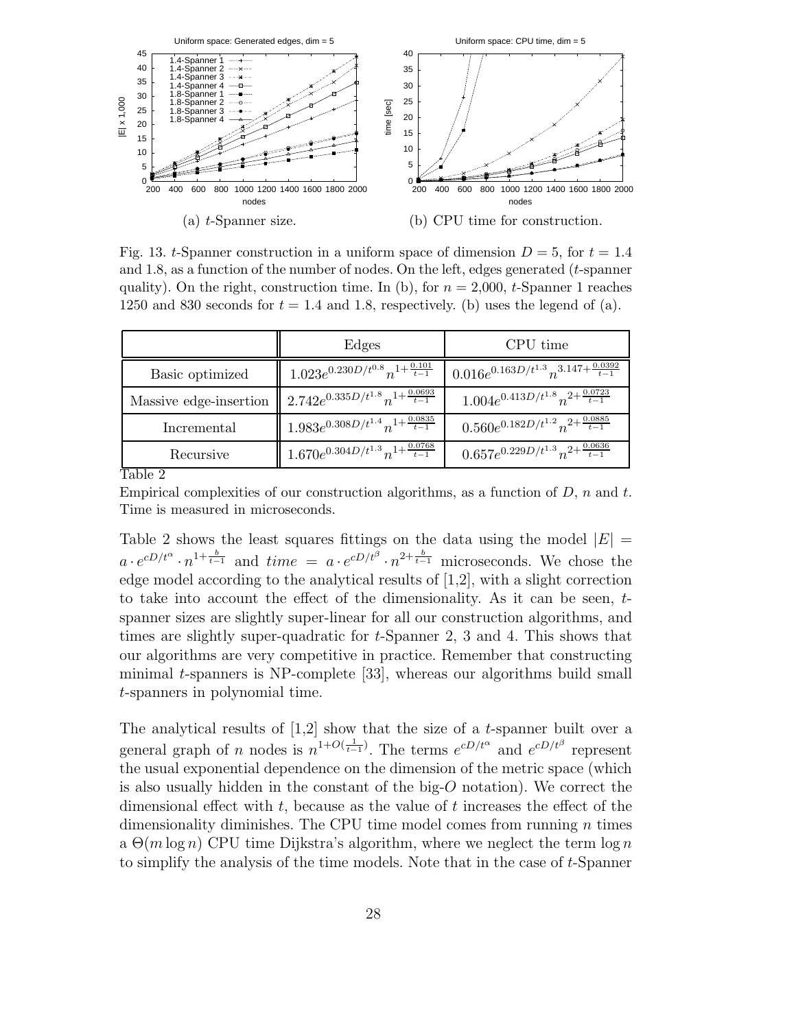(a) $t$-Spanner size.

(b) CPU time for construction.

Fig. 13. $t$-Spanner construction in a uniform space of dimension $D = 5$, for $t = 1.4$ and 1.8, as a function of the number of nodes. On the left, edges generated ($t$-spanner quality). On the right, construction time. In (b), for $n = 2,000$, $t$-Spanner 1 reaches 1250 and 830 seconds for $t = 1.4$ and 1.8, respectively. (b) uses the legend of (a).

| | Edges | CPU time |
|---|---|---|
| Basic optimized | $1.023e^{0.230D/t^{0.8}}n^{1+\frac{0.101}{t-1}}$ | $0.016e^{0.163D/t^{1.3}}n^{3.147+\frac{0.0392}{t-1}}$ |
| Massive edge-insertion | $2.742e^{0.335D/t^{1.8}}n^{1+\frac{0.0693}{t-1}}$ | $1.004e^{0.413D/t^{1.8}}n^{2+\frac{0.0723}{t-1}}$ |
| Incremental | $1.983e^{0.308D/t^{1.4}}n^{1+\frac{0.0835}{t-1}}$ | $0.560e^{0.182D/t^{1.2}}n^{2+\frac{0.0885}{t-1}}$ |
| Recursive | $1.670e^{0.304D/t^{1.3}}n^{1+\frac{0.0768}{t-1}}$ | $0.657e^{0.229D/t^{1.3}}n^{2+\frac{0.0636}{t-1}}$ |

Table 2

Empirical complexities of our construction algorithms, as a function of $D$, $n$ and $t$. Time is measured in microseconds.

Table 2 shows the least squares fittings on the data using the model $|E| = a \cdot e^{cD/t^{\alpha}} \cdot n^{1+\frac{b}{t-1}}$ and $time = a \cdot e^{cD/t^{\beta}} \cdot n^{2+\frac{b}{t-1}}$ microseconds. We chose the edge model according to the analytical results of [1,2], with a slight correction to take into account the effect of the dimensionality. As it can be seen, $t$-spanner sizes are slightly super-linear for all our construction algorithms, and times are slightly super-quadratic for $t$-Spanner 2, 3 and 4. This shows that our algorithms are very competitive in practice. Remember that constructing minimal $t$-spanners is NP-complete [33], whereas our algorithms build small $t$-spanners in polynomial time.

The analytical results of [1,2] show that the size of a $t$-spanner built over a general graph of $n$ nodes is $n^{1+O(\frac{1}{t-1})}$. The terms $e^{cD/t^{\alpha}}$ and $e^{cD/t^{\beta}}$ represent the usual exponential dependence on the dimension of the metric space (which is also usually hidden in the constant of the big-$O$ notation). We correct the dimensional effect with $t$, because as the value of $t$ increases the effect of the dimensionality diminishes. The CPU time model comes from running $n$ times a $\Theta(m \log n)$ CPU time Dijkstra's algorithm, where we neglect the term $\log n$ to simplify the analysis of the time models. Note that in the case of $t$-Spanner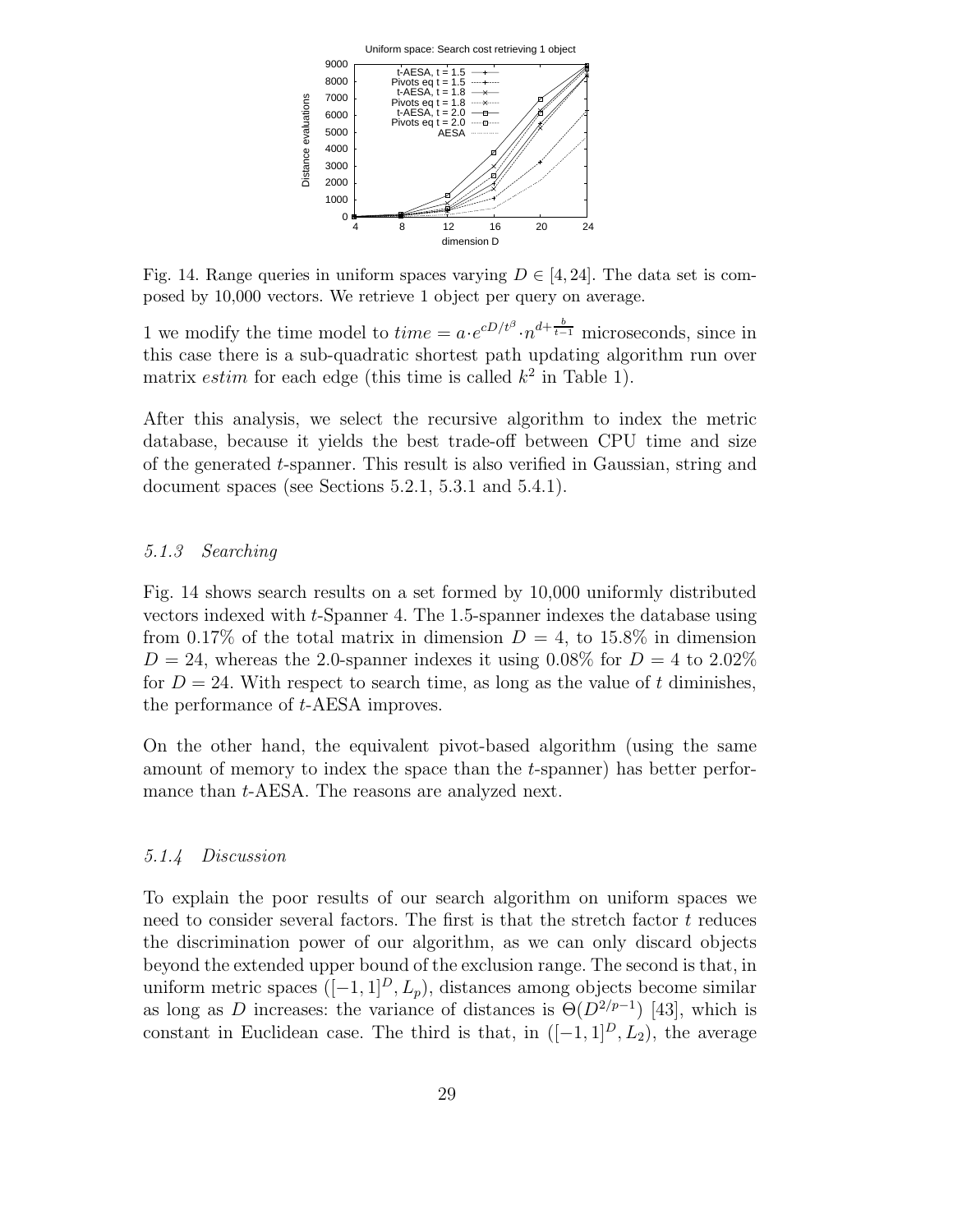Fig. 14. Range queries in uniform spaces varying $D \in [4, 24]$. The data set is composed by 10,000 vectors. We retrieve 1 object per query on average.

1 we modify the time model to $time = a \cdot e^{cD/t^{\beta}} \cdot n^{d+\frac{b}{t-1}}$ microseconds, since in this case there is a sub-quadratic shortest path updating algorithm run over matrix *estim* for each edge (this time is called $k^2$ in Table 1).

After this analysis, we select the recursive algorithm to index the metric database, because it yields the best trade-off between CPU time and size of the generated $t$-spanner. This result is also verified in Gaussian, string and document spaces (see Sections 5.2.1, 5.3.1 and 5.4.1).

### 5.1.3 Searching

Fig. 14 shows search results on a set formed by 10,000 uniformly distributed vectors indexed with $t$-Spanner 4. The 1.5-spanner indexes the database using from 0.17% of the total matrix in dimension $D = 4$, to 15.8% in dimension $D = 24$, whereas the 2.0-spanner indexes it using 0.08% for $D = 4$ to 2.02% for $D = 24$. With respect to search time, as long as the value of $t$ diminishes, the performance of $t$-AESA improves.

On the other hand, the equivalent pivot-based algorithm (using the same amount of memory to index the space than the $t$-spanner) has better performance than $t$-AESA. The reasons are analyzed next.

### 5.1.4 Discussion

To explain the poor results of our search algorithm on uniform spaces we need to consider several factors. The first is that the stretch factor $t$ reduces the discrimination power of our algorithm, as we can only discard objects beyond the extended upper bound of the exclusion range. The second is that, in uniform metric spaces $([-1, 1]^D, L_p)$, distances among objects become similar as long as $D$ increases: the variance of distances is $\Theta(D^{2/p-1})$ [43], which is constant in Euclidean case. The third is that, in $([-1, 1]^D, L_2)$, the average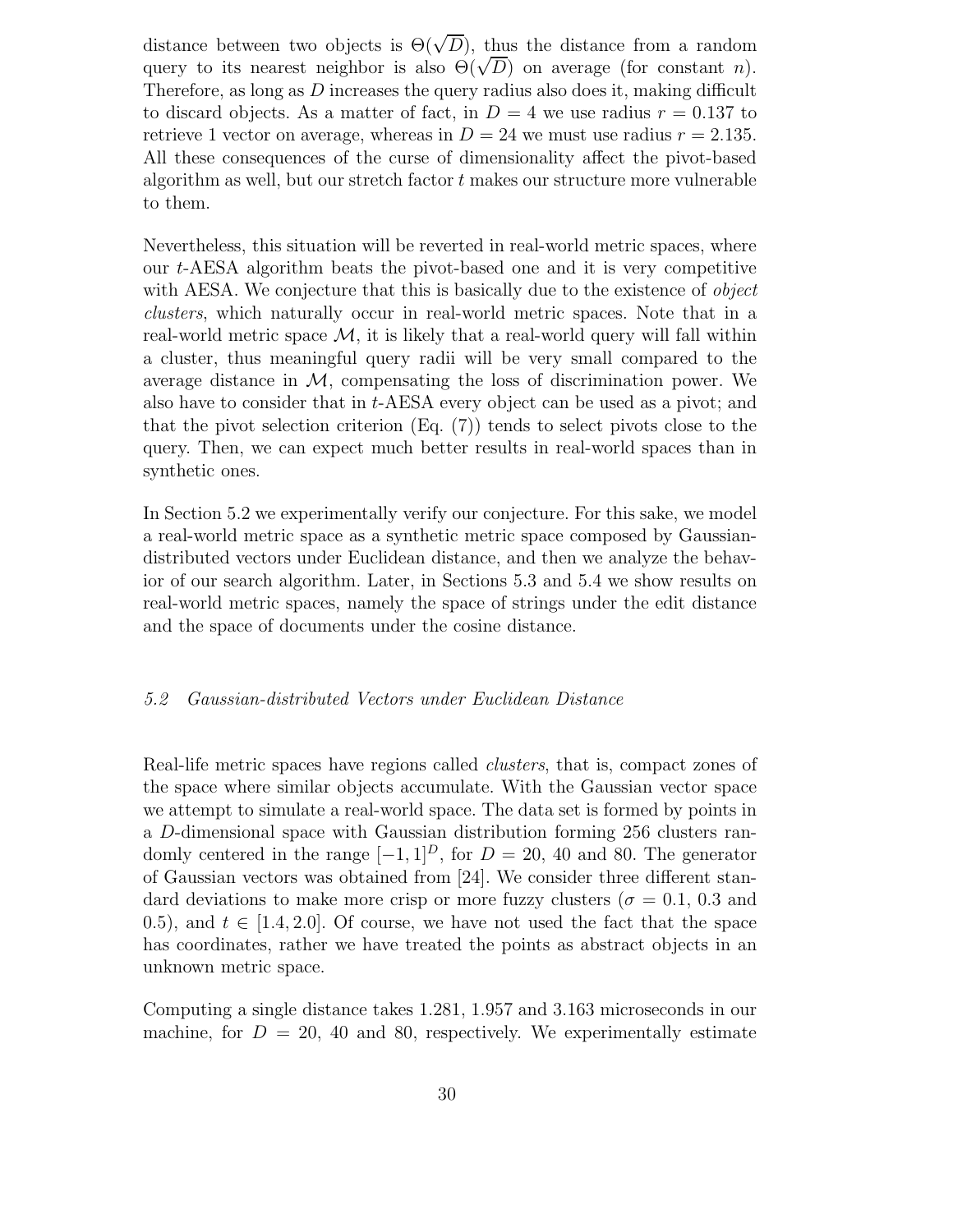distance between two objects is $\Theta(\sqrt{D})$, thus the distance from a random query to its nearest neighbor is also $\Theta(\sqrt{D})$ on average (for constant $n$). Therefore, as long as $D$ increases the query radius also does it, making difficult to discard objects. As a matter of fact, in $D = 4$ we use radius $r = 0.137$ to retrieve 1 vector on average, whereas in $D = 24$ we must use radius $r = 2.135$. All these consequences of the curse of dimensionality affect the pivot-based algorithm as well, but our stretch factor $t$ makes our structure more vulnerable to them.

Nevertheless, this situation will be reverted in real-world metric spaces, where our $t$-AESA algorithm beats the pivot-based one and it is very competitive with AESA. We conjecture that this is basically due to the existence of *object clusters*, which naturally occur in real-world metric spaces. Note that in a real-world metric space $\mathcal{M}$, it is likely that a real-world query will fall within a cluster, thus meaningful query radii will be very small compared to the average distance in $\mathcal{M}$, compensating the loss of discrimination power. We also have to consider that in $t$-AESA every object can be used as a pivot; and that the pivot selection criterion (Eq. (7)) tends to select pivots close to the query. Then, we can expect much better results in real-world spaces than in synthetic ones.

In Section 5.2 we experimentally verify our conjecture. For this sake, we model a real-world metric space as a synthetic metric space composed by Gaussian-distributed vectors under Euclidean distance, and then we analyze the behavior of our search algorithm. Later, in Sections 5.3 and 5.4 we show results on real-world metric spaces, namely the space of strings under the edit distance and the space of documents under the cosine distance.

### *5.2 Gaussian-distributed Vectors under Euclidean Distance*

Real-life metric spaces have regions called *clusters*, that is, compact zones of the space where similar objects accumulate. With the Gaussian vector space we attempt to simulate a real-world space. The data set is formed by points in a $D$-dimensional space with Gaussian distribution forming 256 clusters randomly centered in the range $[-1, 1]^D$, for $D = 20$, 40 and 80. The generator of Gaussian vectors was obtained from [24]. We consider three different standard deviations to make more crisp or more fuzzy clusters ($\sigma = 0.1$, 0.3 and 0.5), and $t \in [1.4, 2.0]$. Of course, we have not used the fact that the space has coordinates, rather we have treated the points as abstract objects in an unknown metric space.

Computing a single distance takes 1.281, 1.957 and 3.163 microseconds in our machine, for $D = 20$, 40 and 80, respectively. We experimentally estimate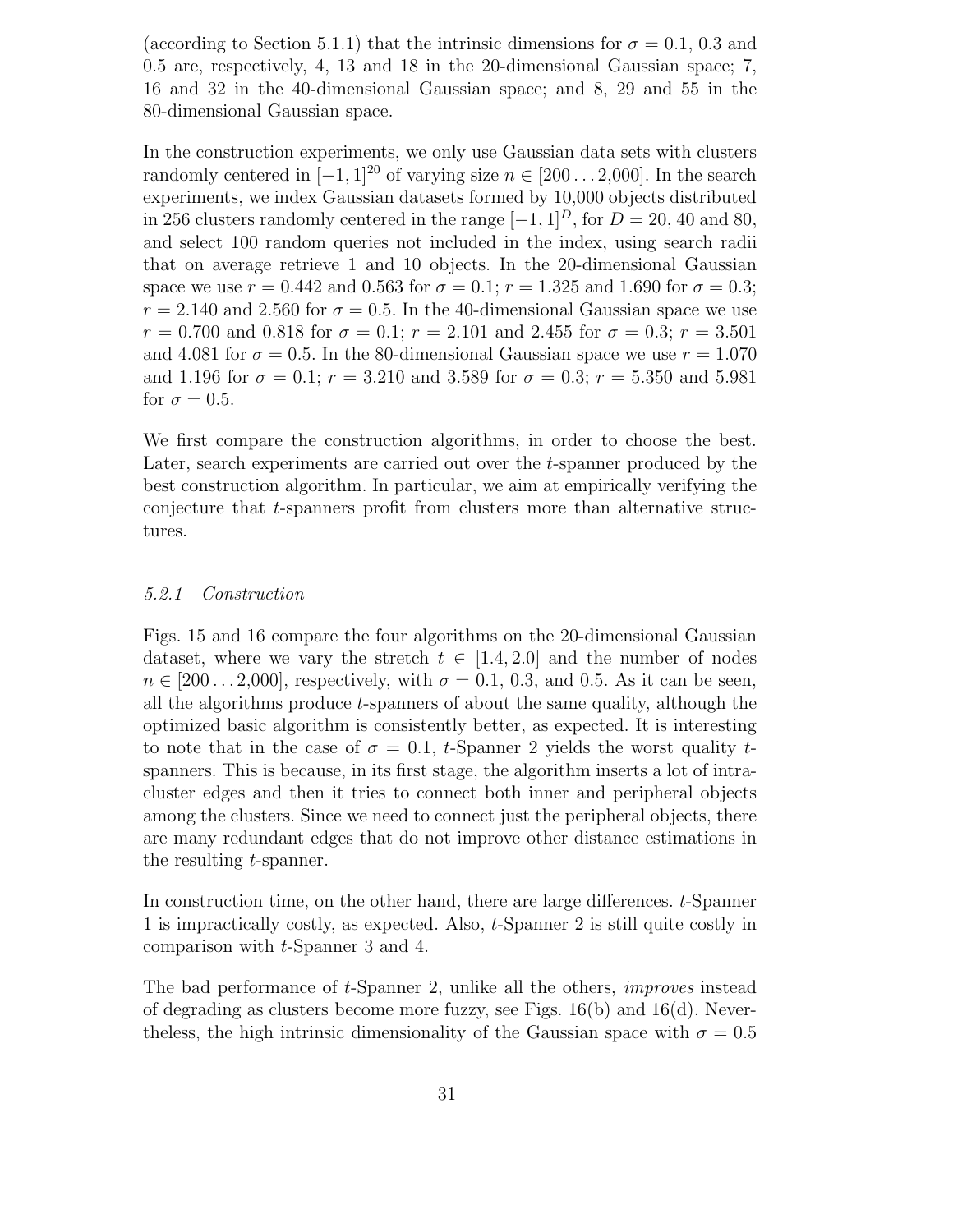(according to Section 5.1.1) that the intrinsic dimensions for $\sigma = 0.1$, 0.3 and 0.5 are, respectively, 4, 13 and 18 in the 20-dimensional Gaussian space; 7, 16 and 32 in the 40-dimensional Gaussian space; and 8, 29 and 55 in the 80-dimensional Gaussian space.

In the construction experiments, we only use Gaussian data sets with clusters randomly centered in $[-1, 1]^{20}$ of varying size $n \in [200 \ldots 2{,}000]$. In the search experiments, we index Gaussian datasets formed by 10,000 objects distributed in 256 clusters randomly centered in the range $[-1, 1]^D$, for $D = 20$, 40 and 80, and select 100 random queries not included in the index, using search radii that on average retrieve 1 and 10 objects. In the 20-dimensional Gaussian space we use $r = 0.442$ and 0.563 for $\sigma = 0.1$; $r = 1.325$ and 1.690 for $\sigma = 0.3$; $r = 2.140$ and 2.560 for $\sigma = 0.5$. In the 40-dimensional Gaussian space we use $r = 0.700$ and 0.818 for $\sigma = 0.1$; $r = 2.101$ and 2.455 for $\sigma = 0.3$; $r = 3.501$ and 4.081 for $\sigma = 0.5$. In the 80-dimensional Gaussian space we use $r = 1.070$ and 1.196 for $\sigma = 0.1$; $r = 3.210$ and 3.589 for $\sigma = 0.3$; $r = 5.350$ and 5.981 for $\sigma = 0.5$.

We first compare the construction algorithms, in order to choose the best. Later, search experiments are carried out over the $t$-spanner produced by the best construction algorithm. In particular, we aim at empirically verifying the conjecture that $t$-spanners profit from clusters more than alternative structures.

### 5.2.1 Construction

Figs. 15 and 16 compare the four algorithms on the 20-dimensional Gaussian dataset, where we vary the stretch $t \in [1.4, 2.0]$ and the number of nodes $n \in [200 \ldots 2{,}000]$, respectively, with $\sigma = 0.1$, 0.3, and 0.5. As it can be seen, all the algorithms produce $t$-spanners of about the same quality, although the optimized basic algorithm is consistently better, as expected. It is interesting to note that in the case of $\sigma = 0.1$, $t$-Spanner 2 yields the worst quality $t$-spanners. This is because, in its first stage, the algorithm inserts a lot of intra-cluster edges and then it tries to connect both inner and peripheral objects among the clusters. Since we need to connect just the peripheral objects, there are many redundant edges that do not improve other distance estimations in the resulting $t$-spanner.

In construction time, on the other hand, there are large differences. $t$-Spanner 1 is impractically costly, as expected. Also, $t$-Spanner 2 is still quite costly in comparison with $t$-Spanner 3 and 4.

The bad performance of $t$-Spanner 2, unlike all the others, *improves* instead of degrading as clusters become more fuzzy, see Figs. 16(b) and 16(d). Nevertheless, the high intrinsic dimensionality of the Gaussian space with $\sigma = 0.5$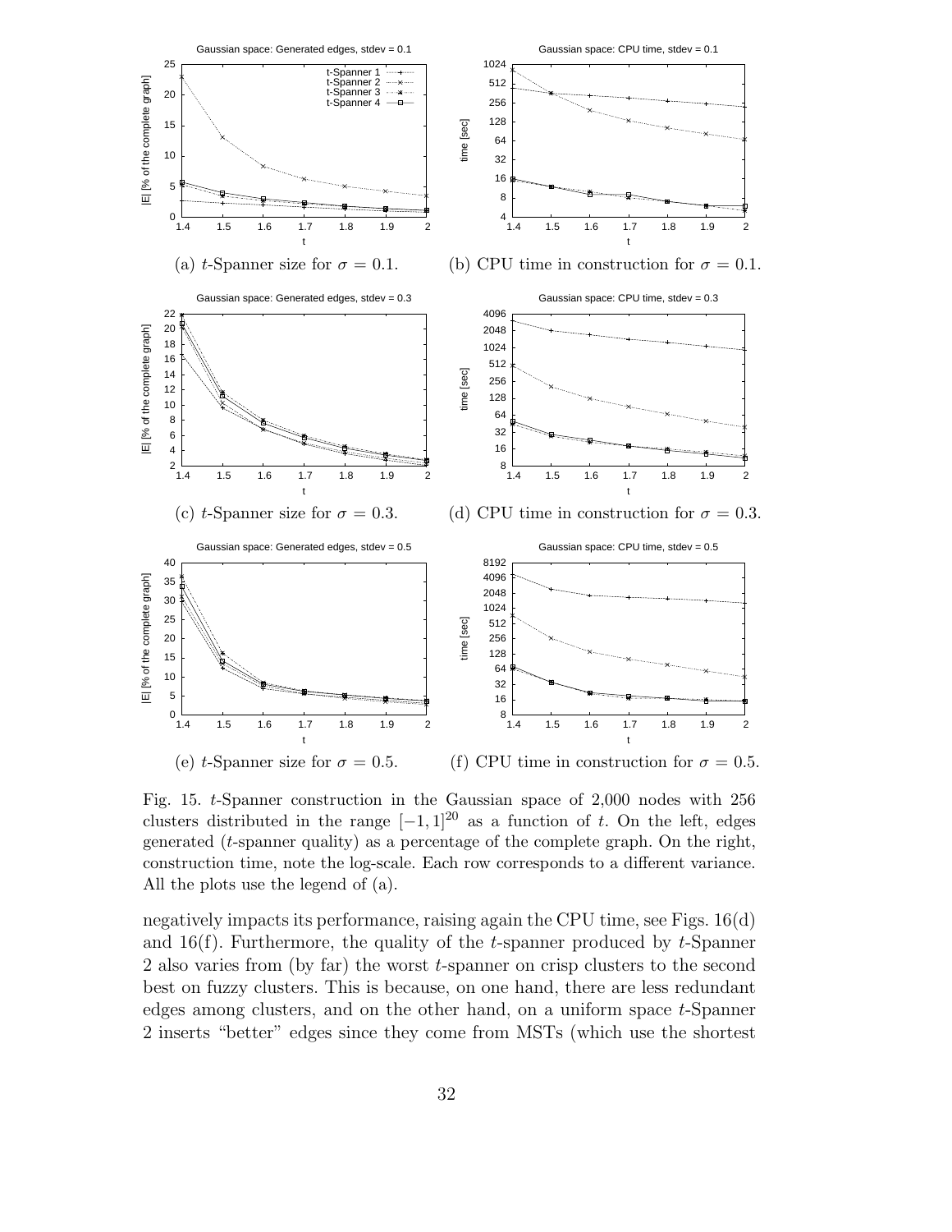(a) $t$-Spanner size for $\sigma = 0.1$.

(b) CPU time in construction for $\sigma = 0.1$.

(c) $t$-Spanner size for $\sigma = 0.3$.

(d) CPU time in construction for $\sigma = 0.3$.

(e) $t$-Spanner size for $\sigma = 0.5$.

(f) CPU time in construction for $\sigma = 0.5$.

Fig. 15. $t$-Spanner construction in the Gaussian space of 2,000 nodes with 256 clusters distributed in the range $[-1, 1]^{20}$ as a function of $t$. On the left, edges generated ($t$-spanner quality) as a percentage of the complete graph. On the right, construction time, note the log-scale. Each row corresponds to a different variance. All the plots use the legend of (a).

negatively impacts its performance, raising again the CPU time, see Figs. 16(d) and 16(f). Furthermore, the quality of the $t$-spanner produced by $t$-Spanner 2 also varies from (by far) the worst $t$-spanner on crisp clusters to the second best on fuzzy clusters. This is because, on one hand, there are less redundant edges among clusters, and on the other hand, on a uniform space $t$-Spanner 2 inserts "better" edges since they come from MSTs (which use the shortest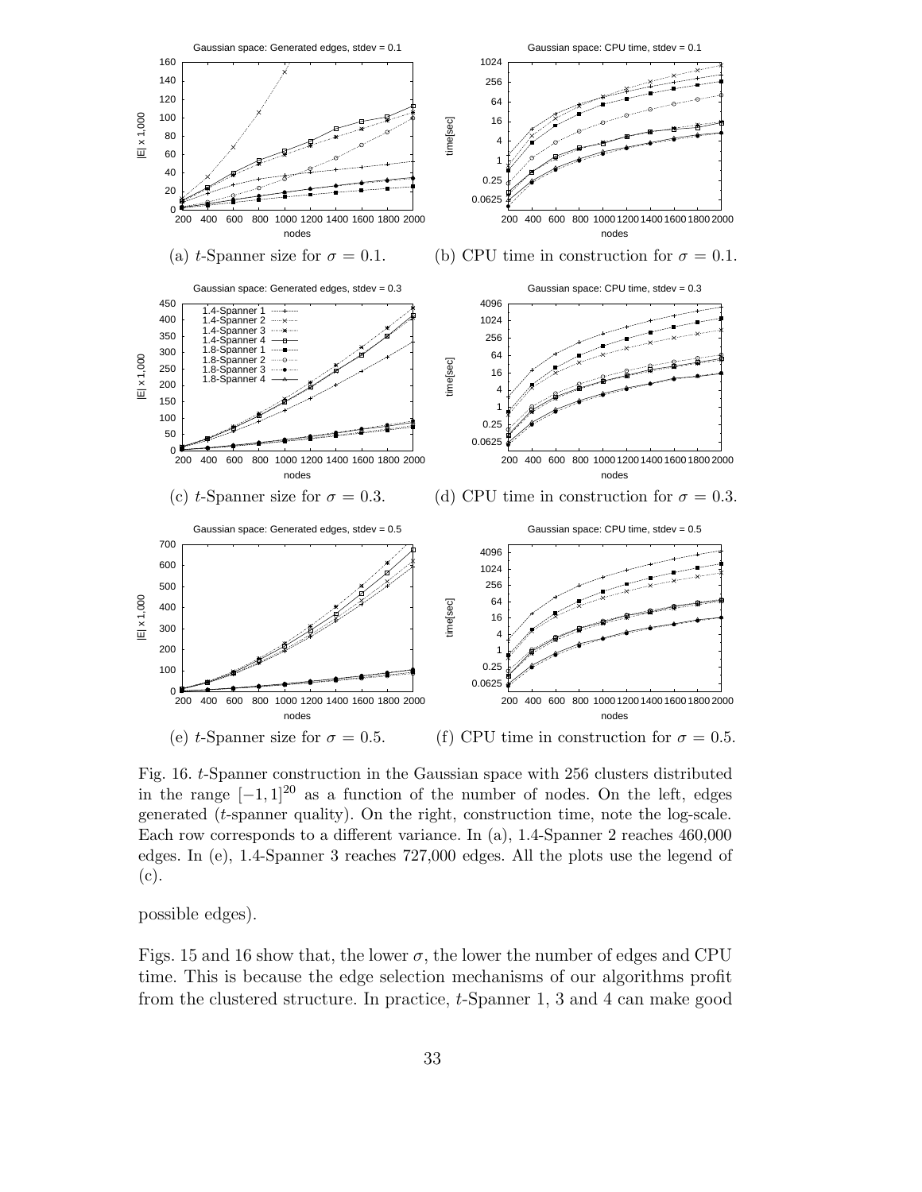(a) $t$-Spanner size for $\sigma = 0.1$.

(b) CPU time in construction for $\sigma = 0.1$.

(c) $t$-Spanner size for $\sigma = 0.3$.

(d) CPU time in construction for $\sigma = 0.3$.

(e) $t$-Spanner size for $\sigma = 0.5$.

(f) CPU time in construction for $\sigma = 0.5$.

Fig. 16. $t$-Spanner construction in the Gaussian space with 256 clusters distributed in the range $[-1, 1]^{20}$ as a function of the number of nodes. On the left, edges generated ($t$-spanner quality). On the right, construction time, note the log-scale. Each row corresponds to a different variance. In (a), 1.4-Spanner 2 reaches 460,000 edges. In (e), 1.4-Spanner 3 reaches 727,000 edges. All the plots use the legend of (c).

possible edges).

Figs. 15 and 16 show that, the lower $\sigma$, the lower the number of edges and CPU time. This is because the edge selection mechanisms of our algorithms profit from the clustered structure. In practice, $t$-Spanner 1, 3 and 4 can make good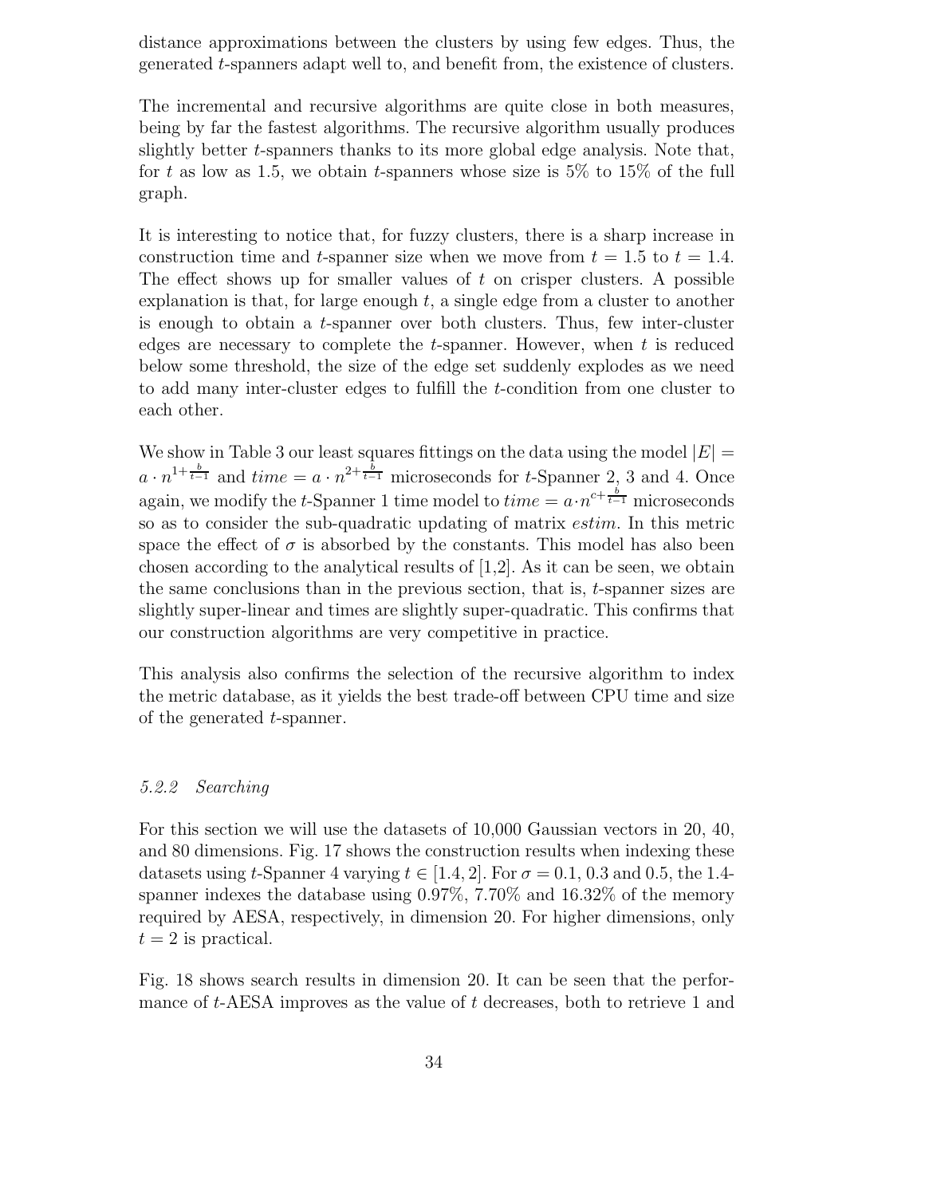distance approximations between the clusters by using few edges. Thus, the generated $t$-spanners adapt well to, and benefit from, the existence of clusters.

The incremental and recursive algorithms are quite close in both measures, being by far the fastest algorithms. The recursive algorithm usually produces slightly better $t$-spanners thanks to its more global edge analysis. Note that, for $t$ as low as 1.5, we obtain $t$-spanners whose size is 5% to 15% of the full graph.

It is interesting to notice that, for fuzzy clusters, there is a sharp increase in construction time and $t$-spanner size when we move from $t = 1.5$ to $t = 1.4$. The effect shows up for smaller values of $t$ on crisper clusters. A possible explanation is that, for large enough $t$, a single edge from a cluster to another is enough to obtain a $t$-spanner over both clusters. Thus, few inter-cluster edges are necessary to complete the $t$-spanner. However, when $t$ is reduced below some threshold, the size of the edge set suddenly explodes as we need to add many inter-cluster edges to fulfill the $t$-condition from one cluster to each other.

We show in Table 3 our least squares fittings on the data using the model $|E| = a \cdot n^{1+\frac{b}{t-1}}$ and $time = a \cdot n^{2+\frac{b}{t-1}}$ microseconds for $t$-Spanner 2, 3 and 4. Once again, we modify the $t$-Spanner 1 time model to $time = a \cdot n^{c+\frac{b}{t-1}}$ microseconds so as to consider the sub-quadratic updating of matrix $estim$. In this metric space the effect of $\sigma$ is absorbed by the constants. This model has also been chosen according to the analytical results of [1,2]. As it can be seen, we obtain the same conclusions than in the previous section, that is, $t$-spanner sizes are slightly super-linear and times are slightly super-quadratic. This confirms that our construction algorithms are very competitive in practice.

This analysis also confirms the selection of the recursive algorithm to index the metric database, as it yields the best trade-off between CPU time and size of the generated $t$-spanner.

#### *5.2.2 Searching*

For this section we will use the datasets of 10,000 Gaussian vectors in 20, 40, and 80 dimensions. Fig. 17 shows the construction results when indexing these datasets using $t$-Spanner 4 varying $t \in [1.4, 2]$. For $\sigma = 0.1$, 0.3 and 0.5, the 1.4-spanner indexes the database using 0.97%, 7.70% and 16.32% of the memory required by AESA, respectively, in dimension 20. For higher dimensions, only $t = 2$ is practical.

Fig. 18 shows search results in dimension 20. It can be seen that the performance of $t$-AESA improves as the value of $t$ decreases, both to retrieve 1 and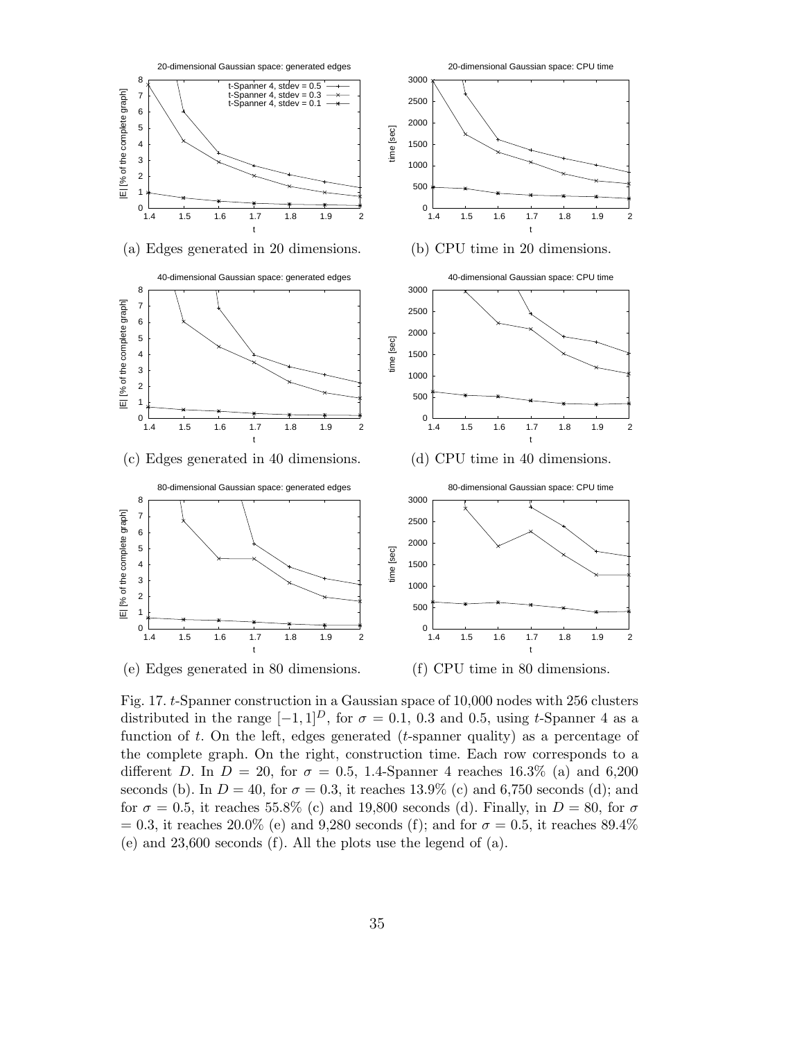(a) Edges generated in 20 dimensions.

(b) CPU time in 20 dimensions.

(c) Edges generated in 40 dimensions.

(d) CPU time in 40 dimensions.

(e) Edges generated in 80 dimensions.

(f) CPU time in 80 dimensions.

Fig. 17. $t$-Spanner construction in a Gaussian space of 10,000 nodes with 256 clusters distributed in the range $[-1, 1]^D$, for $\sigma = 0.1$, 0.3 and 0.5, using $t$-Spanner 4 as a function of $t$. On the left, edges generated ($t$-spanner quality) as a percentage of the complete graph. On the right, construction time. Each row corresponds to a different $D$. In $D = 20$, for $\sigma = 0.5$, 1.4-Spanner 4 reaches 16.3% (a) and 6,200 seconds (b). In $D = 40$, for $\sigma = 0.3$, it reaches 13.9% (c) and 6,750 seconds (d); and for $\sigma = 0.5$, it reaches 55.8% (c) and 19,800 seconds (d). Finally, in $D = 80$, for $\sigma = 0.3$, it reaches 20.0% (e) and 9,280 seconds (f); and for $\sigma = 0.5$, it reaches 89.4% (e) and 23,600 seconds (f). All the plots use the legend of (a).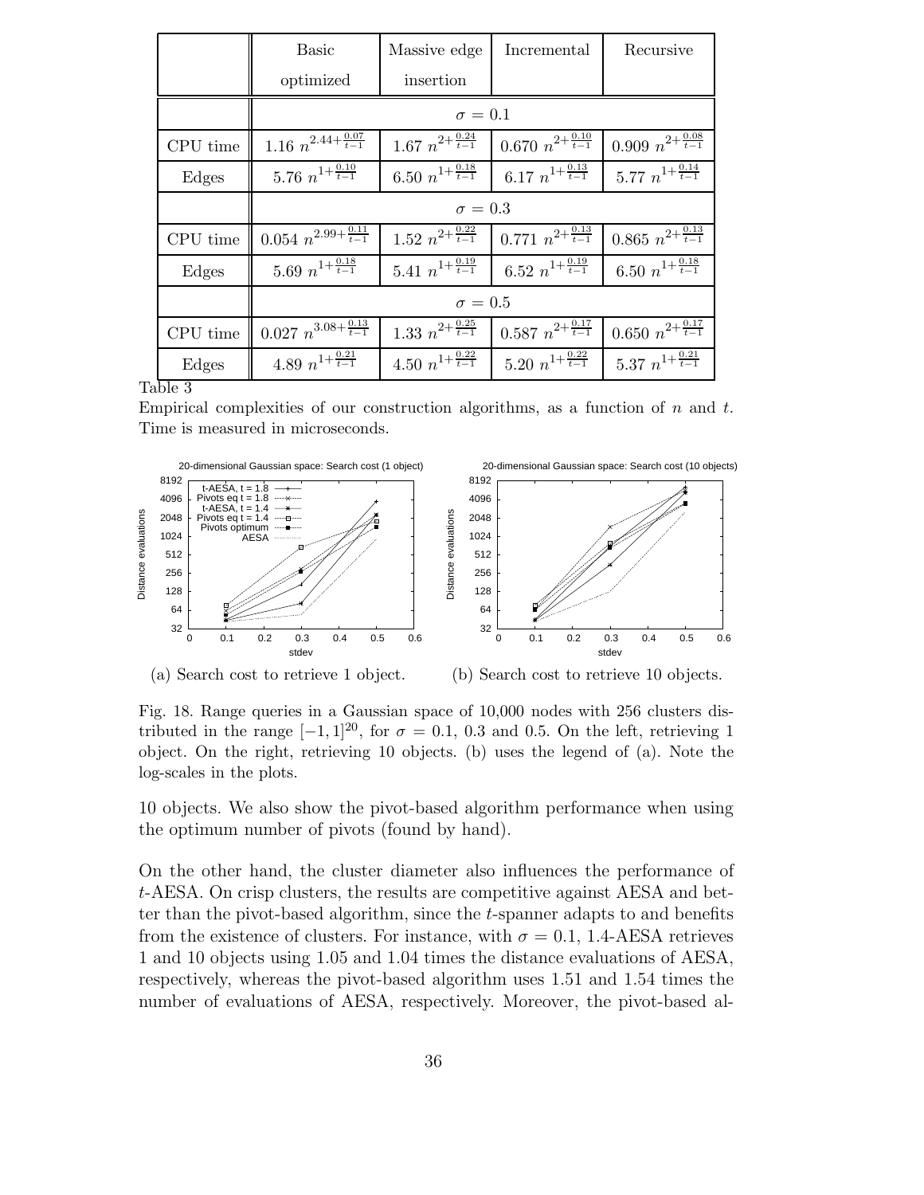| | Basic optimized | Massive edge insertion | Incremental | Recursive |
|---|---|---|---|---|
| | $\sigma = 0.1$ | | | |
| CPU time | $1.16\ n^{2.44+\frac{0.07}{t-1}}$ | $1.67\ n^{2+\frac{0.24}{t-1}}$ | $0.670\ n^{2+\frac{0.10}{t-1}}$ | $0.909\ n^{2+\frac{0.08}{t-1}}$ |
| Edges | $5.76\ n^{1+\frac{0.10}{t-1}}$ | $6.50\ n^{1+\frac{0.18}{t-1}}$ | $6.17\ n^{1+\frac{0.13}{t-1}}$ | $5.77\ n^{1+\frac{0.14}{t-1}}$ |
| | $\sigma = 0.3$ | | | |
| CPU time | $0.054\ n^{2.99+\frac{0.11}{t-1}}$ | $1.52\ n^{2+\frac{0.22}{t-1}}$ | $0.771\ n^{2+\frac{0.13}{t-1}}$ | $0.865\ n^{2+\frac{0.13}{t-1}}$ |
| Edges | $5.69\ n^{1+\frac{0.18}{t-1}}$ | $5.41\ n^{1+\frac{0.19}{t-1}}$ | $6.52\ n^{1+\frac{0.19}{t-1}}$ | $6.50\ n^{1+\frac{0.18}{t-1}}$ |
| | $\sigma = 0.5$ | | | |
| CPU time | $0.027\ n^{3.08+\frac{0.13}{t-1}}$ | $1.33\ n^{2+\frac{0.25}{t-1}}$ | $0.587\ n^{2+\frac{0.17}{t-1}}$ | $0.650\ n^{2+\frac{0.17}{t-1}}$ |
| Edges | $4.89\ n^{1+\frac{0.21}{t-1}}$ | $4.50\ n^{1+\frac{0.22}{t-1}}$ | $5.20\ n^{1+\frac{0.22}{t-1}}$ | $5.37\ n^{1+\frac{0.21}{t-1}}$ |

Table 3

Empirical complexities of our construction algorithms, as a function of $n$ and $t$. Time is measured in microseconds.

(a) Search cost to retrieve 1 object.

(b) Search cost to retrieve 10 objects.

Fig. 18. Range queries in a Gaussian space of 10,000 nodes with 256 clusters distributed in the range $[-1, 1]^{20}$, for $\sigma = 0.1$, 0.3 and 0.5. On the left, retrieving 1 object. On the right, retrieving 10 objects. (b) uses the legend of (a). Note the log-scales in the plots.

10 objects. We also show the pivot-based algorithm performance when using the optimum number of pivots (found by hand).

On the other hand, the cluster diameter also influences the performance of $t$-AESA. On crisp clusters, the results are competitive against AESA and better than the pivot-based algorithm, since the $t$-spanner adapts to and benefits from the existence of clusters. For instance, with $\sigma = 0.1$, 1.4-AESA retrieves 1 and 10 objects using 1.05 and 1.04 times the distance evaluations of AESA, respectively, whereas the pivot-based algorithm uses 1.51 and 1.54 times the number of evaluations of AESA, respectively. Moreover, the pivot-based al-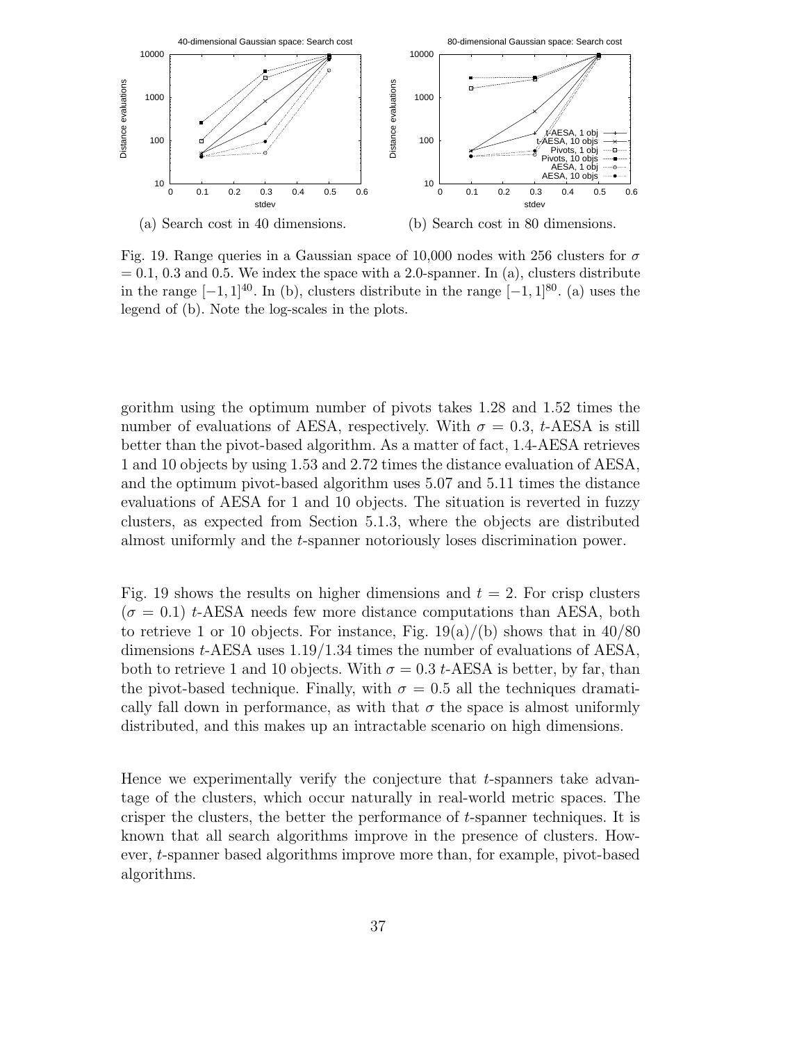(a) Search cost in 40 dimensions.

(b) Search cost in 80 dimensions.

Fig. 19. Range queries in a Gaussian space of 10,000 nodes with 256 clusters for $\sigma = 0.1$, 0.3 and 0.5. We index the space with a 2.0-spanner. In (a), clusters distribute in the range $[-1, 1]^{40}$. In (b), clusters distribute in the range $[-1, 1]^{80}$. (a) uses the legend of (b). Note the log-scales in the plots.

gorithm using the optimum number of pivots takes 1.28 and 1.52 times the number of evaluations of AESA, respectively. With $\sigma = 0.3$, $t$-AESA is still better than the pivot-based algorithm. As a matter of fact, 1.4-AESA retrieves 1 and 10 objects by using 1.53 and 2.72 times the distance evaluation of AESA, and the optimum pivot-based algorithm uses 5.07 and 5.11 times the distance evaluations of AESA for 1 and 10 objects. The situation is reverted in fuzzy clusters, as expected from Section 5.1.3, where the objects are distributed almost uniformly and the $t$-spanner notoriously loses discrimination power.

Fig. 19 shows the results on higher dimensions and $t = 2$. For crisp clusters ($\sigma = 0.1$) $t$-AESA needs few more distance computations than AESA, both to retrieve 1 or 10 objects. For instance, Fig. 19(a)/(b) shows that in 40/80 dimensions $t$-AESA uses 1.19/1.34 times the number of evaluations of AESA, both to retrieve 1 and 10 objects. With $\sigma = 0.3$ $t$-AESA is better, by far, than the pivot-based technique. Finally, with $\sigma = 0.5$ all the techniques dramatically fall down in performance, as with that $\sigma$ the space is almost uniformly distributed, and this makes up an intractable scenario on high dimensions.

Hence we experimentally verify the conjecture that $t$-spanners take advantage of the clusters, which occur naturally in real-world metric spaces. The crisper the clusters, the better the performance of $t$-spanner techniques. It is known that all search algorithms improve in the presence of clusters. However, $t$-spanner based algorithms improve more than, for example, pivot-based algorithms.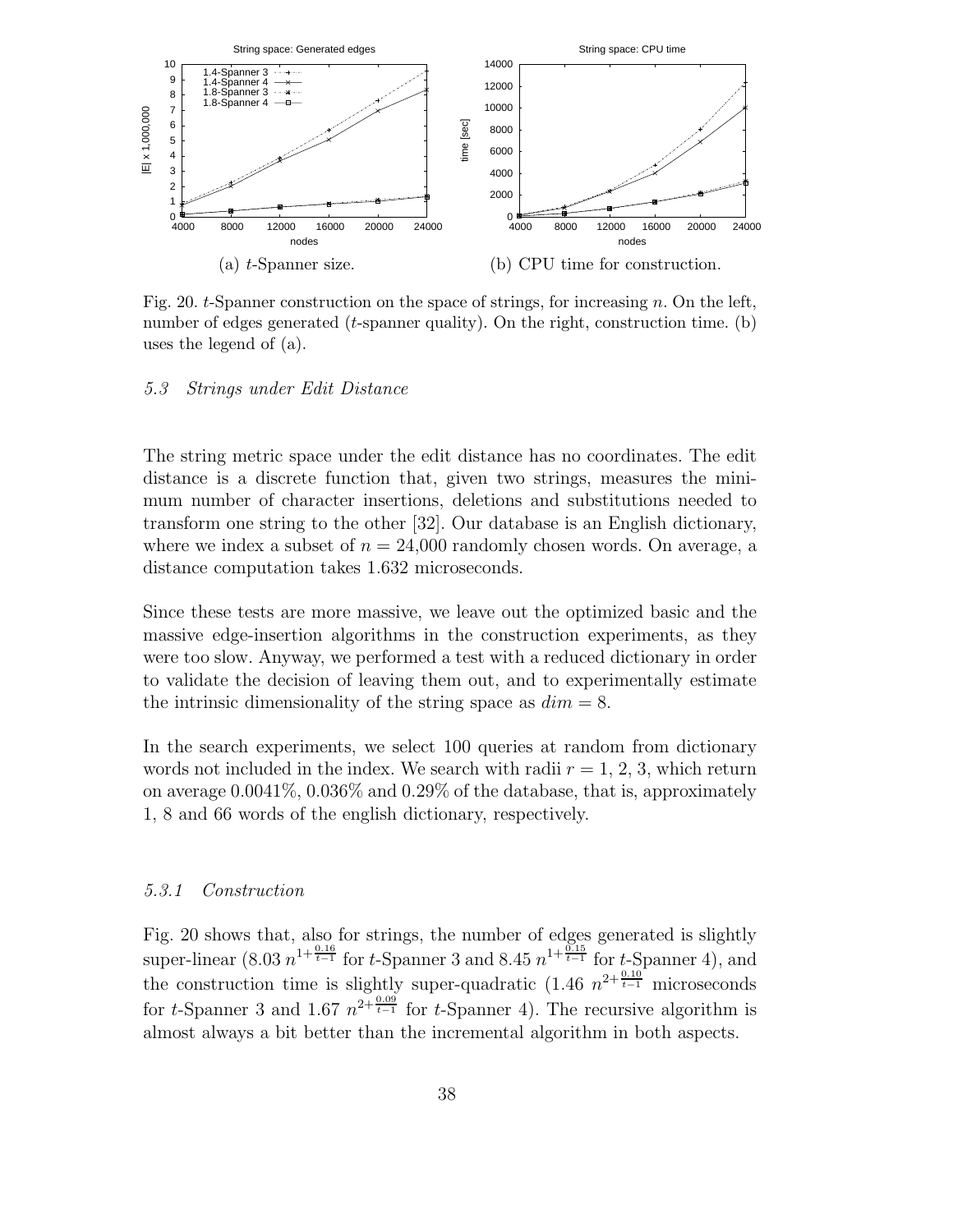(a) $t$-Spanner size.

(b) CPU time for construction.

Fig. 20. $t$-Spanner construction on the space of strings, for increasing $n$. On the left, number of edges generated ($t$-spanner quality). On the right, construction time. (b) uses the legend of (a).

### 5.3 Strings under Edit Distance

The string metric space under the edit distance has no coordinates. The edit distance is a discrete function that, given two strings, measures the minimum number of character insertions, deletions and substitutions needed to transform one string to the other [32]. Our database is an English dictionary, where we index a subset of $n = 24{,}000$ randomly chosen words. On average, a distance computation takes 1.632 microseconds.

Since these tests are more massive, we leave out the optimized basic and the massive edge-insertion algorithms in the construction experiments, as they were too slow. Anyway, we performed a test with a reduced dictionary in order to validate the decision of leaving them out, and to experimentally estimate the intrinsic dimensionality of the string space as $dim = 8$.

In the search experiments, we select 100 queries at random from dictionary words not included in the index. We search with radii $r = 1$, 2, 3, which return on average 0.0041%, 0.036% and 0.29% of the database, that is, approximately 1, 8 and 66 words of the english dictionary, respectively.

#### 5.3.1 Construction

Fig. 20 shows that, also for strings, the number of edges generated is slightly super-linear ($8.03\, n^{1+\frac{0.16}{t-1}}$ for $t$-Spanner 3 and $8.45\, n^{1+\frac{0.15}{t-1}}$ for $t$-Spanner 4), and the construction time is slightly super-quadratic ($1.46\, n^{2+\frac{0.10}{t-1}}$ microseconds for $t$-Spanner 3 and $1.67\, n^{2+\frac{0.09}{t-1}}$ for $t$-Spanner 4). The recursive algorithm is almost always a bit better than the incremental algorithm in both aspects.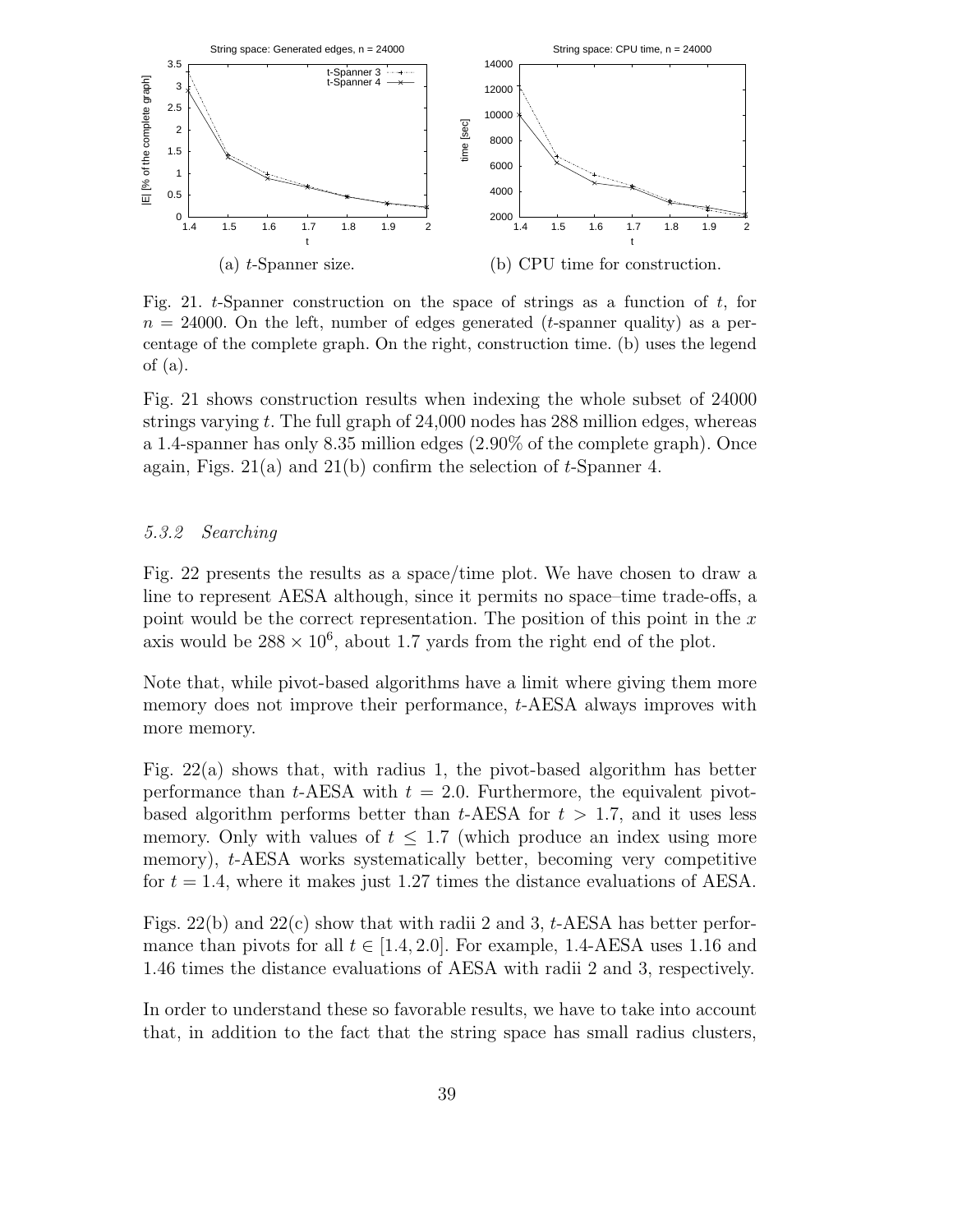(a) $t$-Spanner size.

(b) CPU time for construction.

Fig. 21. $t$-Spanner construction on the space of strings as a function of $t$, for $n = 24000$. On the left, number of edges generated ($t$-spanner quality) as a percentage of the complete graph. On the right, construction time. (b) uses the legend of (a).

Fig. 21 shows construction results when indexing the whole subset of 24000 strings varying $t$. The full graph of 24,000 nodes has 288 million edges, whereas a 1.4-spanner has only 8.35 million edges (2.90% of the complete graph). Once again, Figs. 21(a) and 21(b) confirm the selection of $t$-Spanner 4.

### 5.3.2 *Searching*

Fig. 22 presents the results as a space/time plot. We have chosen to draw a line to represent AESA although, since it permits no space–time trade-offs, a point would be the correct representation. The position of this point in the $x$ axis would be $288 \times 10^6$, about 1.7 yards from the right end of the plot.

Note that, while pivot-based algorithms have a limit where giving them more memory does not improve their performance, $t$-AESA always improves with more memory.

Fig. 22(a) shows that, with radius 1, the pivot-based algorithm has better performance than $t$-AESA with $t = 2.0$. Furthermore, the equivalent pivot-based algorithm performs better than $t$-AESA for $t > 1.7$, and it uses less memory. Only with values of $t \leq 1.7$ (which produce an index using more memory), $t$-AESA works systematically better, becoming very competitive for $t = 1.4$, where it makes just 1.27 times the distance evaluations of AESA.

Figs. 22(b) and 22(c) show that with radii 2 and 3, $t$-AESA has better performance than pivots for all $t \in [1.4, 2.0]$. For example, 1.4-AESA uses 1.16 and 1.46 times the distance evaluations of AESA with radii 2 and 3, respectively.

In order to understand these so favorable results, we have to take into account that, in addition to the fact that the string space has small radius clusters,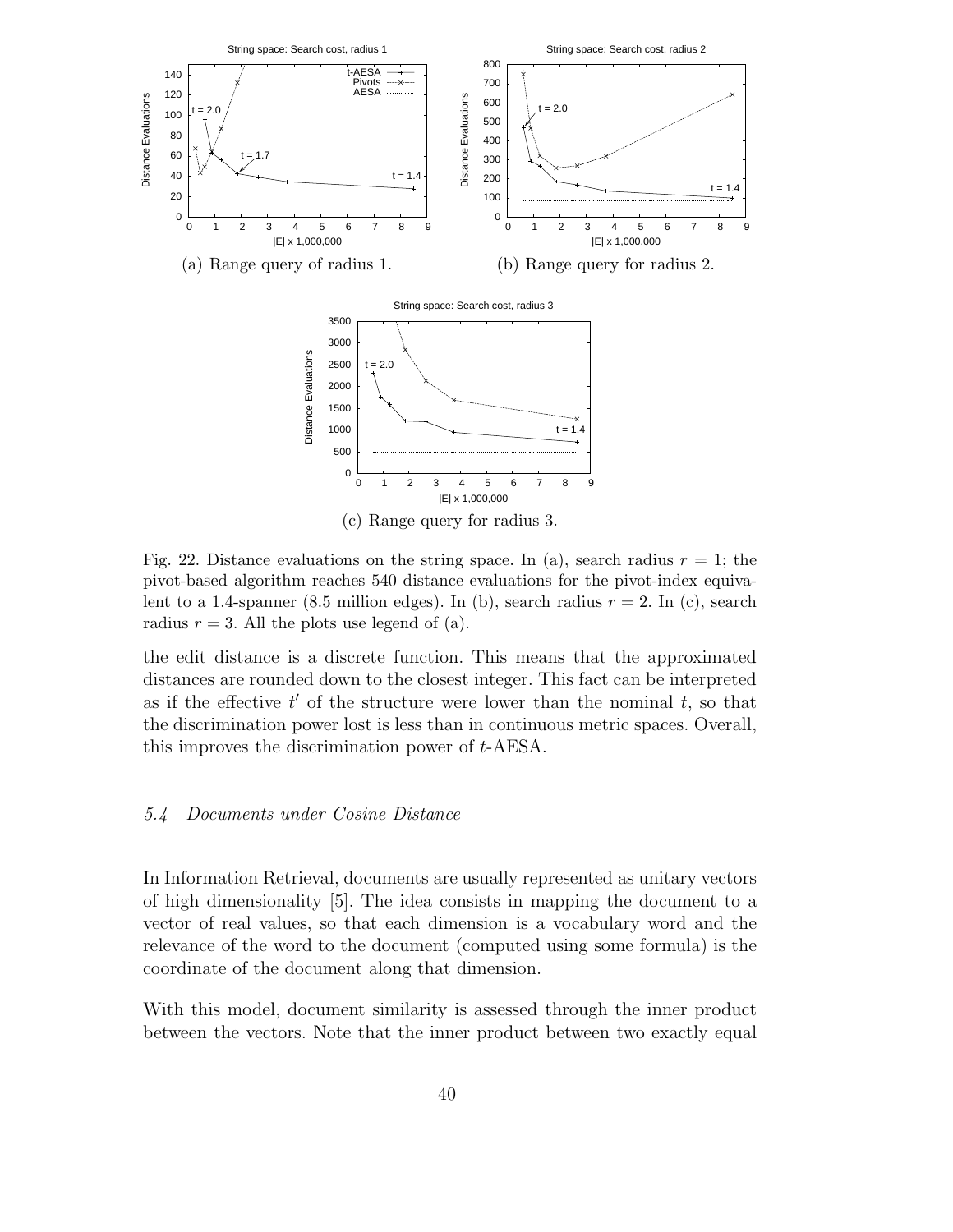(a) Range query of radius 1.

(b) Range query for radius 2.

(c) Range query for radius 3.

Fig. 22. Distance evaluations on the string space. In (a), search radius $r = 1$; the pivot-based algorithm reaches 540 distance evaluations for the pivot-index equivalent to a 1.4-spanner (8.5 million edges). In (b), search radius $r = 2$. In (c), search radius $r = 3$. All the plots use legend of (a).

the edit distance is a discrete function. This means that the approximated distances are rounded down to the closest integer. This fact can be interpreted as if the effective $t'$ of the structure were lower than the nominal $t$, so that the discrimination power lost is less than in continuous metric spaces. Overall, this improves the discrimination power of $t$-AESA.

### *5.4 Documents under Cosine Distance*

In Information Retrieval, documents are usually represented as unitary vectors of high dimensionality [5]. The idea consists in mapping the document to a vector of real values, so that each dimension is a vocabulary word and the relevance of the word to the document (computed using some formula) is the coordinate of the document along that dimension.

With this model, document similarity is assessed through the inner product between the vectors. Note that the inner product between two exactly equal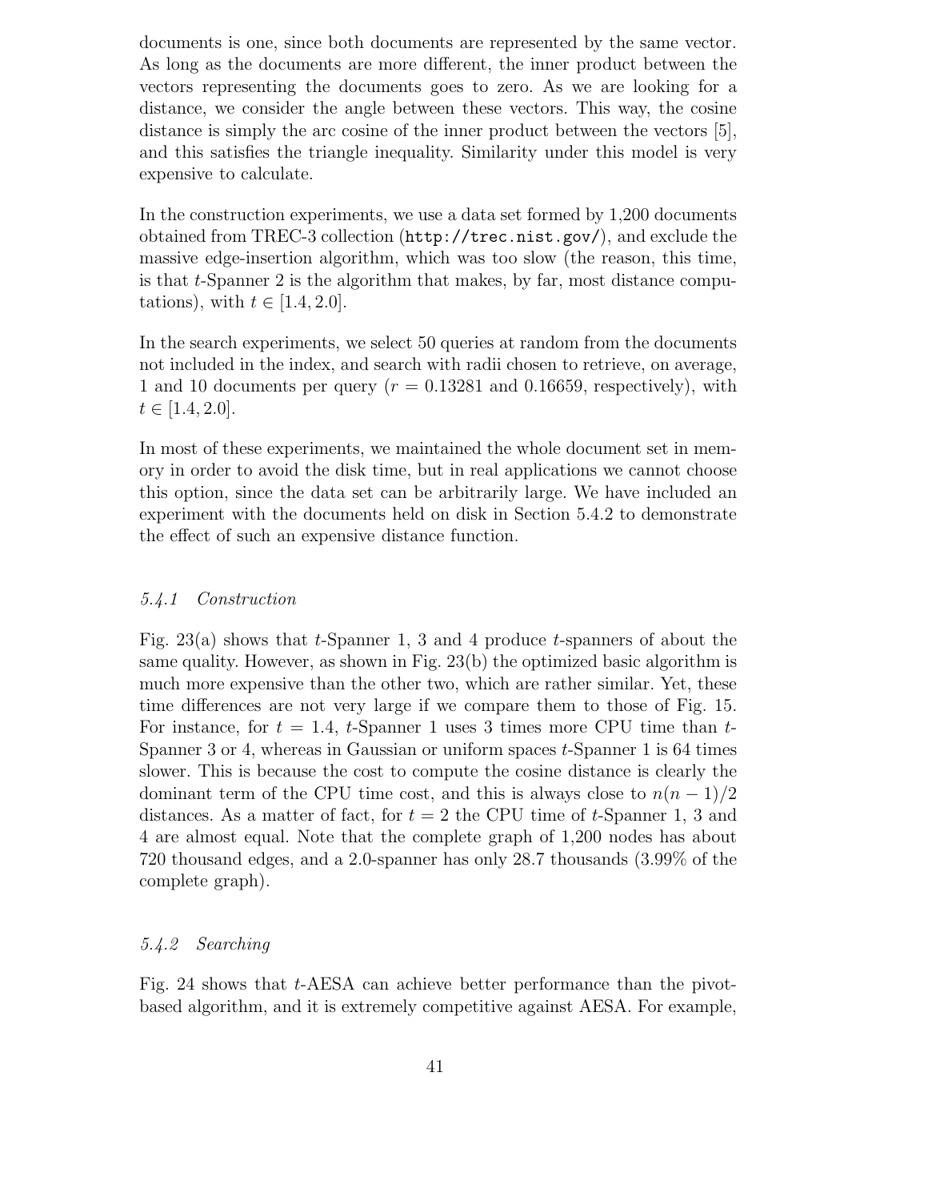documents is one, since both documents are represented by the same vector. As long as the documents are more different, the inner product between the vectors representing the documents goes to zero. As we are looking for a distance, we consider the angle between these vectors. This way, the cosine distance is simply the arc cosine of the inner product between the vectors [5], and this satisfies the triangle inequality. Similarity under this model is very expensive to calculate.

In the construction experiments, we use a data set formed by 1,200 documents obtained from TREC-3 collection (`http://trec.nist.gov/`), and exclude the massive edge-insertion algorithm, which was too slow (the reason, this time, is that $t$-Spanner 2 is the algorithm that makes, by far, most distance computations), with $t \in [1.4, 2.0]$.

In the search experiments, we select 50 queries at random from the documents not included in the index, and search with radii chosen to retrieve, on average, 1 and 10 documents per query ($r = 0.13281$ and $0.16659$, respectively), with $t \in [1.4, 2.0]$.

In most of these experiments, we maintained the whole document set in memory in order to avoid the disk time, but in real applications we cannot choose this option, since the data set can be arbitrarily large. We have included an experiment with the documents held on disk in Section 5.4.2 to demonstrate the effect of such an expensive distance function.

### *5.4.1 Construction*

Fig. 23(a) shows that $t$-Spanner 1, 3 and 4 produce $t$-spanners of about the same quality. However, as shown in Fig. 23(b) the optimized basic algorithm is much more expensive than the other two, which are rather similar. Yet, these time differences are not very large if we compare them to those of Fig. 15. For instance, for $t = 1.4$, $t$-Spanner 1 uses 3 times more CPU time than $t$-Spanner 3 or 4, whereas in Gaussian or uniform spaces $t$-Spanner 1 is 64 times slower. This is because the cost to compute the cosine distance is clearly the dominant term of the CPU time cost, and this is always close to $n(n-1)/2$ distances. As a matter of fact, for $t = 2$ the CPU time of $t$-Spanner 1, 3 and 4 are almost equal. Note that the complete graph of 1,200 nodes has about 720 thousand edges, and a 2.0-spanner has only 28.7 thousands (3.99% of the complete graph).

### *5.4.2 Searching*

Fig. 24 shows that $t$-AESA can achieve better performance than the pivot-based algorithm, and it is extremely competitive against AESA. For example,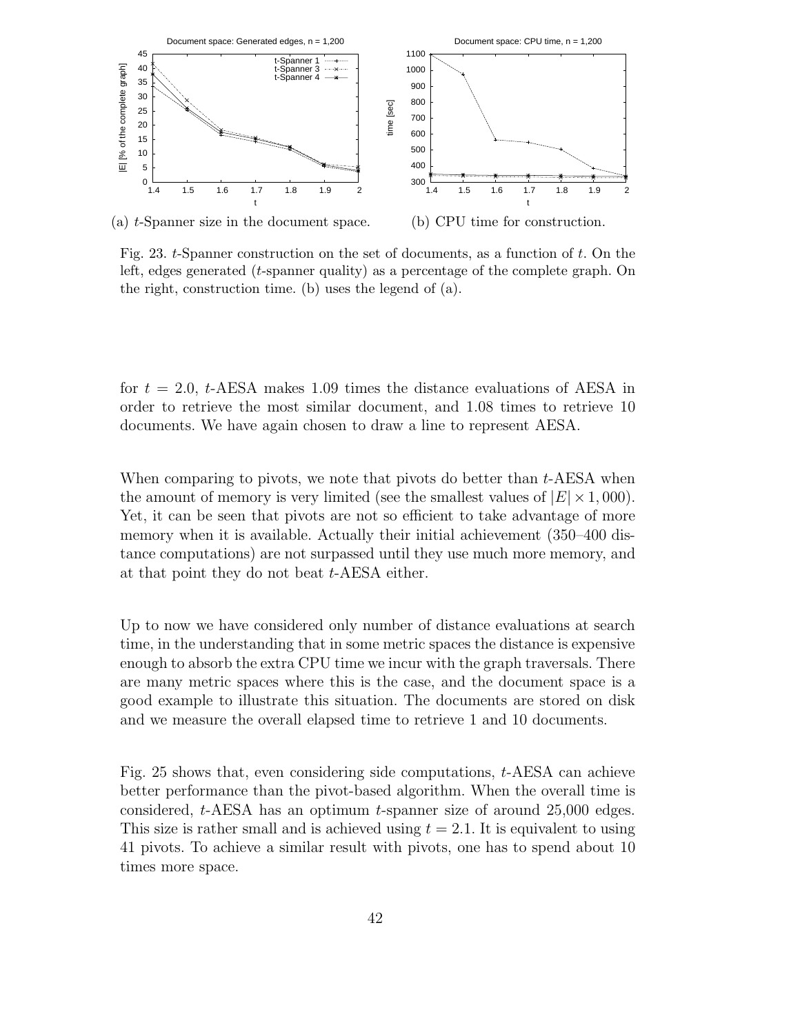(a) $t$-Spanner size in the document space.

(b) CPU time for construction.

Fig. 23. $t$-Spanner construction on the set of documents, as a function of $t$. On the left, edges generated ($t$-spanner quality) as a percentage of the complete graph. On the right, construction time. (b) uses the legend of (a).

for $t = 2.0$, $t$-AESA makes 1.09 times the distance evaluations of AESA in order to retrieve the most similar document, and 1.08 times to retrieve 10 documents. We have again chosen to draw a line to represent AESA.

When comparing to pivots, we note that pivots do better than $t$-AESA when the amount of memory is very limited (see the smallest values of $|E| \times 1,000$). Yet, it can be seen that pivots are not so efficient to take advantage of more memory when it is available. Actually their initial achievement (350–400 distance computations) are not surpassed until they use much more memory, and at that point they do not beat $t$-AESA either.

Up to now we have considered only number of distance evaluations at search time, in the understanding that in some metric spaces the distance is expensive enough to absorb the extra CPU time we incur with the graph traversals. There are many metric spaces where this is the case, and the document space is a good example to illustrate this situation. The documents are stored on disk and we measure the overall elapsed time to retrieve 1 and 10 documents.

Fig. 25 shows that, even considering side computations, $t$-AESA can achieve better performance than the pivot-based algorithm. When the overall time is considered, $t$-AESA has an optimum $t$-spanner size of around 25,000 edges. This size is rather small and is achieved using $t = 2.1$. It is equivalent to using 41 pivots. To achieve a similar result with pivots, one has to spend about 10 times more space.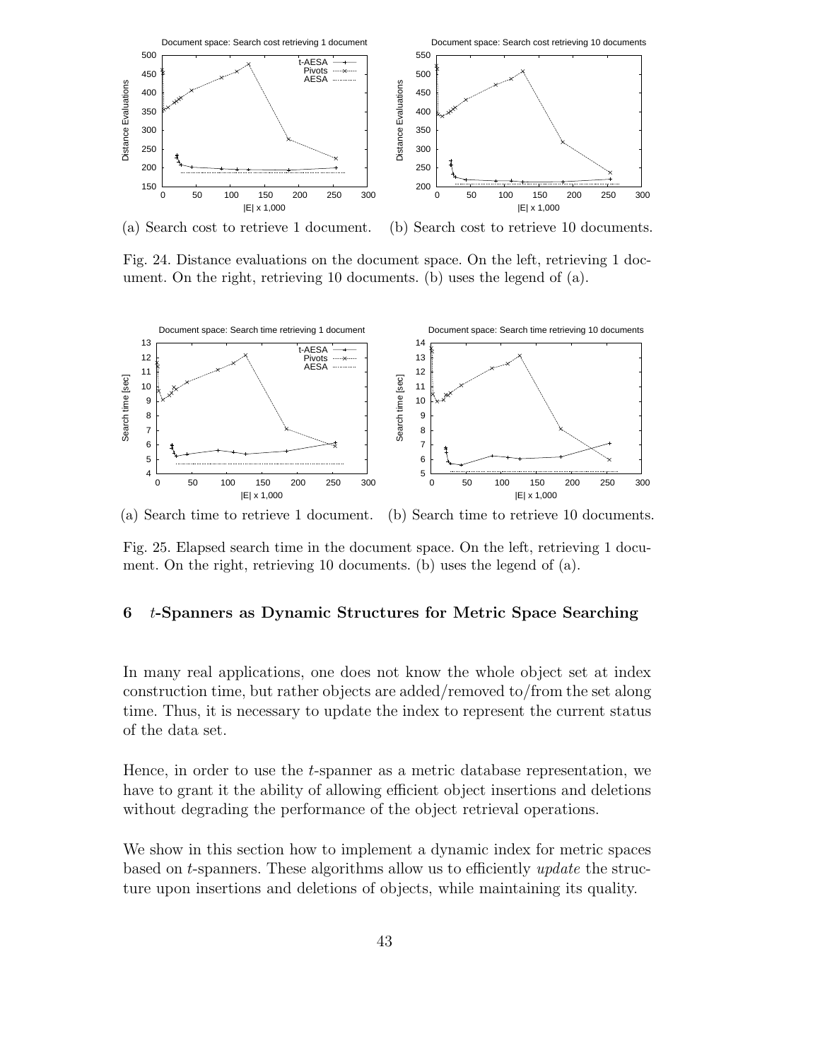(a) Search cost to retrieve 1 document. (b) Search cost to retrieve 10 documents.

Fig. 24. Distance evaluations on the document space. On the left, retrieving 1 document. On the right, retrieving 10 documents. (b) uses the legend of (a).

(a) Search time to retrieve 1 document. (b) Search time to retrieve 10 documents.

Fig. 25. Elapsed search time in the document space. On the left, retrieving 1 document. On the right, retrieving 10 documents. (b) uses the legend of (a).

## 6 $t$-Spanners as Dynamic Structures for Metric Space Searching

In many real applications, one does not know the whole object set at index construction time, but rather objects are added/removed to/from the set along time. Thus, it is necessary to update the index to represent the current status of the data set.

Hence, in order to use the $t$-spanner as a metric database representation, we have to grant it the ability of allowing efficient object insertions and deletions without degrading the performance of the object retrieval operations.

We show in this section how to implement a dynamic index for metric spaces based on $t$-spanners. These algorithms allow us to efficiently *update* the structure upon insertions and deletions of objects, while maintaining its quality.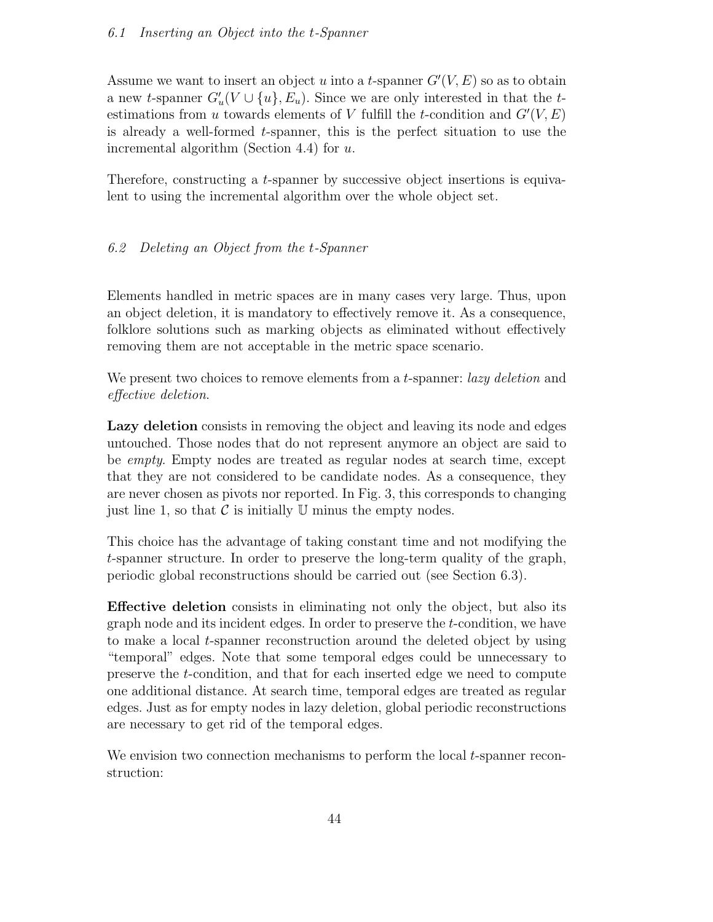### 6.1 Inserting an Object into the $t$-Spanner

Assume we want to insert an object $u$ into a $t$-spanner $G'(V, E)$ so as to obtain a new $t$-spanner $G'_u(V \cup \{u\}, E_u)$. Since we are only interested in that the $t$-estimations from $u$ towards elements of $V$ fulfill the $t$-condition and $G'(V, E)$ is already a well-formed $t$-spanner, this is the perfect situation to use the incremental algorithm (Section 4.4) for $u$.

Therefore, constructing a $t$-spanner by successive object insertions is equivalent to using the incremental algorithm over the whole object set.

### 6.2 Deleting an Object from the $t$-Spanner

Elements handled in metric spaces are in many cases very large. Thus, upon an object deletion, it is mandatory to effectively remove it. As a consequence, folklore solutions such as marking objects as eliminated without effectively removing them are not acceptable in the metric space scenario.

We present two choices to remove elements from a $t$-spanner: *lazy deletion* and *effective deletion*.

**Lazy deletion** consists in removing the object and leaving its node and edges untouched. Those nodes that do not represent anymore an object are said to be *empty*. Empty nodes are treated as regular nodes at search time, except that they are not considered to be candidate nodes. As a consequence, they are never chosen as pivots nor reported. In Fig. 3, this corresponds to changing just line 1, so that $\mathcal{C}$ is initially $\mathbb{U}$ minus the empty nodes.

This choice has the advantage of taking constant time and not modifying the $t$-spanner structure. In order to preserve the long-term quality of the graph, periodic global reconstructions should be carried out (see Section 6.3).

**Effective deletion** consists in eliminating not only the object, but also its graph node and its incident edges. In order to preserve the $t$-condition, we have to make a local $t$-spanner reconstruction around the deleted object by using "temporal" edges. Note that some temporal edges could be unnecessary to preserve the $t$-condition, and that for each inserted edge we need to compute one additional distance. At search time, temporal edges are treated as regular edges. Just as for empty nodes in lazy deletion, global periodic reconstructions are necessary to get rid of the temporal edges.

We envision two connection mechanisms to perform the local $t$-spanner reconstruction: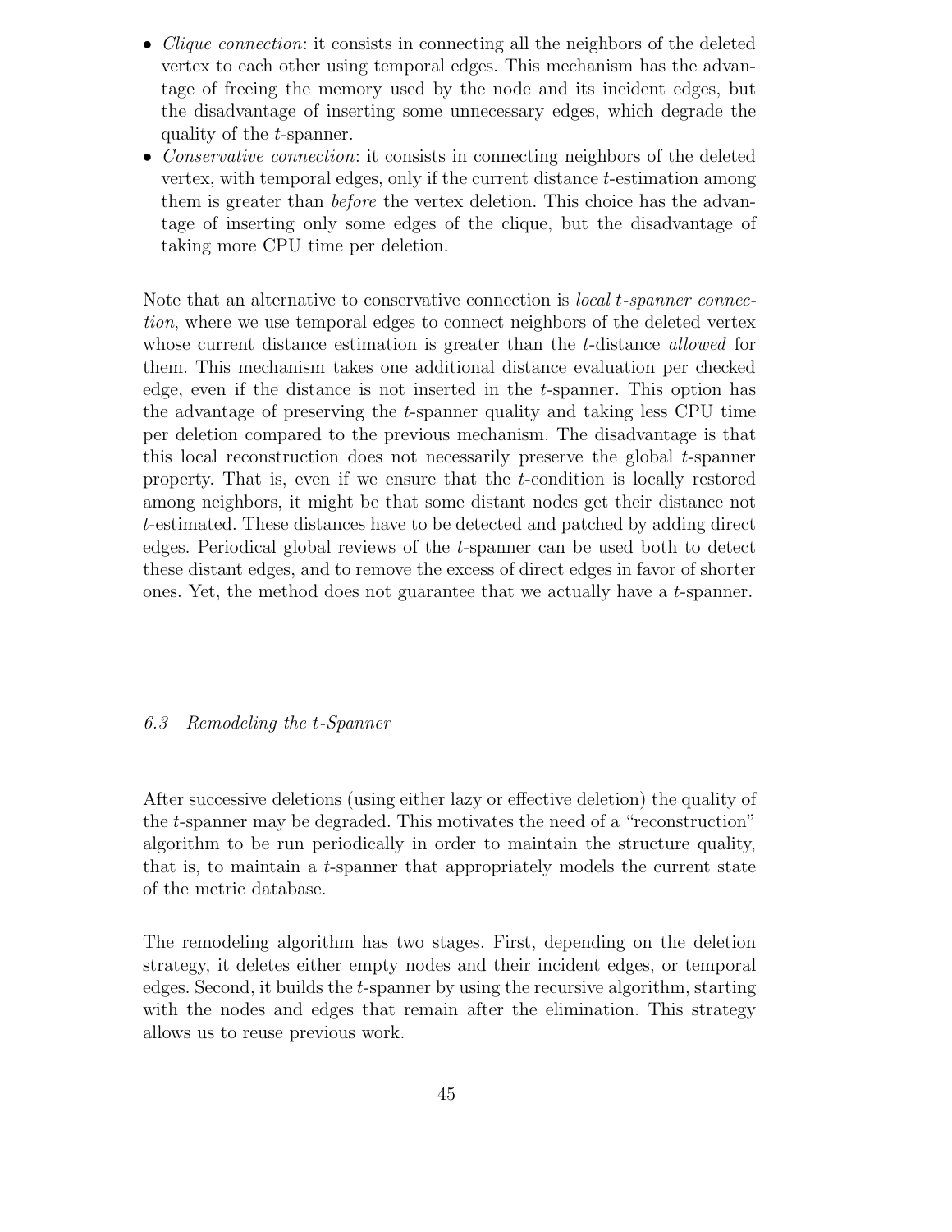- *Clique connection*: it consists in connecting all the neighbors of the deleted vertex to each other using temporal edges. This mechanism has the advantage of freeing the memory used by the node and its incident edges, but the disadvantage of inserting some unnecessary edges, which degrade the quality of the $t$-spanner.
- *Conservative connection*: it consists in connecting neighbors of the deleted vertex, with temporal edges, only if the current distance $t$-estimation among them is greater than *before* the vertex deletion. This choice has the advantage of inserting only some edges of the clique, but the disadvantage of taking more CPU time per deletion.

Note that an alternative to conservative connection is *local $t$-spanner connection*, where we use temporal edges to connect neighbors of the deleted vertex whose current distance estimation is greater than the $t$-distance *allowed* for them. This mechanism takes one additional distance evaluation per checked edge, even if the distance is not inserted in the $t$-spanner. This option has the advantage of preserving the $t$-spanner quality and taking less CPU time per deletion compared to the previous mechanism. The disadvantage is that this local reconstruction does not necessarily preserve the global $t$-spanner property. That is, even if we ensure that the $t$-condition is locally restored among neighbors, it might be that some distant nodes get their distance not $t$-estimated. These distances have to be detected and patched by adding direct edges. Periodical global reviews of the $t$-spanner can be used both to detect these distant edges, and to remove the excess of direct edges in favor of shorter ones. Yet, the method does not guarantee that we actually have a $t$-spanner.

### *6.3 Remodeling the $t$-Spanner*

After successive deletions (using either lazy or effective deletion) the quality of the $t$-spanner may be degraded. This motivates the need of a "reconstruction" algorithm to be run periodically in order to maintain the structure quality, that is, to maintain a $t$-spanner that appropriately models the current state of the metric database.

The remodeling algorithm has two stages. First, depending on the deletion strategy, it deletes either empty nodes and their incident edges, or temporal edges. Second, it builds the $t$-spanner by using the recursive algorithm, starting with the nodes and edges that remain after the elimination. This strategy allows us to reuse previous work.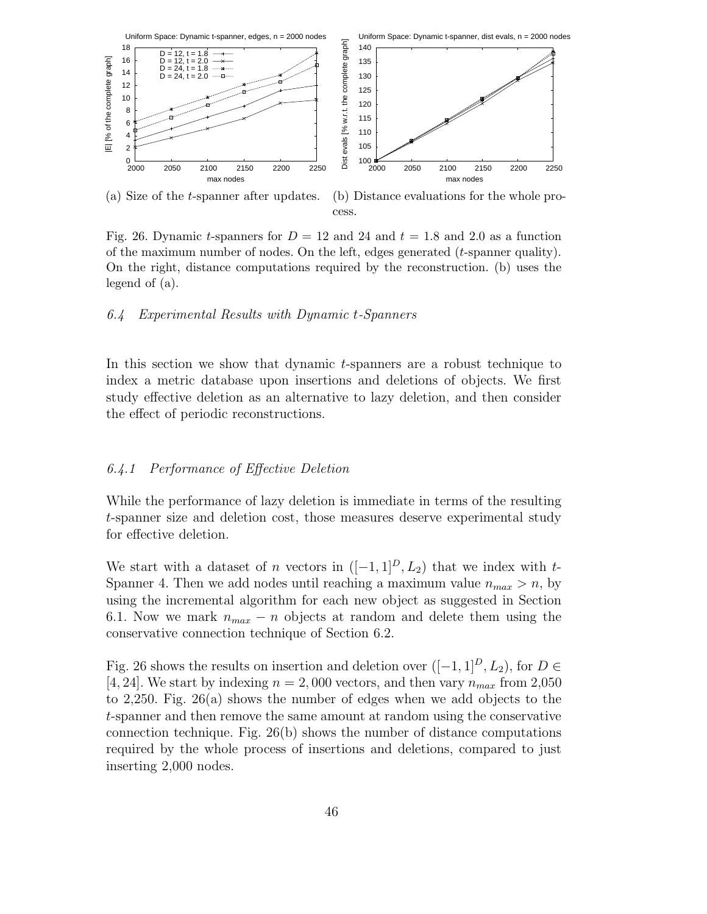(a) Size of the $t$-spanner after updates. (b) Distance evaluations for the whole process.

Fig. 26. Dynamic $t$-spanners for $D = 12$ and 24 and $t = 1.8$ and 2.0 as a function of the maximum number of nodes. On the left, edges generated ($t$-spanner quality). On the right, distance computations required by the reconstruction. (b) uses the legend of (a).

### *6.4 Experimental Results with Dynamic t-Spanners*

In this section we show that dynamic $t$-spanners are a robust technique to index a metric database upon insertions and deletions of objects. We first study effective deletion as an alternative to lazy deletion, and then consider the effect of periodic reconstructions.

#### *6.4.1 Performance of Effective Deletion*

While the performance of lazy deletion is immediate in terms of the resulting $t$-spanner size and deletion cost, those measures deserve experimental study for effective deletion.

We start with a dataset of $n$ vectors in $([-1, 1]^D, L_2)$ that we index with $t$-Spanner 4. Then we add nodes until reaching a maximum value $n_{max} > n$, by using the incremental algorithm for each new object as suggested in Section 6.1. Now we mark $n_{max} - n$ objects at random and delete them using the conservative connection technique of Section 6.2.

Fig. 26 shows the results on insertion and deletion over $([-1, 1]^D, L_2)$, for $D \in [4, 24]$. We start by indexing $n = 2,000$ vectors, and then vary $n_{max}$ from 2,050 to 2,250. Fig. 26(a) shows the number of edges when we add objects to the $t$-spanner and then remove the same amount at random using the conservative connection technique. Fig. 26(b) shows the number of distance computations required by the whole process of insertions and deletions, compared to just inserting 2,000 nodes.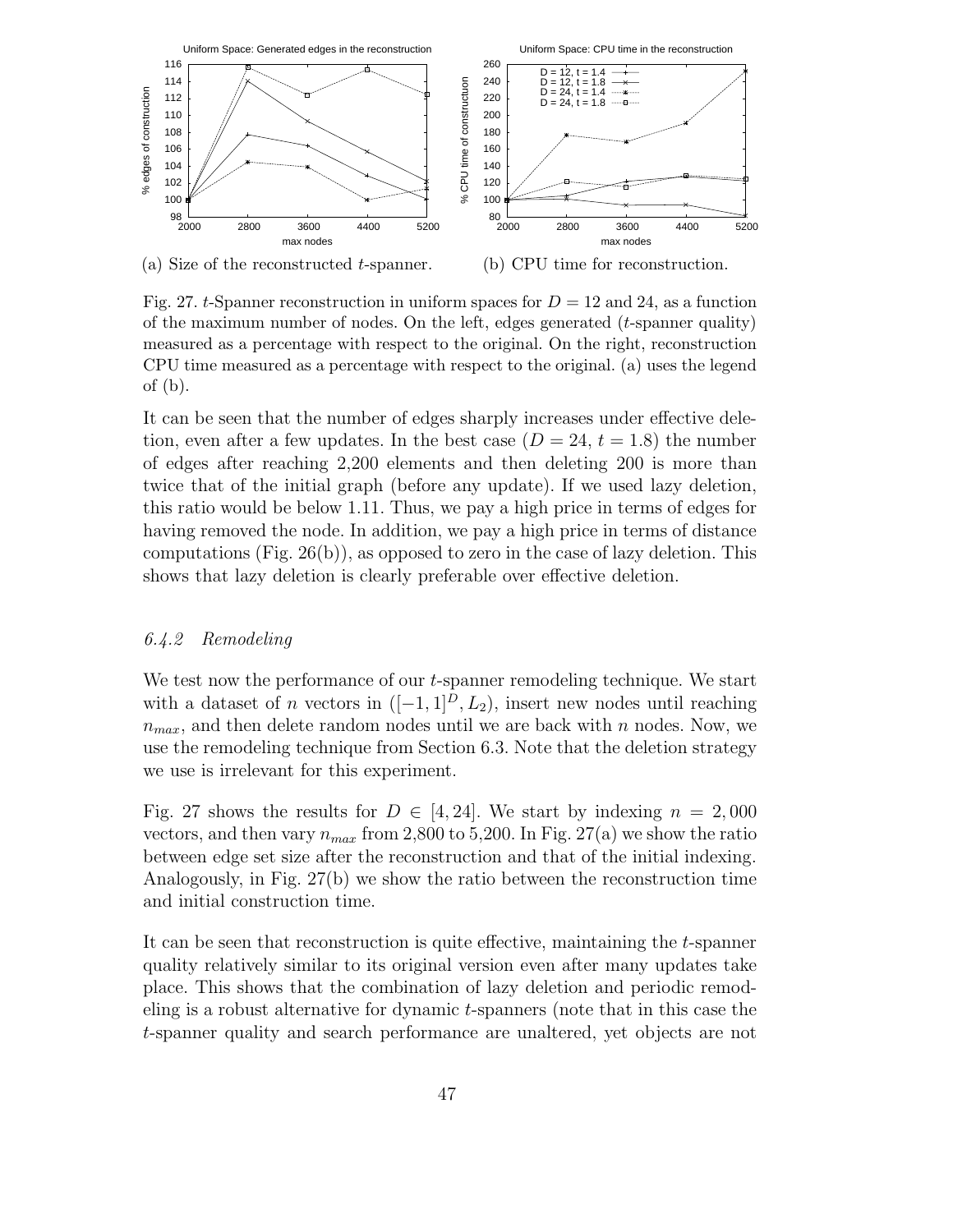(a) Size of the reconstructed $t$-spanner.

(b) CPU time for reconstruction.

Fig. 27. $t$-Spanner reconstruction in uniform spaces for $D = 12$ and 24, as a function of the maximum number of nodes. On the left, edges generated ($t$-spanner quality) measured as a percentage with respect to the original. On the right, reconstruction CPU time measured as a percentage with respect to the original. (a) uses the legend of (b).

It can be seen that the number of edges sharply increases under effective deletion, even after a few updates. In the best case ($D = 24$, $t = 1.8$) the number of edges after reaching 2,200 elements and then deleting 200 is more than twice that of the initial graph (before any update). If we used lazy deletion, this ratio would be below 1.11. Thus, we pay a high price in terms of edges for having removed the node. In addition, we pay a high price in terms of distance computations (Fig. 26(b)), as opposed to zero in the case of lazy deletion. This shows that lazy deletion is clearly preferable over effective deletion.

### 6.4.2 Remodeling

We test now the performance of our $t$-spanner remodeling technique. We start with a dataset of $n$ vectors in $([-1, 1]^D, L_2)$, insert new nodes until reaching $n_{max}$, and then delete random nodes until we are back with $n$ nodes. Now, we use the remodeling technique from Section 6.3. Note that the deletion strategy we use is irrelevant for this experiment.

Fig. 27 shows the results for $D \in [4, 24]$. We start by indexing $n = 2,000$ vectors, and then vary $n_{max}$ from 2,800 to 5,200. In Fig. 27(a) we show the ratio between edge set size after the reconstruction and that of the initial indexing. Analogously, in Fig. 27(b) we show the ratio between the reconstruction time and initial construction time.

It can be seen that reconstruction is quite effective, maintaining the $t$-spanner quality relatively similar to its original version even after many updates take place. This shows that the combination of lazy deletion and periodic remodeling is a robust alternative for dynamic $t$-spanners (note that in this case the $t$-spanner quality and search performance are unaltered, yet objects are not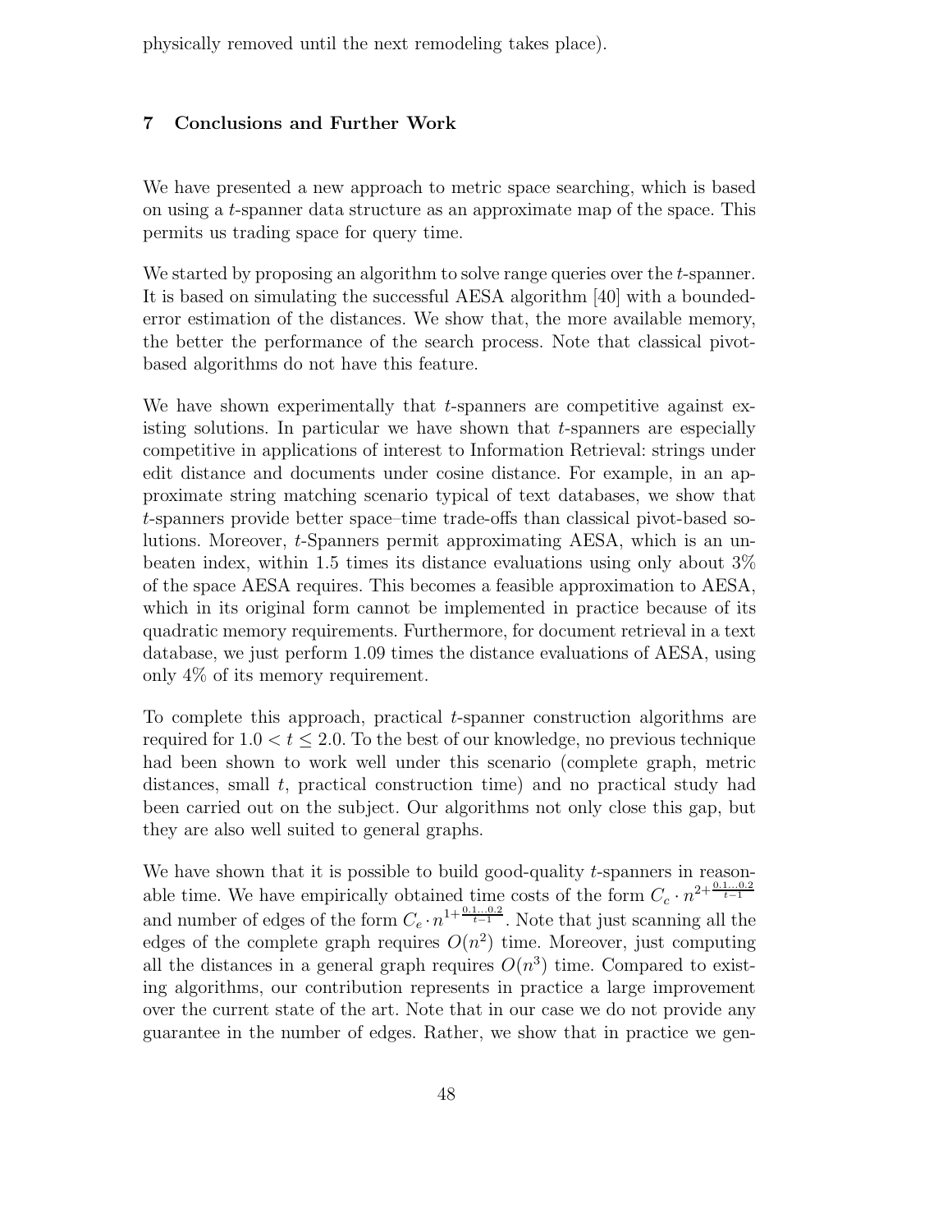physically removed until the next remodeling takes place).

## 7 Conclusions and Further Work

We have presented a new approach to metric space searching, which is based on using a $t$-spanner data structure as an approximate map of the space. This permits us trading space for query time.

We started by proposing an algorithm to solve range queries over the $t$-spanner. It is based on simulating the successful AESA algorithm [40] with a bounded-error estimation of the distances. We show that, the more available memory, the better the performance of the search process. Note that classical pivot-based algorithms do not have this feature.

We have shown experimentally that $t$-spanners are competitive against existing solutions. In particular we have shown that $t$-spanners are especially competitive in applications of interest to Information Retrieval: strings under edit distance and documents under cosine distance. For example, in an approximate string matching scenario typical of text databases, we show that $t$-spanners provide better space–time trade-offs than classical pivot-based solutions. Moreover, $t$-Spanners permit approximating AESA, which is an unbeaten index, within 1.5 times its distance evaluations using only about 3% of the space AESA requires. This becomes a feasible approximation to AESA, which in its original form cannot be implemented in practice because of its quadratic memory requirements. Furthermore, for document retrieval in a text database, we just perform 1.09 times the distance evaluations of AESA, using only 4% of its memory requirement.

To complete this approach, practical $t$-spanner construction algorithms are required for $1.0 < t \leq 2.0$. To the best of our knowledge, no previous technique had been shown to work well under this scenario (complete graph, metric distances, small $t$, practical construction time) and no practical study had been carried out on the subject. Our algorithms not only close this gap, but they are also well suited to general graphs.

We have shown that it is possible to build good-quality $t$-spanners in reasonable time. We have empirically obtained time costs of the form $C_c \cdot n^{2+\frac{0.1 \ldots 0.2}{t-1}}$ and number of edges of the form $C_e \cdot n^{1+\frac{0.1 \ldots 0.2}{t-1}}$. Note that just scanning all the edges of the complete graph requires $O(n^2)$ time. Moreover, just computing all the distances in a general graph requires $O(n^3)$ time. Compared to existing algorithms, our contribution represents in practice a large improvement over the current state of the art. Note that in our case we do not provide any guarantee in the number of edges. Rather, we show that in practice we gen-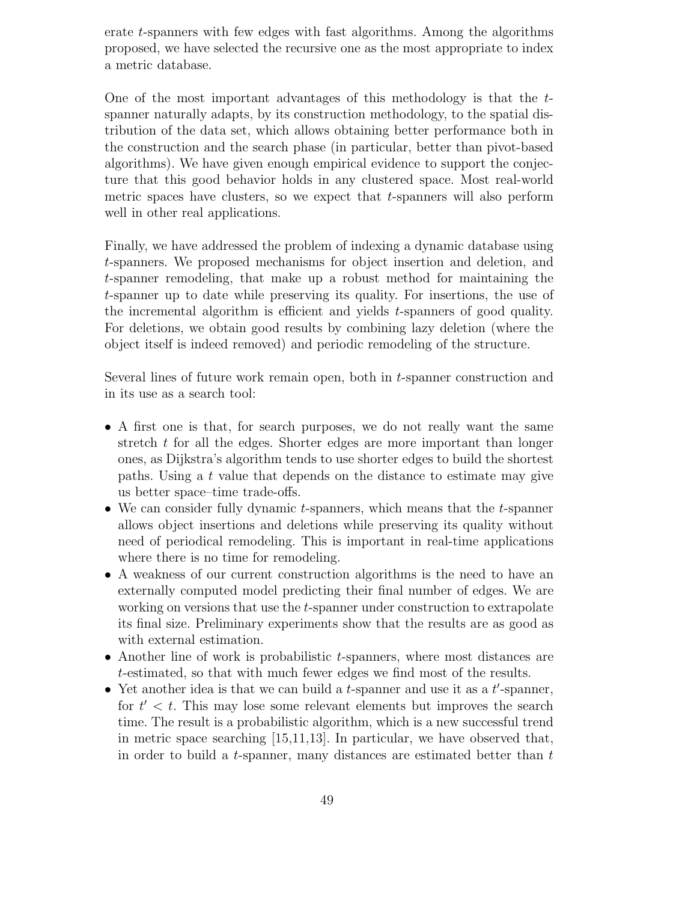erate $t$-spanners with few edges with fast algorithms. Among the algorithms proposed, we have selected the recursive one as the most appropriate to index a metric database.

One of the most important advantages of this methodology is that the $t$-spanner naturally adapts, by its construction methodology, to the spatial distribution of the data set, which allows obtaining better performance both in the construction and the search phase (in particular, better than pivot-based algorithms). We have given enough empirical evidence to support the conjecture that this good behavior holds in any clustered space. Most real-world metric spaces have clusters, so we expect that $t$-spanners will also perform well in other real applications.

Finally, we have addressed the problem of indexing a dynamic database using $t$-spanners. We proposed mechanisms for object insertion and deletion, and $t$-spanner remodeling, that make up a robust method for maintaining the $t$-spanner up to date while preserving its quality. For insertions, the use of the incremental algorithm is efficient and yields $t$-spanners of good quality. For deletions, we obtain good results by combining lazy deletion (where the object itself is indeed removed) and periodic remodeling of the structure.

Several lines of future work remain open, both in $t$-spanner construction and in its use as a search tool:

- A first one is that, for search purposes, we do not really want the same stretch $t$ for all the edges. Shorter edges are more important than longer ones, as Dijkstra's algorithm tends to use shorter edges to build the shortest paths. Using a $t$ value that depends on the distance to estimate may give us better space–time trade-offs.
- We can consider fully dynamic $t$-spanners, which means that the $t$-spanner allows object insertions and deletions while preserving its quality without need of periodical remodeling. This is important in real-time applications where there is no time for remodeling.
- A weakness of our current construction algorithms is the need to have an externally computed model predicting their final number of edges. We are working on versions that use the $t$-spanner under construction to extrapolate its final size. Preliminary experiments show that the results are as good as with external estimation.
- Another line of work is probabilistic $t$-spanners, where most distances are $t$-estimated, so that with much fewer edges we find most of the results.
- Yet another idea is that we can build a $t$-spanner and use it as a $t'$-spanner, for $t' < t$. This may lose some relevant elements but improves the search time. The result is a probabilistic algorithm, which is a new successful trend in metric space searching [15,11,13]. In particular, we have observed that, in order to build a $t$-spanner, many distances are estimated better than $t$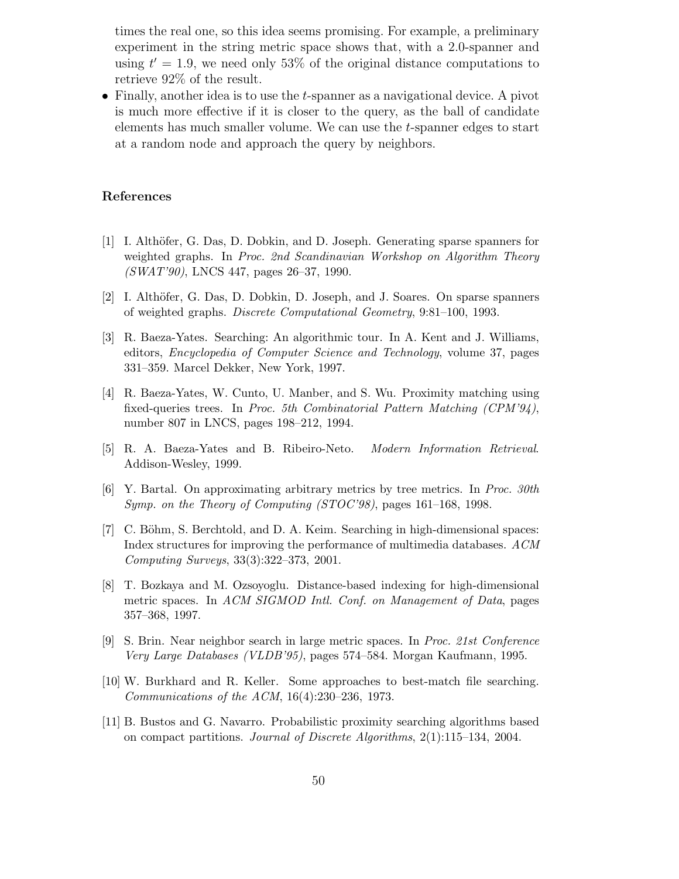times the real one, so this idea seems promising. For example, a preliminary experiment in the string metric space shows that, with a 2.0-spanner and using $t' = 1.9$, we need only 53% of the original distance computations to retrieve 92% of the result.

- Finally, another idea is to use the $t$-spanner as a navigational device. A pivot is much more effective if it is closer to the query, as the ball of candidate elements has much smaller volume. We can use the $t$-spanner edges to start at a random node and approach the query by neighbors.

## References

[1] I. Althöfer, G. Das, D. Dobkin, and D. Joseph. Generating sparse spanners for weighted graphs. In *Proc. 2nd Scandinavian Workshop on Algorithm Theory (SWAT'90)*, LNCS 447, pages 26–37, 1990.

[2] I. Althöfer, G. Das, D. Dobkin, D. Joseph, and J. Soares. On sparse spanners of weighted graphs. *Discrete Computational Geometry*, 9:81–100, 1993.

[3] R. Baeza-Yates. Searching: An algorithmic tour. In A. Kent and J. Williams, editors, *Encyclopedia of Computer Science and Technology*, volume 37, pages 331–359. Marcel Dekker, New York, 1997.

[4] R. Baeza-Yates, W. Cunto, U. Manber, and S. Wu. Proximity matching using fixed-queries trees. In *Proc. 5th Combinatorial Pattern Matching (CPM'94)*, number 807 in LNCS, pages 198–212, 1994.

[5] R. A. Baeza-Yates and B. Ribeiro-Neto. *Modern Information Retrieval*. Addison-Wesley, 1999.

[6] Y. Bartal. On approximating arbitrary metrics by tree metrics. In *Proc. 30th Symp. on the Theory of Computing (STOC'98)*, pages 161–168, 1998.

[7] C. Böhm, S. Berchtold, and D. A. Keim. Searching in high-dimensional spaces: Index structures for improving the performance of multimedia databases. *ACM Computing Surveys*, 33(3):322–373, 2001.

[8] T. Bozkaya and M. Ozsoyoglu. Distance-based indexing for high-dimensional metric spaces. In *ACM SIGMOD Intl. Conf. on Management of Data*, pages 357–368, 1997.

[9] S. Brin. Near neighbor search in large metric spaces. In *Proc. 21st Conference Very Large Databases (VLDB'95)*, pages 574–584. Morgan Kaufmann, 1995.

[10] W. Burkhard and R. Keller. Some approaches to best-match file searching. *Communications of the ACM*, 16(4):230–236, 1973.

[11] B. Bustos and G. Navarro. Probabilistic proximity searching algorithms based on compact partitions. *Journal of Discrete Algorithms*, 2(1):115–134, 2004.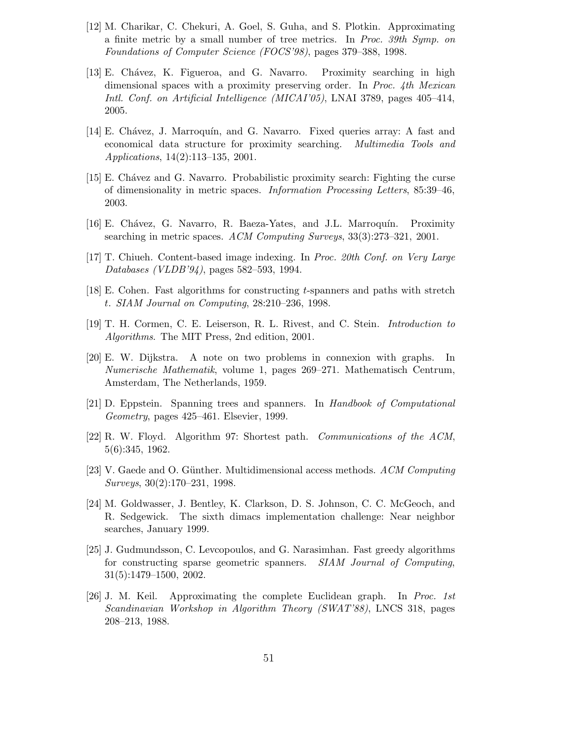[12] M. Charikar, C. Chekuri, A. Goel, S. Guha, and S. Plotkin. Approximating a finite metric by a small number of tree metrics. In *Proc. 39th Symp. on Foundations of Computer Science (FOCS'98)*, pages 379–388, 1998.

[13] E. Chávez, K. Figueroa, and G. Navarro. Proximity searching in high dimensional spaces with a proximity preserving order. In *Proc. 4th Mexican Intl. Conf. on Artificial Intelligence (MICAI'05)*, LNAI 3789, pages 405–414, 2005.

[14] E. Chávez, J. Marroquín, and G. Navarro. Fixed queries array: A fast and economical data structure for proximity searching. *Multimedia Tools and Applications*, 14(2):113–135, 2001.

[15] E. Chávez and G. Navarro. Probabilistic proximity search: Fighting the curse of dimensionality in metric spaces. *Information Processing Letters*, 85:39–46, 2003.

[16] E. Chávez, G. Navarro, R. Baeza-Yates, and J.L. Marroquín. Proximity searching in metric spaces. *ACM Computing Surveys*, 33(3):273–321, 2001.

[17] T. Chiueh. Content-based image indexing. In *Proc. 20th Conf. on Very Large Databases (VLDB'94)*, pages 582–593, 1994.

[18] E. Cohen. Fast algorithms for constructing $t$-spanners and paths with stretch $t$. *SIAM Journal on Computing*, 28:210–236, 1998.

[19] T. H. Cormen, C. E. Leiserson, R. L. Rivest, and C. Stein. *Introduction to Algorithms*. The MIT Press, 2nd edition, 2001.

[20] E. W. Dijkstra. A note on two problems in connexion with graphs. In *Numerische Mathematik*, volume 1, pages 269–271. Mathematisch Centrum, Amsterdam, The Netherlands, 1959.

[21] D. Eppstein. Spanning trees and spanners. In *Handbook of Computational Geometry*, pages 425–461. Elsevier, 1999.

[22] R. W. Floyd. Algorithm 97: Shortest path. *Communications of the ACM*, 5(6):345, 1962.

[23] V. Gaede and O. Günther. Multidimensional access methods. *ACM Computing Surveys*, 30(2):170–231, 1998.

[24] M. Goldwasser, J. Bentley, K. Clarkson, D. S. Johnson, C. C. McGeoch, and R. Sedgewick. The sixth dimacs implementation challenge: Near neighbor searches, January 1999.

[25] J. Gudmundsson, C. Levcopoulos, and G. Narasimhan. Fast greedy algorithms for constructing sparse geometric spanners. *SIAM Journal of Computing*, 31(5):1479–1500, 2002.

[26] J. M. Keil. Approximating the complete Euclidean graph. In *Proc. 1st Scandinavian Workshop in Algorithm Theory (SWAT'88)*, LNCS 318, pages 208–213, 1988.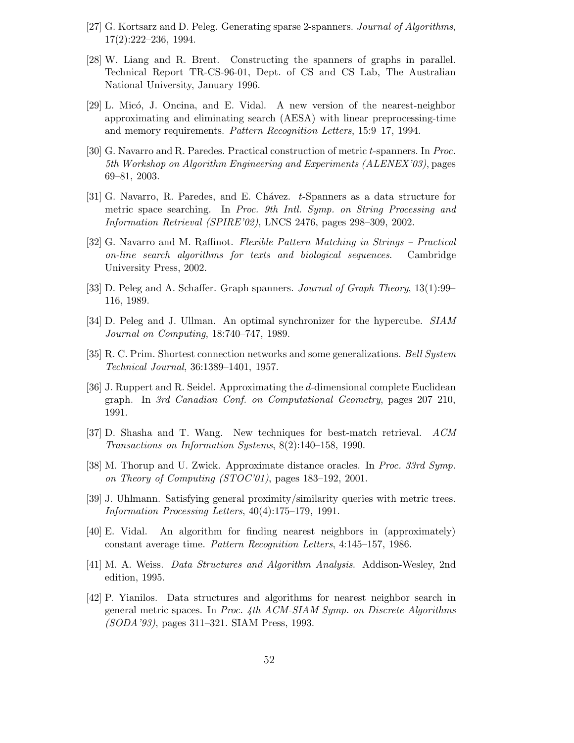[27] G. Kortsarz and D. Peleg. Generating sparse 2-spanners. *Journal of Algorithms*, 17(2):222–236, 1994.

[28] W. Liang and R. Brent. Constructing the spanners of graphs in parallel. Technical Report TR-CS-96-01, Dept. of CS and CS Lab, The Australian National University, January 1996.

[29] L. Micó, J. Oncina, and E. Vidal. A new version of the nearest-neighbor approximating and eliminating search (AESA) with linear preprocessing-time and memory requirements. *Pattern Recognition Letters*, 15:9–17, 1994.

[30] G. Navarro and R. Paredes. Practical construction of metric $t$-spanners. In *Proc. 5th Workshop on Algorithm Engineering and Experiments (ALENEX'03)*, pages 69–81, 2003.

[31] G. Navarro, R. Paredes, and E. Chávez. $t$-Spanners as a data structure for metric space searching. In *Proc. 9th Intl. Symp. on String Processing and Information Retrieval (SPIRE'02)*, LNCS 2476, pages 298–309, 2002.

[32] G. Navarro and M. Raffinot. *Flexible Pattern Matching in Strings – Practical on-line search algorithms for texts and biological sequences*. Cambridge University Press, 2002.

[33] D. Peleg and A. Schaffer. Graph spanners. *Journal of Graph Theory*, 13(1):99–116, 1989.

[34] D. Peleg and J. Ullman. An optimal synchronizer for the hypercube. *SIAM Journal on Computing*, 18:740–747, 1989.

[35] R. C. Prim. Shortest connection networks and some generalizations. *Bell System Technical Journal*, 36:1389–1401, 1957.

[36] J. Ruppert and R. Seidel. Approximating the $d$-dimensional complete Euclidean graph. In *3rd Canadian Conf. on Computational Geometry*, pages 207–210, 1991.

[37] D. Shasha and T. Wang. New techniques for best-match retrieval. *ACM Transactions on Information Systems*, 8(2):140–158, 1990.

[38] M. Thorup and U. Zwick. Approximate distance oracles. In *Proc. 33rd Symp. on Theory of Computing (STOC'01)*, pages 183–192, 2001.

[39] J. Uhlmann. Satisfying general proximity/similarity queries with metric trees. *Information Processing Letters*, 40(4):175–179, 1991.

[40] E. Vidal. An algorithm for finding nearest neighbors in (approximately) constant average time. *Pattern Recognition Letters*, 4:145–157, 1986.

[41] M. A. Weiss. *Data Structures and Algorithm Analysis*. Addison-Wesley, 2nd edition, 1995.

[42] P. Yianilos. Data structures and algorithms for nearest neighbor search in general metric spaces. In *Proc. 4th ACM-SIAM Symp. on Discrete Algorithms (SODA'93)*, pages 311–321. SIAM Press, 1993.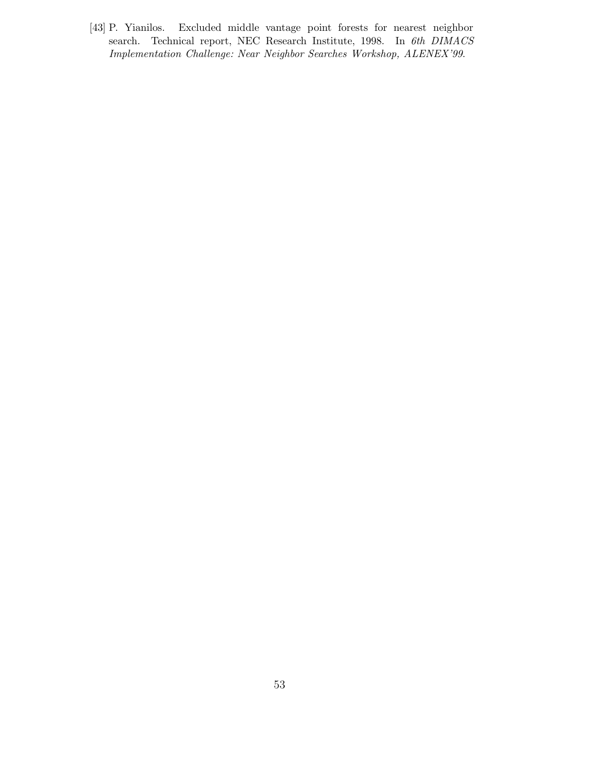[43] P. Yianilos. Excluded middle vantage point forests for nearest neighbor search. Technical report, NEC Research Institute, 1998. In *6th DIMACS Implementation Challenge: Near Neighbor Searches Workshop, ALENEX'99*.